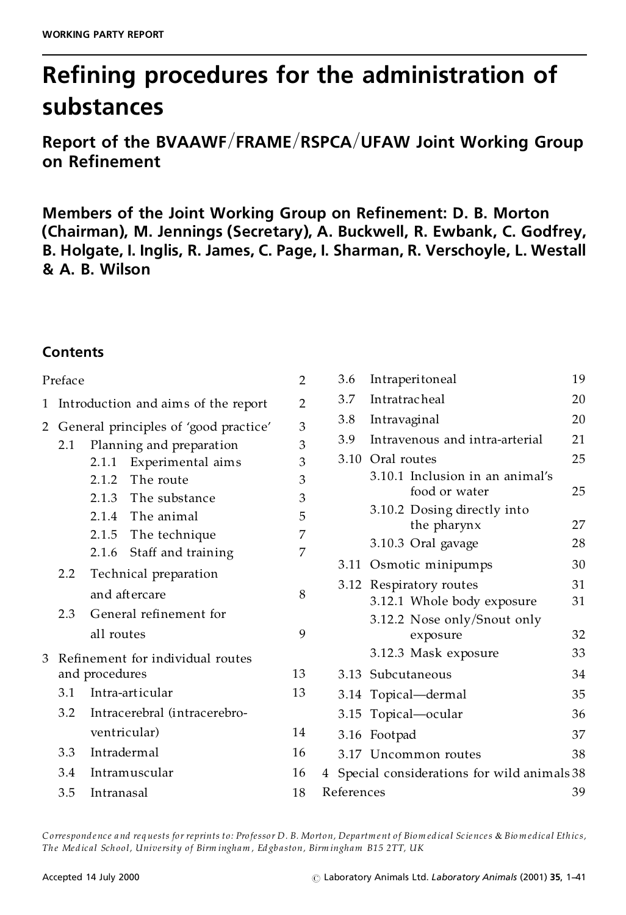WORKING PARTY REPORT

# Refining procedures for the administration of substances

## Report of the BVAAWF/FRAME/RSPCA/UFAW Joint Working Group on Refinement

**Members of the Joint Working Group on Refinement: D. B. Morton (Chairman), M. Jennings (Secretary), A. Buckwell, R. Ewbank, C. Godfrey, B. Holgate, I. Inglis, R. James, C. Page, I. Sharman, R. Verschoyle, L. Westall & A. B. Wilson**

### Contents

| | | |
|---|---|---|
| Preface | | 2 |
| 1 | Introduction and aims of the report | 2 |
| 2 | General principles of 'good practice' | 3 |
| 2.1 | Planning and preparation | 3 |
| 2.1.1 | Experimental aims | 3 |
| 2.1.2 | The route | 3 |
| 2.1.3 | The substance | 3 |
| 2.1.4 | The animal | 5 |
| 2.1.5 | The technique | 7 |
| 2.1.6 | Staff and training | 7 |
| 2.2 | Technical preparation and aftercare | 8 |
| 2.3 | General refinement for all routes | 9 |
| 3 | Refinement for individual routes and procedures | 13 |
| 3.1 | Intra-articular | 13 |
| 3.2 | Intracerebral (intracerebroventricular) | 14 |
| 3.3 | Intradermal | 16 |
| 3.4 | Intramuscular | 16 |
| 3.5 | Intranasal | 18 |
| 3.6 | Intraperitoneal | 19 |
| 3.7 | Intratracheal | 20 |
| 3.8 | Intravaginal | 20 |
| 3.9 | Intravenous and intra-arterial | 21 |
| 3.10 | Oral routes | 25 |
| 3.10.1 | Inclusion in an animal's food or water | 25 |
| 3.10.2 | Dosing directly into the pharynx | 27 |
| 3.10.3 | Oral gavage | 28 |
| 3.11 | Osmotic minipumps | 30 |
| 3.12 | Respiratory routes | 31 |
| 3.12.1 | Whole body exposure | 31 |
| 3.12.2 | Nose only/Snout only exposure | 32 |
| 3.12.3 | Mask exposure | 33 |
| 3.13 | Subcutaneous | 34 |
| 3.14 | Topical—dermal | 35 |
| 3.15 | Topical—ocular | 36 |
| 3.16 | Footpad | 37 |
| 3.17 | Uncommon routes | 38 |
| 4 | Special considerations for wild animals | 38 |
| References | | 39 |

*Correspondence and requests for reprints to: Professor D. B. Morton, Department of Biomedical Sciences & Biomedical Ethics, The Medical School, University of Birmingham, Edgbaston, Birmingham B15 2TT, UK*

Accepted 14 July 2000

© Laboratory Animals Ltd. *Laboratory Animals* (2001) **35**, 1–41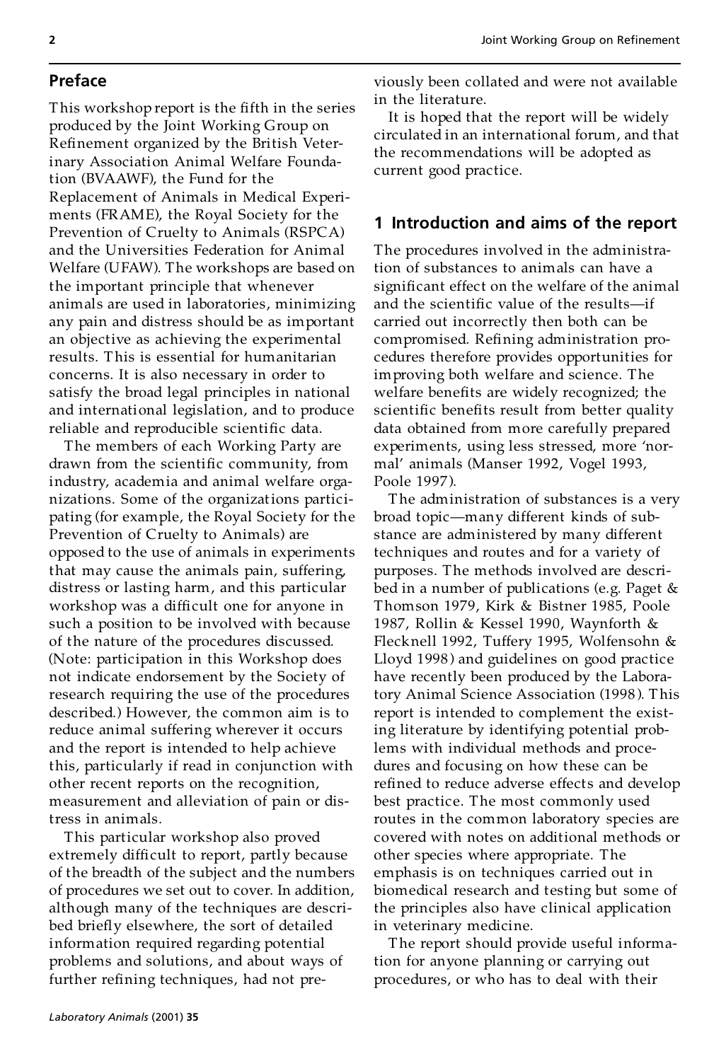## Preface

This workshop report is the fifth in the series produced by the Joint Working Group on Refinement organized by the British Veterinary Association Animal Welfare Foundation (BVAAWF), the Fund for the Replacement of Animals in Medical Experiments (FRAME), the Royal Society for the Prevention of Cruelty to Animals (RSPCA) and the Universities Federation for Animal Welfare (UFAW). The workshops are based on the important principle that whenever animals are used in laboratories, minimizing any pain and distress should be as important an objective as achieving the experimental results. This is essential for humanitarian concerns. It is also necessary in order to satisfy the broad legal principles in national and international legislation, and to produce reliable and reproducible scientific data.

The members of each Working Party are drawn from the scientific community, from industry, academia and animal welfare organizations. Some of the organizations participating (for example, the Royal Society for the Prevention of Cruelty to Animals) are opposed to the use of animals in experiments that may cause the animals pain, suffering, distress or lasting harm, and this particular workshop was a difficult one for anyone in such a position to be involved with because of the nature of the procedures discussed. (Note: participation in this Workshop does not indicate endorsement by the Society of research requiring the use of the procedures described.) However, the common aim is to reduce animal suffering wherever it occurs and the report is intended to help achieve this, particularly if read in conjunction with other recent reports on the recognition, measurement and alleviation of pain or distress in animals.

This particular workshop also proved extremely difficult to report, partly because of the breadth of the subject and the numbers of procedures we set out to cover. In addition, although many of the techniques are described briefly elsewhere, the sort of detailed information required regarding potential problems and solutions, and about ways of further refining techniques, had not previously been collated and were not available in the literature.

It is hoped that the report will be widely circulated in an international forum, and that the recommendations will be adopted as current good practice.

## 1 Introduction and aims of the report

The procedures involved in the administration of substances to animals can have a significant effect on the welfare of the animal and the scientific value of the results—if carried out incorrectly then both can be compromised. Refining administration procedures therefore provides opportunities for improving both welfare and science. The welfare benefits are widely recognized; the scientific benefits result from better quality data obtained from more carefully prepared experiments, using less stressed, more 'normal' animals (Manser 1992, Vogel 1993, Poole 1997).

The administration of substances is a very broad topic—many different kinds of substance are administered by many different techniques and routes and for a variety of purposes. The methods involved are described in a number of publications (e.g. Paget & Thomson 1979, Kirk & Bistner 1985, Poole 1987, Rollin & Kessel 1990, Waynforth & Flecknell 1992, Tuffery 1995, Wolfensohn & Lloyd 1998) and guidelines on good practice have recently been produced by the Laboratory Animal Science Association (1998). This report is intended to complement the existing literature by identifying potential problems with individual methods and procedures and focusing on how these can be refined to reduce adverse effects and develop best practice. The most commonly used routes in the common laboratory species are covered with notes on additional methods or other species where appropriate. The emphasis is on techniques carried out in biomedical research and testing but some of the principles also have clinical application in veterinary medicine.

The report should provide useful information for anyone planning or carrying out procedures, or who has to deal with their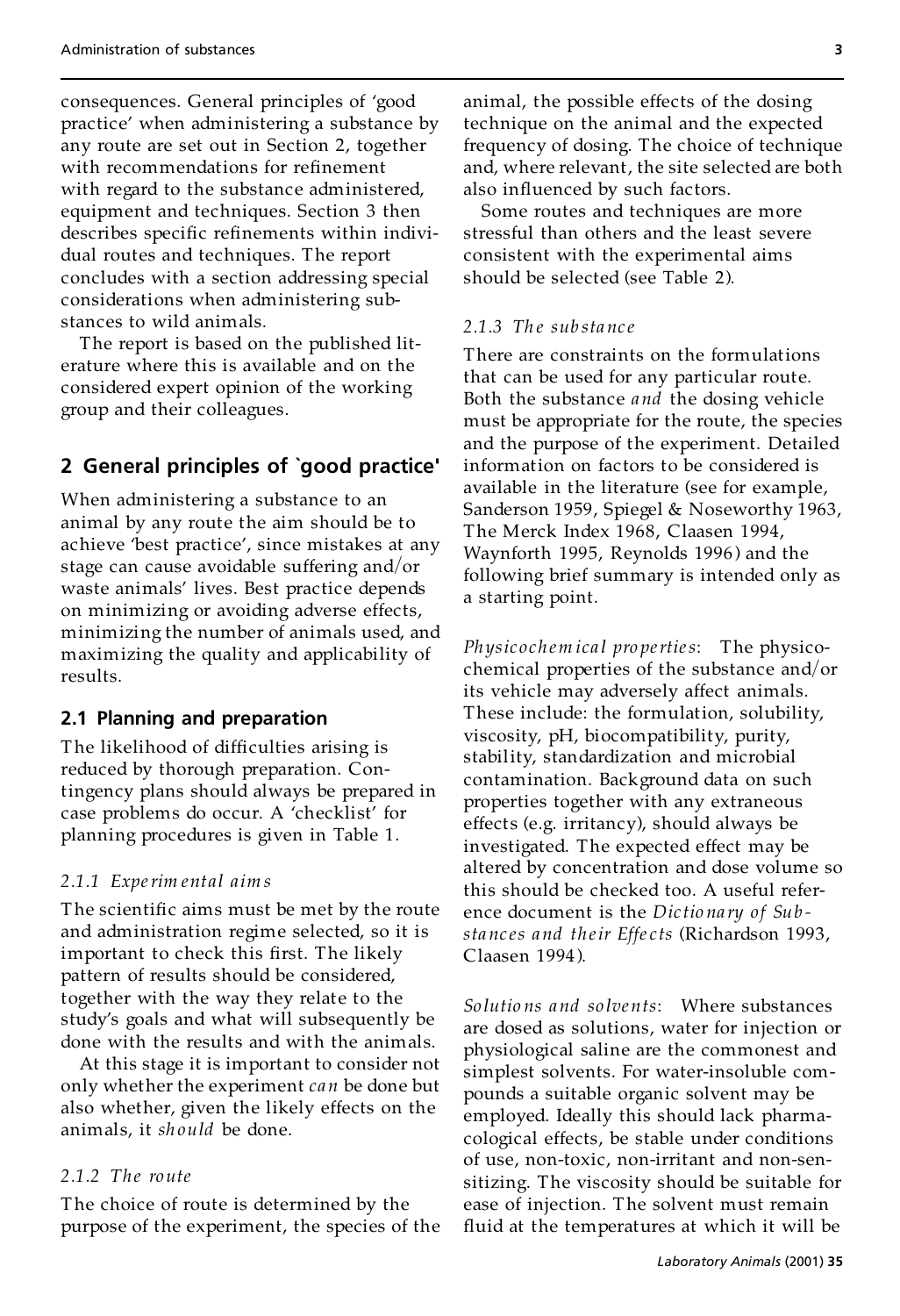consequences. General principles of 'good practice' when administering a substance by any route are set out in Section 2, together with recommendations for refinement with regard to the substance administered, equipment and techniques. Section 3 then describes specific refinements within individual routes and techniques. The report concludes with a section addressing special considerations when administering substances to wild animals.

The report is based on the published literature where this is available and on the considered expert opinion of the working group and their colleagues.

## 2 General principles of 'good practice'

When administering a substance to an animal by any route the aim should be to achieve 'best practice', since mistakes at any stage can cause avoidable suffering and/or waste animals' lives. Best practice depends on minimizing or avoiding adverse effects, minimizing the number of animals used, and maximizing the quality and applicability of results.

### 2.1 Planning and preparation

The likelihood of difficulties arising is reduced by thorough preparation. Contingency plans should always be prepared in case problems do occur. A 'checklist' for planning procedures is given in Table 1.

#### *2.1.1 Experimental aims*

The scientific aims must be met by the route and administration regime selected, so it is important to check this first. The likely pattern of results should be considered, together with the way they relate to the study's goals and what will subsequently be done with the results and with the animals.

At this stage it is important to consider not only whether the experiment *can* be done but also whether, given the likely effects on the animals, it *should* be done.

#### *2.1.2 The route*

The choice of route is determined by the purpose of the experiment, the species of the animal, the possible effects of the dosing technique on the animal and the expected frequency of dosing. The choice of technique and, where relevant, the site selected are both also influenced by such factors.

Some routes and techniques are more stressful than others and the least severe consistent with the experimental aims should be selected (see Table 2).

#### *2.1.3 The substance*

There are constraints on the formulations that can be used for any particular route. Both the substance *and* the dosing vehicle must be appropriate for the route, the species and the purpose of the experiment. Detailed information on factors to be considered is available in the literature (see for example, Sanderson 1959, Spiegel & Noseworthy 1963, The Merck Index 1968, Claasen 1994, Waynforth 1995, Reynolds 1996) and the following brief summary is intended only as a starting point.

*Physicochemical properties*: The physicochemical properties of the substance and/or its vehicle may adversely affect animals. These include: the formulation, solubility, viscosity, pH, biocompatibility, purity, stability, standardization and microbial contamination. Background data on such properties together with any extraneous effects (e.g. irritancy), should always be investigated. The expected effect may be altered by concentration and dose volume so this should be checked too. A useful reference document is the *Dictionary of Substances and their Effects* (Richardson 1993, Claasen 1994).

*Solutions and solvents*: Where substances are dosed as solutions, water for injection or physiological saline are the commonest and simplest solvents. For water-insoluble compounds a suitable organic solvent may be employed. Ideally this should lack pharmacological effects, be stable under conditions of use, non-toxic, non-irritant and non-sensitizing. The viscosity should be suitable for ease of injection. The solvent must remain fluid at the temperatures at which it will be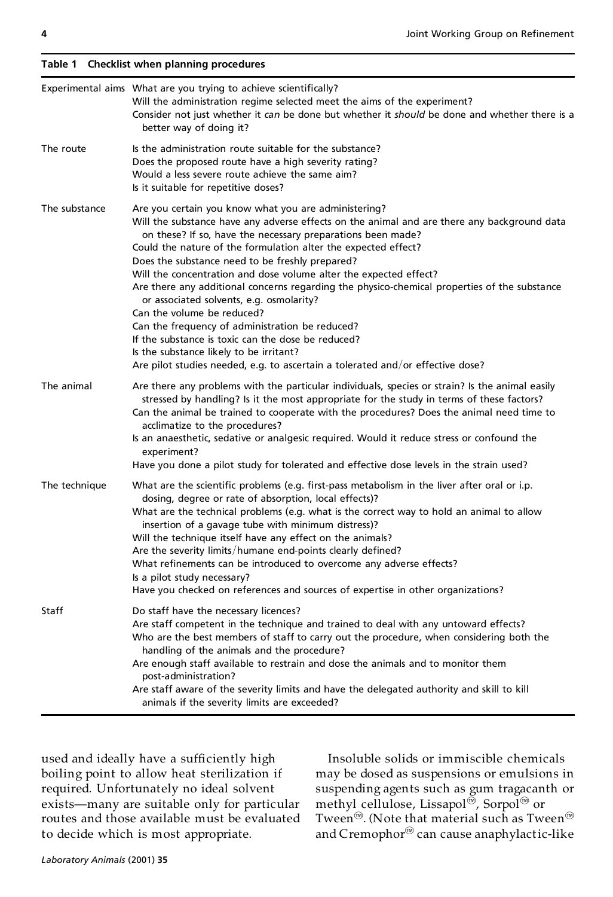**Table 1 Checklist when planning procedures**

| | |
|---|---|
| Experimental aims | What are you trying to achieve scientifically?<br>Will the administration regime selected meet the aims of the experiment?<br>Consider not just whether it *can* be done but whether it *should* be done and whether there is a better way of doing it? |
| The route | Is the administration route suitable for the substance?<br>Does the proposed route have a high severity rating?<br>Would a less severe route achieve the same aim?<br>Is it suitable for repetitive doses? |
| The substance | Are you certain you know what you are administering?<br>Will the substance have any adverse effects on the animal and are there any background data on these? If so, have the necessary preparations been made?<br>Could the nature of the formulation alter the expected effect?<br>Does the substance need to be freshly prepared?<br>Will the concentration and dose volume alter the expected effect?<br>Are there any additional concerns regarding the physico-chemical properties of the substance or associated solvents, e.g. osmolarity?<br>Can the volume be reduced?<br>Can the frequency of administration be reduced?<br>If the substance is toxic can the dose be reduced?<br>Is the substance likely to be irritant?<br>Are pilot studies needed, e.g. to ascertain a tolerated and/or effective dose? |
| The animal | Are there any problems with the particular individuals, species or strain? Is the animal easily stressed by handling? Is it the most appropriate for the study in terms of these factors?<br>Can the animal be trained to cooperate with the procedures? Does the animal need time to acclimatize to the procedures?<br>Is an anaesthetic, sedative or analgesic required. Would it reduce stress or confound the experiment?<br>Have you done a pilot study for tolerated and effective dose levels in the strain used? |
| The technique | What are the scientific problems (e.g. first-pass metabolism in the liver after oral or i.p. dosing, degree or rate of absorption, local effects)?<br>What are the technical problems (e.g. what is the correct way to hold an animal to allow insertion of a gavage tube with minimum distress)?<br>Will the technique itself have any effect on the animals?<br>Are the severity limits/humane end-points clearly defined?<br>What refinements can be introduced to overcome any adverse effects?<br>Is a pilot study necessary?<br>Have you checked on references and sources of expertise in other organizations? |
| Staff | Do staff have the necessary licences?<br>Are staff competent in the technique and trained to deal with any untoward effects?<br>Who are the best members of staff to carry out the procedure, when considering both the handling of the animals and the procedure?<br>Are enough staff available to restrain and dose the animals and to monitor them post-administration?<br>Are staff aware of the severity limits and have the delegated authority and skill to kill animals if the severity limits are exceeded? |

used and ideally have a sufficiently high boiling point to allow heat sterilization if required. Unfortunately no ideal solvent exists—many are suitable only for particular routes and those available must be evaluated to decide which is most appropriate.

Insoluble solids or immiscible chemicals may be dosed as suspensions or emulsions in suspending agents such as gum tragacanth or methyl cellulose, Lissapol®, Sorpol® or Tween®. (Note that material such as Tween® and Cremophor® can cause anaphylactic-like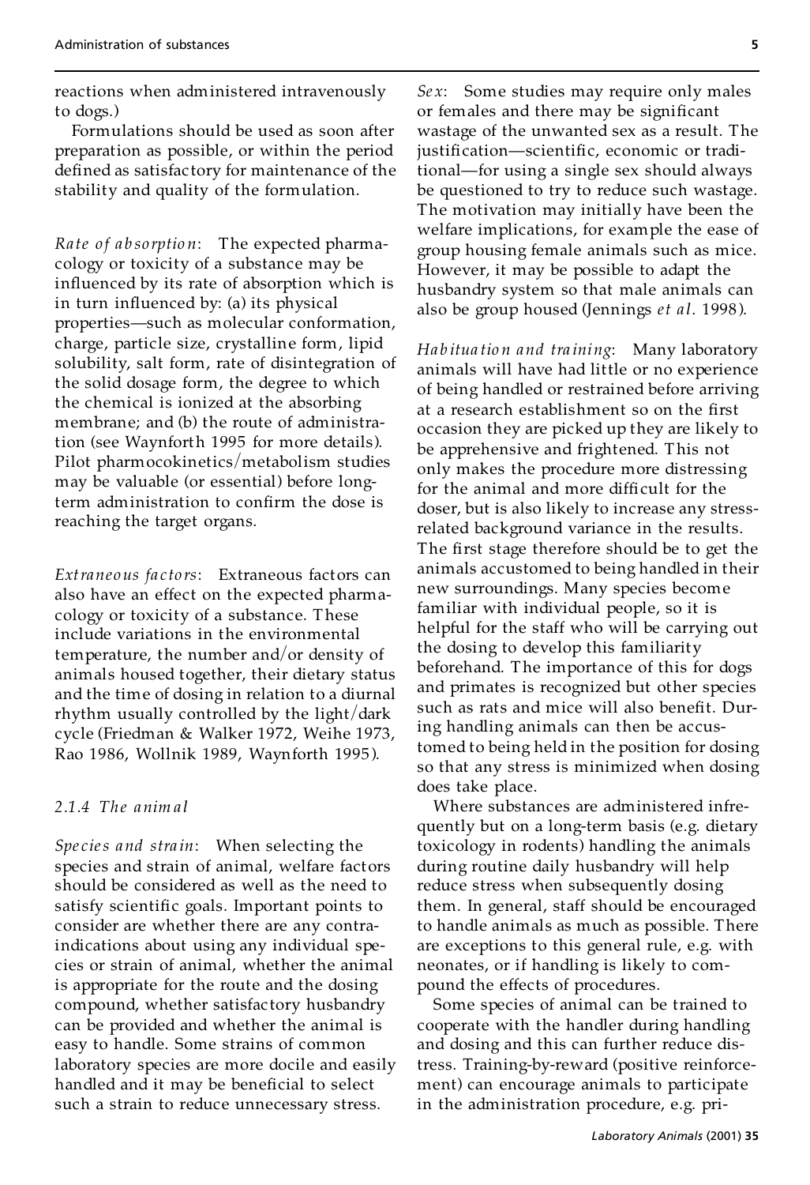reactions when administered intravenously to dogs.)

Formulations should be used as soon after preparation as possible, or within the period defined as satisfactory for maintenance of the stability and quality of the formulation.

*Rate of absorption*: The expected pharmacology or toxicity of a substance may be influenced by its rate of absorption which is in turn influenced by: (a) its physical properties—such as molecular conformation, charge, particle size, crystalline form, lipid solubility, salt form, rate of disintegration of the solid dosage form, the degree to which the chemical is ionized at the absorbing membrane; and (b) the route of administration (see Waynforth 1995 for more details). Pilot pharmocokinetics/metabolism studies may be valuable (or essential) before long-term administration to confirm the dose is reaching the target organs.

*Extraneous factors*: Extraneous factors can also have an effect on the expected pharmacology or toxicity of a substance. These include variations in the environmental temperature, the number and/or density of animals housed together, their dietary status and the time of dosing in relation to a diurnal rhythm usually controlled by the light/dark cycle (Friedman & Walker 1972, Weihe 1973, Rao 1986, Wollnik 1989, Waynforth 1995).

### 2.1.4 The animal

*Species and strain*: When selecting the species and strain of animal, welfare factors should be considered as well as the need to satisfy scientific goals. Important points to consider are whether there are any contra-indications about using any individual species or strain of animal, whether the animal is appropriate for the route and the dosing compound, whether satisfactory husbandry can be provided and whether the animal is easy to handle. Some strains of common laboratory species are more docile and easily handled and it may be beneficial to select such a strain to reduce unnecessary stress.

*Sex*: Some studies may require only males or females and there may be significant wastage of the unwanted sex as a result. The justification—scientific, economic or traditional—for using a single sex should always be questioned to try to reduce such wastage. The motivation may initially have been the welfare implications, for example the ease of group housing female animals such as mice. However, it may be possible to adapt the husbandry system so that male animals can also be group housed (Jennings *et al*. 1998).

*Habituation and training*: Many laboratory animals will have had little or no experience of being handled or restrained before arriving at a research establishment so on the first occasion they are picked up they are likely to be apprehensive and frightened. This not only makes the procedure more distressing for the animal and more difficult for the doser, but is also likely to increase any stress-related background variance in the results. The first stage therefore should be to get the animals accustomed to being handled in their new surroundings. Many species become familiar with individual people, so it is helpful for the staff who will be carrying out the dosing to develop this familiarity beforehand. The importance of this for dogs and primates is recognized but other species such as rats and mice will also benefit. During handling animals can then be accustomed to being held in the position for dosing so that any stress is minimized when dosing does take place.

Where substances are administered infrequently but on a long-term basis (e.g. dietary toxicology in rodents) handling the animals during routine daily husbandry will help reduce stress when subsequently dosing them. In general, staff should be encouraged to handle animals as much as possible. There are exceptions to this general rule, e.g. with neonates, or if handling is likely to compound the effects of procedures.

Some species of animal can be trained to cooperate with the handler during handling and dosing and this can further reduce distress. Training-by-reward (positive reinforcement) can encourage animals to participate in the administration procedure, e.g. pri-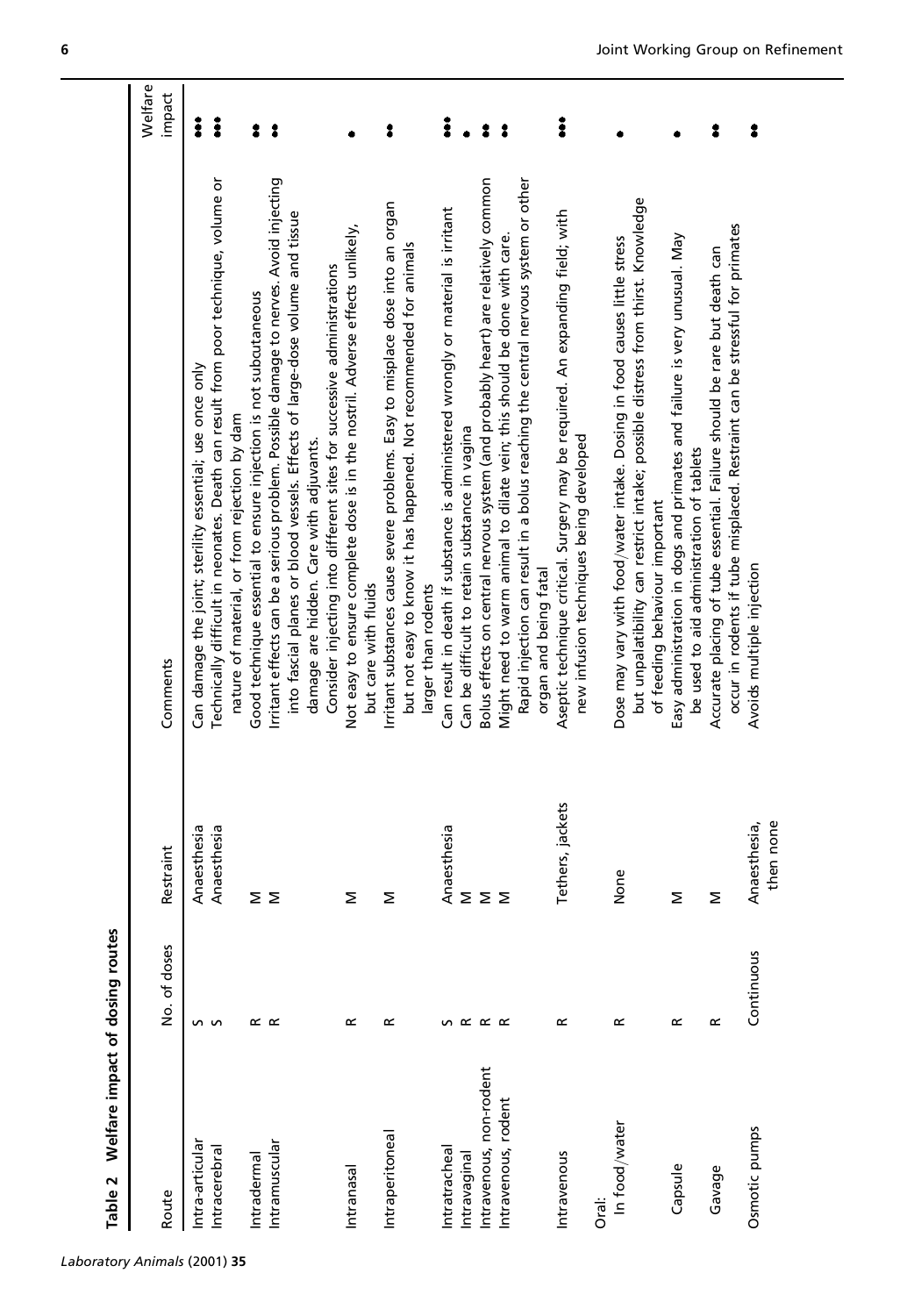**Table 2 Welfare impact of dosing routes**

| Route | No. of doses | Restraint | Comments | Welfare impact |
|---|---|---|---|---|
| Intra-articular | S | Anaesthesia | Can damage the joint; sterility essential; use once only | ●●● |
| Intracerebral | S | Anaesthesia | Technically difficult in neonates. Death can result from poor technique, volume or nature of material, or from rejection by dam | ●●● |
| Intradermal | R | M | Good technique essential to ensure injection is not subcutaneous | ●● |
| Intramuscular | R | M | Irritant effects can be a serious problem. Possible damage to nerves. Avoid injecting into fascial planes or blood vessels. Effects of large-dose volume and tissue damage are hidden. Care with adjuvants. Consider injecting into different sites for successive administrations | ●● |
| Intranasal | R | M | Not easy to ensure complete dose is in the nostril. Adverse effects unlikely, but care with fluids | ● |
| Intraperitoneal | R | M | Irritant substances cause severe problems. Easy to misplace dose into an organ but not easy to know it has happened. Not recommended for animals larger than rodents | ●● |
| Intratracheal | S | Anaesthesia | Can result in death if substance is administered wrongly or material is irritant | ●●● |
| Intravaginal | R | M | Can be difficult to retain substance in vagina | ● |
| Intravenous, non-rodent | R | M | Bolus effects on central nervous system (and probably heart) are relatively common | ●● |
| Intravenous, rodent | R | M | Might need to warm animal to dilate vein; this should be done with care. Rapid injection can result in a bolus reaching the central nervous system or other organ and being fatal | ●● |
| Intravenous | R | Tethers, jackets | Aseptic technique critical. Surgery may be required. An expanding field; with new infusion techniques being developed | ●●● |
| Oral: | | | | |
| In food/water | R | None | Dose may vary with food/water intake. Dosing in food causes little stress but unpalatability can restrict intake; possible distress from thirst. Knowledge of feeding behaviour important | ● |
| Capsule | R | M | Easy administration in dogs and primates and failure is very unusual. May be used to aid administration of tablets | ● |
| Gavage | R | M | Accurate placing of tube essential. Failure should be rare but death can occur in rodents if tube misplaced. Restraint can be stressful for primates | ●● |
| Osmotic pumps | Continuous | Anaesthesia, then none | Avoids multiple injection | ●● |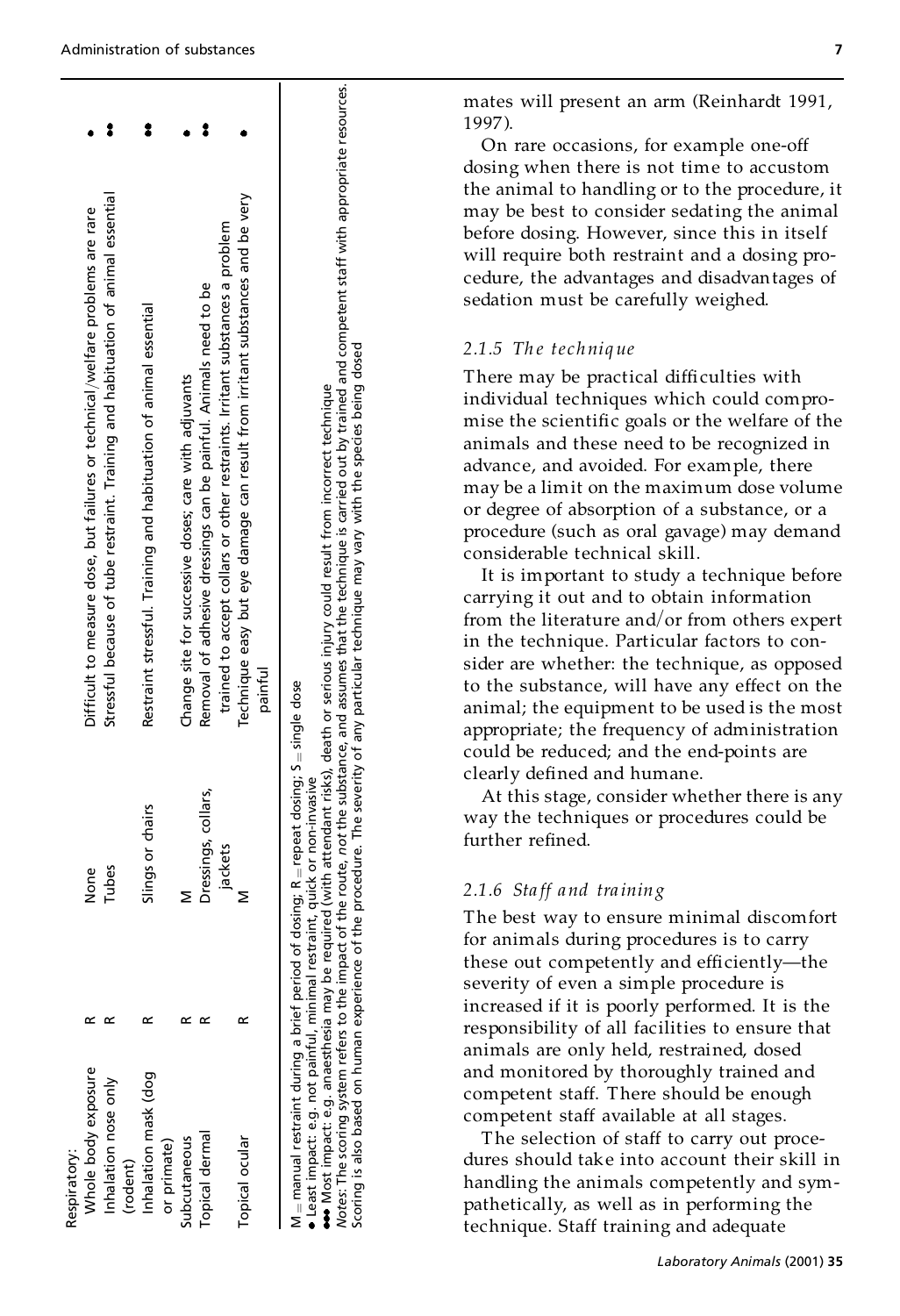| | | | | |
|---|---|---|---|---|
| Respiratory: | | | | |
| Whole body exposure | R | None | Difficult to measure dose, but failures or technical/welfare problems are rare | • |
| Inhalation nose only (rodent) | R | Tubes | Stressful because of tube restraint. Training and habituation of animal essential | ••• |
| Inhalation mask (dog or primate) | R | Slings or chairs | Restraint stressful. Training and habituation of animal essential | ••• |
| Subcutaneous | R | M | Change site for successive doses; care with adjuvants | • |
| Topical dermal | R | Dressings, collars, jackets | Removal of adhesive dressings can be painful. Animals need to be trained to accept collars or other restraints. Irritant substances a problem | ••• |
| Topical ocular | R | M | Technique easy but eye damage can result from irritant substances and be very painful | • |

M = manual restraint during a brief period of dosing; R = repeat dosing; S = single dose
• Least impact: e.g. not painful, minimal restraint, quick or non-invasive
••• Most impact: e.g. anaesthesia may be required (with attendant risks), death or serious injury could result from incorrect technique
*Notes*: The scoring system refers to the impact of the route, *not* the substance, and assumes that the technique is carried out by trained and competent staff with appropriate resources. Scoring is also based on human experience of the procedure. The severity of any particular technique may vary with the species being dosed

mates will present an arm (Reinhardt 1991, 1997).

On rare occasions, for example one-off dosing when there is not time to accustom the animal to handling or to the procedure, it may be best to consider sedating the animal before dosing. However, since this in itself will require both restraint and a dosing procedure, the advantages and disadvantages of sedation must be carefully weighed.

### *2.1.5 The technique*

There may be practical difficulties with individual techniques which could compromise the scientific goals or the welfare of the animals and these need to be recognized in advance, and avoided. For example, there may be a limit on the maximum dose volume or degree of absorption of a substance, or a procedure (such as oral gavage) may demand considerable technical skill.

It is important to study a technique before carrying it out and to obtain information from the literature and/or from others expert in the technique. Particular factors to consider are whether: the technique, as opposed to the substance, will have any effect on the animal; the equipment to be used is the most appropriate; the frequency of administration could be reduced; and the end-points are clearly defined and humane.

At this stage, consider whether there is any way the techniques or procedures could be further refined.

### *2.1.6 Staff and training*

The best way to ensure minimal discomfort for animals during procedures is to carry these out competently and efficiently—the severity of even a simple procedure is increased if it is poorly performed. It is the responsibility of all facilities to ensure that animals are only held, restrained, dosed and monitored by thoroughly trained and competent staff. There should be enough competent staff available at all stages.

The selection of staff to carry out procedures should take into account their skill in handling the animals competently and sympathetically, as well as in performing the technique. Staff training and adequate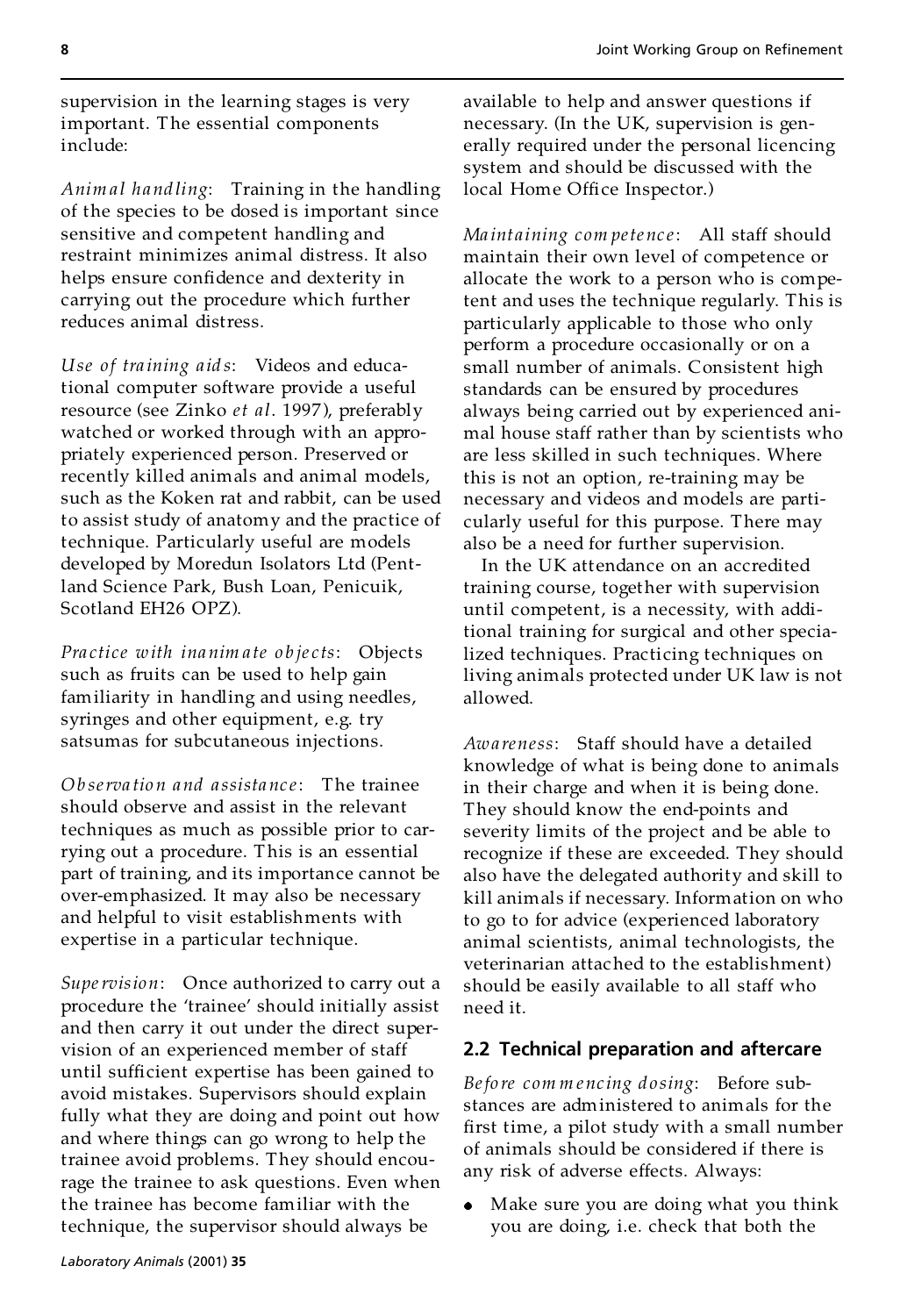supervision in the learning stages is very important. The essential components include:

*Animal handling*: Training in the handling of the species to be dosed is important since sensitive and competent handling and restraint minimizes animal distress. It also helps ensure confidence and dexterity in carrying out the procedure which further reduces animal distress.

*Use of training aids*: Videos and educational computer software provide a useful resource (see Zinko *et al*. 1997), preferably watched or worked through with an appropriately experienced person. Preserved or recently killed animals and animal models, such as the Koken rat and rabbit, can be used to assist study of anatomy and the practice of technique. Particularly useful are models developed by Moredun Isolators Ltd (Pentland Science Park, Bush Loan, Penicuik, Scotland EH26 OPZ).

*Practice with inanimate objects*: Objects such as fruits can be used to help gain familiarity in handling and using needles, syringes and other equipment, e.g. try satsumas for subcutaneous injections.

*Observation and assistance*: The trainee should observe and assist in the relevant techniques as much as possible prior to carrying out a procedure. This is an essential part of training, and its importance cannot be over-emphasized. It may also be necessary and helpful to visit establishments with expertise in a particular technique.

*Supervision*: Once authorized to carry out a procedure the 'trainee' should initially assist and then carry it out under the direct supervision of an experienced member of staff until sufficient expertise has been gained to avoid mistakes. Supervisors should explain fully what they are doing and point out how and where things can go wrong to help the trainee avoid problems. They should encourage the trainee to ask questions. Even when the trainee has become familiar with the technique, the supervisor should always be available to help and answer questions if necessary. (In the UK, supervision is generally required under the personal licencing system and should be discussed with the local Home Office Inspector.)

*Maintaining competence*: All staff should maintain their own level of competence or allocate the work to a person who is competent and uses the technique regularly. This is particularly applicable to those who only perform a procedure occasionally or on a small number of animals. Consistent high standards can be ensured by procedures always being carried out by experienced animal house staff rather than by scientists who are less skilled in such techniques. Where this is not an option, re-training may be necessary and videos and models are particularly useful for this purpose. There may also be a need for further supervision.

In the UK attendance on an accredited training course, together with supervision until competent, is a necessity, with additional training for surgical and other specialized techniques. Practicing techniques on living animals protected under UK law is not allowed.

*Awareness*: Staff should have a detailed knowledge of what is being done to animals in their charge and when it is being done. They should know the end-points and severity limits of the project and be able to recognize if these are exceeded. They should also have the delegated authority and skill to kill animals if necessary. Information on who to go to for advice (experienced laboratory animal scientists, animal technologists, the veterinarian attached to the establishment) should be easily available to all staff who need it.

## 2.2 Technical preparation and aftercare

*Before commencing dosing*: Before substances are administered to animals for the first time, a pilot study with a small number of animals should be considered if there is any risk of adverse effects. Always:

- Make sure you are doing what you think you are doing, i.e. check that both the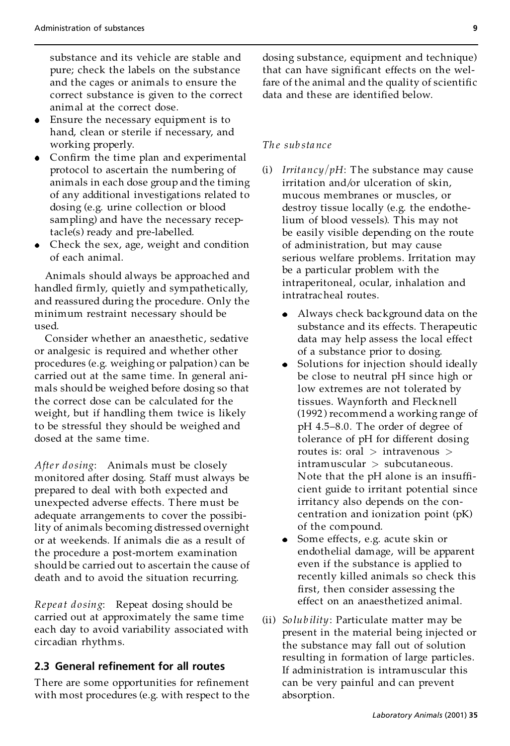substance and its vehicle are stable and pure; check the labels on the substance and the cages or animals to ensure the correct substance is given to the correct animal at the correct dose.

- Ensure the necessary equipment is to hand, clean or sterile if necessary, and working properly.
- Confirm the time plan and experimental protocol to ascertain the numbering of animals in each dose group and the timing of any additional investigations related to dosing (e.g. urine collection or blood sampling) and have the necessary receptacle(s) ready and pre-labelled.
- Check the sex, age, weight and condition of each animal.

Animals should always be approached and handled firmly, quietly and sympathetically, and reassured during the procedure. Only the minimum restraint necessary should be used.

Consider whether an anaesthetic, sedative or analgesic is required and whether other procedures (e.g. weighing or palpation) can be carried out at the same time. In general animals should be weighed before dosing so that the correct dose can be calculated for the weight, but if handling them twice is likely to be stressful they should be weighed and dosed at the same time.

*After dosing*: Animals must be closely monitored after dosing. Staff must always be prepared to deal with both expected and unexpected adverse effects. There must be adequate arrangements to cover the possibility of animals becoming distressed overnight or at weekends. If animals die as a result of the procedure a post-mortem examination should be carried out to ascertain the cause of death and to avoid the situation recurring.

*Repeat dosing*: Repeat dosing should be carried out at approximately the same time each day to avoid variability associated with circadian rhythms.

## 2.3 General refinement for all routes

There are some opportunities for refinement with most procedures (e.g. with respect to the dosing substance, equipment and technique) that can have significant effects on the welfare of the animal and the quality of scientific data and these are identified below.

*The substance*

(i) *Irritancy/pH*: The substance may cause irritation and/or ulceration of skin, mucous membranes or muscles, or destroy tissue locally (e.g. the endothelium of blood vessels). This may not be easily visible depending on the route of administration, but may cause serious welfare problems. Irritation may be a particular problem with the intraperitoneal, ocular, inhalation and intratracheal routes.

- Always check background data on the substance and its effects. Therapeutic data may help assess the local effect of a substance prior to dosing.
- Solutions for injection should ideally be close to neutral pH since high or low extremes are not tolerated by tissues. Waynforth and Flecknell (1992) recommend a working range of pH 4.5–8.0. The order of degree of tolerance of pH for different dosing routes is: oral > intravenous > intramuscular > subcutaneous. Note that the pH alone is an insufficient guide to irritant potential since irritancy also depends on the concentration and ionization point (pK) of the compound.
- Some effects, e.g. acute skin or endothelial damage, will be apparent even if the substance is applied to recently killed animals so check this first, then consider assessing the effect on an anaesthetized animal.

(ii) *Solubility*: Particulate matter may be present in the material being injected or the substance may fall out of solution resulting in formation of large particles. If administration is intramuscular this can be very painful and can prevent absorption.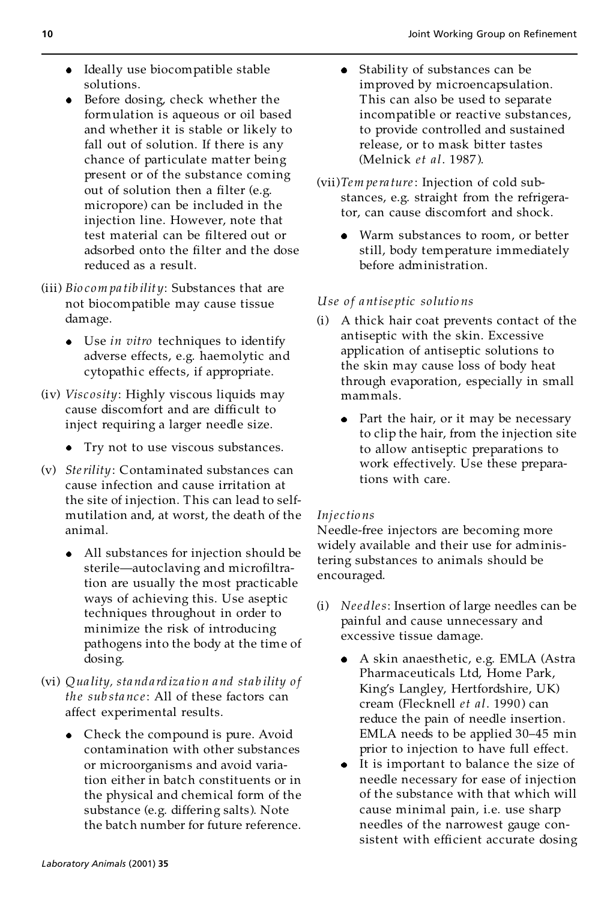- Ideally use biocompatible stable solutions.
- Before dosing, check whether the formulation is aqueous or oil based and whether it is stable or likely to fall out of solution. If there is any chance of particulate matter being present or of the substance coming out of solution then a filter (e.g. micropore) can be included in the injection line. However, note that test material can be filtered out or adsorbed onto the filter and the dose reduced as a result.

(iii) *Biocompatibility*: Substances that are not biocompatible may cause tissue damage.

- Use *in vitro* techniques to identify adverse effects, e.g. haemolytic and cytopathic effects, if appropriate.

(iv) *Viscosity*: Highly viscous liquids may cause discomfort and are difficult to inject requiring a larger needle size.

- Try not to use viscous substances.

(v) *Sterility*: Contaminated substances can cause infection and cause irritation at the site of injection. This can lead to self-mutilation and, at worst, the death of the animal.

- All substances for injection should be sterile—autoclaving and microfiltration are usually the most practicable ways of achieving this. Use aseptic techniques throughout in order to minimize the risk of introducing pathogens into the body at the time of dosing.

(vi) *Quality, standardization and stability of the substance*: All of these factors can affect experimental results.

- Check the compound is pure. Avoid contamination with other substances or microorganisms and avoid variation either in batch constituents or in the physical and chemical form of the substance (e.g. differing salts). Note the batch number for future reference.
- Stability of substances can be improved by microencapsulation. This can also be used to separate incompatible or reactive substances, to provide controlled and sustained release, or to mask bitter tastes (Melnick *et al*. 1987).

(vii) *Temperature*: Injection of cold substances, e.g. straight from the refrigerator, can cause discomfort and shock.

- Warm substances to room, or better still, body temperature immediately before administration.

*Use of antiseptic solutions*

(i) A thick hair coat prevents contact of the antiseptic with the skin. Excessive application of antiseptic solutions to the skin may cause loss of body heat through evaporation, especially in small mammals.

- Part the hair, or it may be necessary to clip the hair, from the injection site to allow antiseptic preparations to work effectively. Use these preparations with care.

*Injections*

Needle-free injectors are becoming more widely available and their use for administering substances to animals should be encouraged.

(i) *Needles*: Insertion of large needles can be painful and cause unnecessary and excessive tissue damage.

- A skin anaesthetic, e.g. EMLA (Astra Pharmaceuticals Ltd, Home Park, King's Langley, Hertfordshire, UK) cream (Flecknell *et al*. 1990) can reduce the pain of needle insertion. EMLA needs to be applied 30–45 min prior to injection to have full effect.
- It is important to balance the size of needle necessary for ease of injection of the substance with that which will cause minimal pain, i.e. use sharp needles of the narrowest gauge consistent with efficient accurate dosing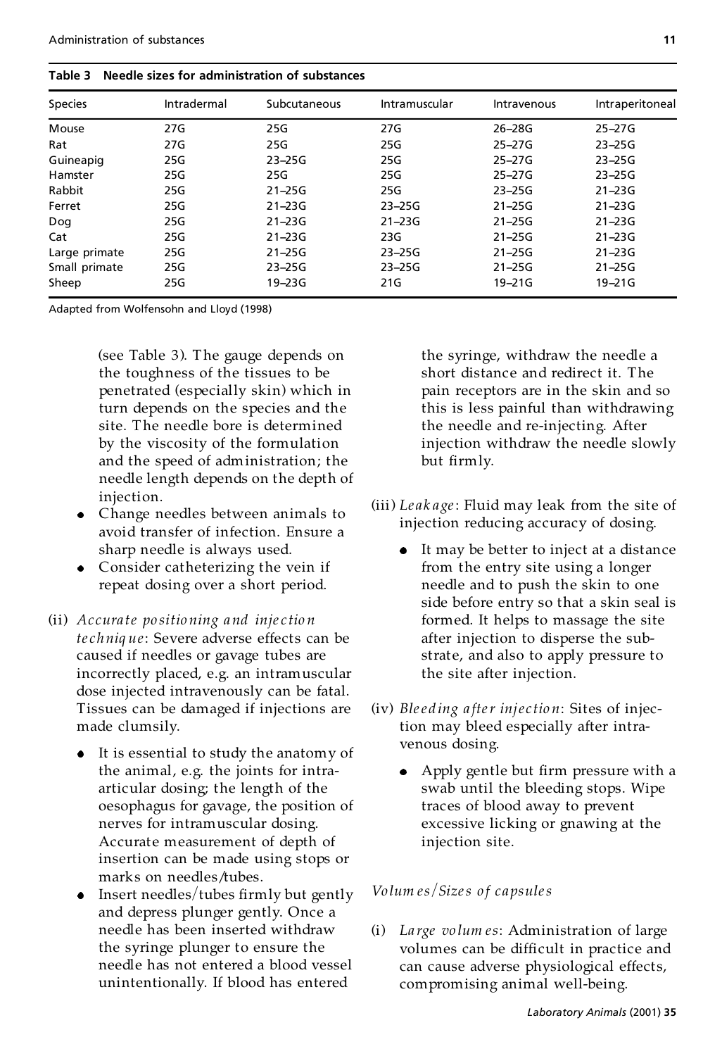**Table 3 Needle sizes for administration of substances**

| Species | Intradermal | Subcutaneous | Intramuscular | Intravenous | Intraperitoneal |
|---|---|---|---|---|---|
| Mouse | 27G | 25G | 27G | 26–28G | 25–27G |
| Rat | 27G | 25G | 25G | 25–27G | 23–25G |
| Guineapig | 25G | 23–25G | 25G | 25–27G | 23–25G |
| Hamster | 25G | 25G | 25G | 25–27G | 23–25G |
| Rabbit | 25G | 21–25G | 25G | 23–25G | 21–23G |
| Ferret | 25G | 21–23G | 23–25G | 21–25G | 21–23G |
| Dog | 25G | 21–23G | 21–23G | 21–25G | 21–23G |
| Cat | 25G | 21–23G | 23G | 21–25G | 21–23G |
| Large primate | 25G | 21–25G | 23–25G | 21–25G | 21–23G |
| Small primate | 25G | 23–25G | 23–25G | 21–25G | 21–25G |
| Sheep | 25G | 19–23G | 21G | 19–21G | 19–21G |

Adapted from Wolfensohn and Lloyd (1998)

(see Table 3). The gauge depends on the toughness of the tissues to be penetrated (especially skin) which in turn depends on the species and the site. The needle bore is determined by the viscosity of the formulation and the speed of administration; the needle length depends on the depth of injection.

- Change needles between animals to avoid transfer of infection. Ensure a sharp needle is always used.
- Consider catheterizing the vein if repeat dosing over a short period.

(ii) *Accurate positioning and injection technique*: Severe adverse effects can be caused if needles or gavage tubes are incorrectly placed, e.g. an intramuscular dose injected intravenously can be fatal. Tissues can be damaged if injections are made clumsily.

- It is essential to study the anatomy of the animal, e.g. the joints for intra-articular dosing; the length of the oesophagus for gavage, the position of nerves for intramuscular dosing. Accurate measurement of depth of insertion can be made using stops or marks on needles/tubes.
- Insert needles/tubes firmly but gently and depress plunger gently. Once a needle has been inserted withdraw the syringe plunger to ensure the needle has not entered a blood vessel unintentionally. If blood has entered the syringe, withdraw the needle a short distance and redirect it. The pain receptors are in the skin and so this is less painful than withdrawing the needle and re-injecting. After injection withdraw the needle slowly but firmly.

(iii) *Leakage*: Fluid may leak from the site of injection reducing accuracy of dosing.

- It may be better to inject at a distance from the entry site using a longer needle and to push the skin to one side before entry so that a skin seal is formed. It helps to massage the site after injection to disperse the substrate, and also to apply pressure to the site after injection.

(iv) *Bleeding after injection*: Sites of injection may bleed especially after intravenous dosing.

- Apply gentle but firm pressure with a swab until the bleeding stops. Wipe traces of blood away to prevent excessive licking or gnawing at the injection site.

*Volumes/Sizes of capsules*

(i) *Large volumes*: Administration of large volumes can be difficult in practice and can cause adverse physiological effects, compromising animal well-being.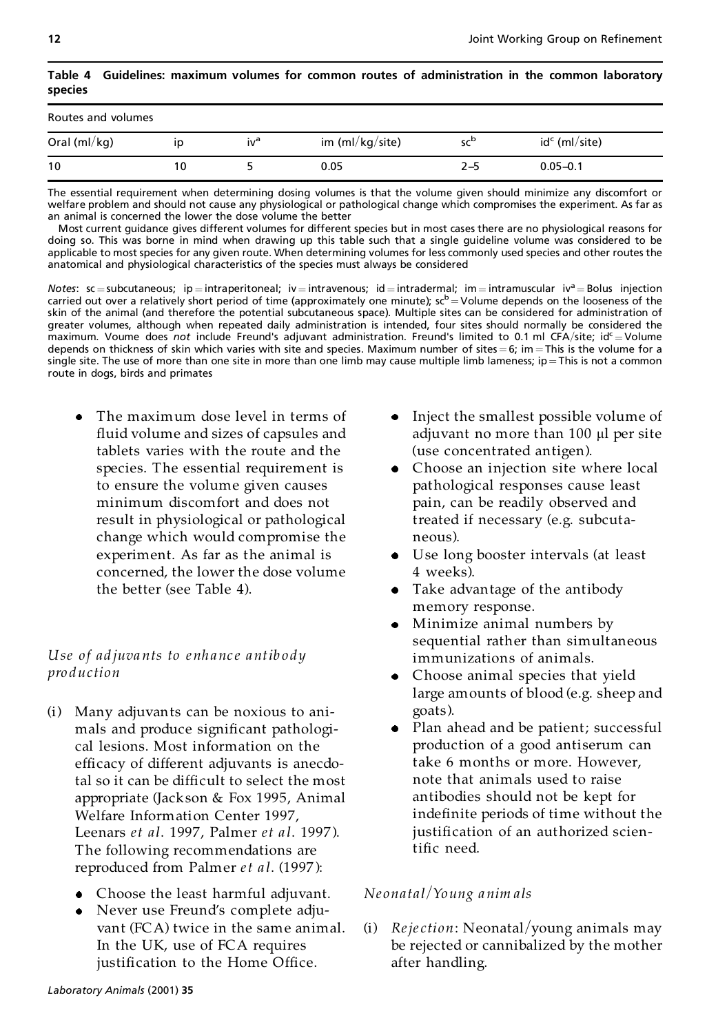**Table 4 Guidelines: maximum volumes for common routes of administration in the common laboratory species**

| Routes and volumes | | | | | |
|---|---|---|---|---|---|
| Oral (ml/kg) | ip | iv[a] | im (ml/kg/site) | sc[b] | id[c] (ml/site) |
| 10 | 10 | 5 | 0.05 | 2–5 | 0.05–0.1 |

The essential requirement when determining dosing volumes is that the volume given should minimize any discomfort or welfare problem and should not cause any physiological or pathological change which compromises the experiment. As far as an animal is concerned the lower the dose volume the better

Most current guidance gives different volumes for different species but in most cases there are no physiological reasons for doing so. This was borne in mind when drawing up this table such that a single guideline volume was considered to be applicable to most species for any given route. When determining volumes for less commonly used species and other routes the anatomical and physiological characteristics of the species must always be considered

*Notes*: sc = subcutaneous; ip = intraperitoneal; iv = intravenous; id = intradermal; im = intramuscular iv[a] = Bolus injection carried out over a relatively short period of time (approximately one minute); sc[b] = Volume depends on the looseness of the skin of the animal (and therefore the potential subcutaneous space). Multiple sites can be considered for administration of greater volumes, although when repeated daily administration is intended, four sites should normally be considered the maximum. Voume does *not* include Freund's adjuvant administration. Freund's limited to 0.1 ml CFA/site; id[c] = Volume depends on thickness of skin which varies with site and species. Maximum number of sites = 6; im = This is the volume for a single site. The use of more than one site in more than one limb may cause multiple limb lameness; ip = This is not a common route in dogs, birds and primates

- The maximum dose level in terms of fluid volume and sizes of capsules and tablets varies with the route and the species. The essential requirement is to ensure the volume given causes minimum discomfort and does not result in physiological or pathological change which would compromise the experiment. As far as the animal is concerned, the lower the dose volume the better (see Table 4).

*Use of adjuvants to enhance antibody production*

(i) Many adjuvants can be noxious to animals and produce significant pathological lesions. Most information on the efficacy of different adjuvants is anecdotal so it can be difficult to select the most appropriate (Jackson & Fox 1995, Animal Welfare Information Center 1997, Leenars *et al*. 1997, Palmer *et al*. 1997). The following recommendations are reproduced from Palmer *et al*. (1997):

- Choose the least harmful adjuvant.
- Never use Freund's complete adjuvant (FCA) twice in the same animal. In the UK, use of FCA requires justification to the Home Office.
- Inject the smallest possible volume of adjuvant no more than 100 μl per site (use concentrated antigen).
- Choose an injection site where local pathological responses cause least pain, can be readily observed and treated if necessary (e.g. subcutaneous).
- Use long booster intervals (at least 4 weeks).
- Take advantage of the antibody memory response.
- Minimize animal numbers by sequential rather than simultaneous immunizations of animals.
- Choose animal species that yield large amounts of blood (e.g. sheep and goats).
- Plan ahead and be patient; successful production of a good antiserum can take 6 months or more. However, note that animals used to raise antibodies should not be kept for indefinite periods of time without the justification of an authorized scientific need.

*Neonatal/Young animals*

(i) *Rejection*: Neonatal/young animals may be rejected or cannibalized by the mother after handling.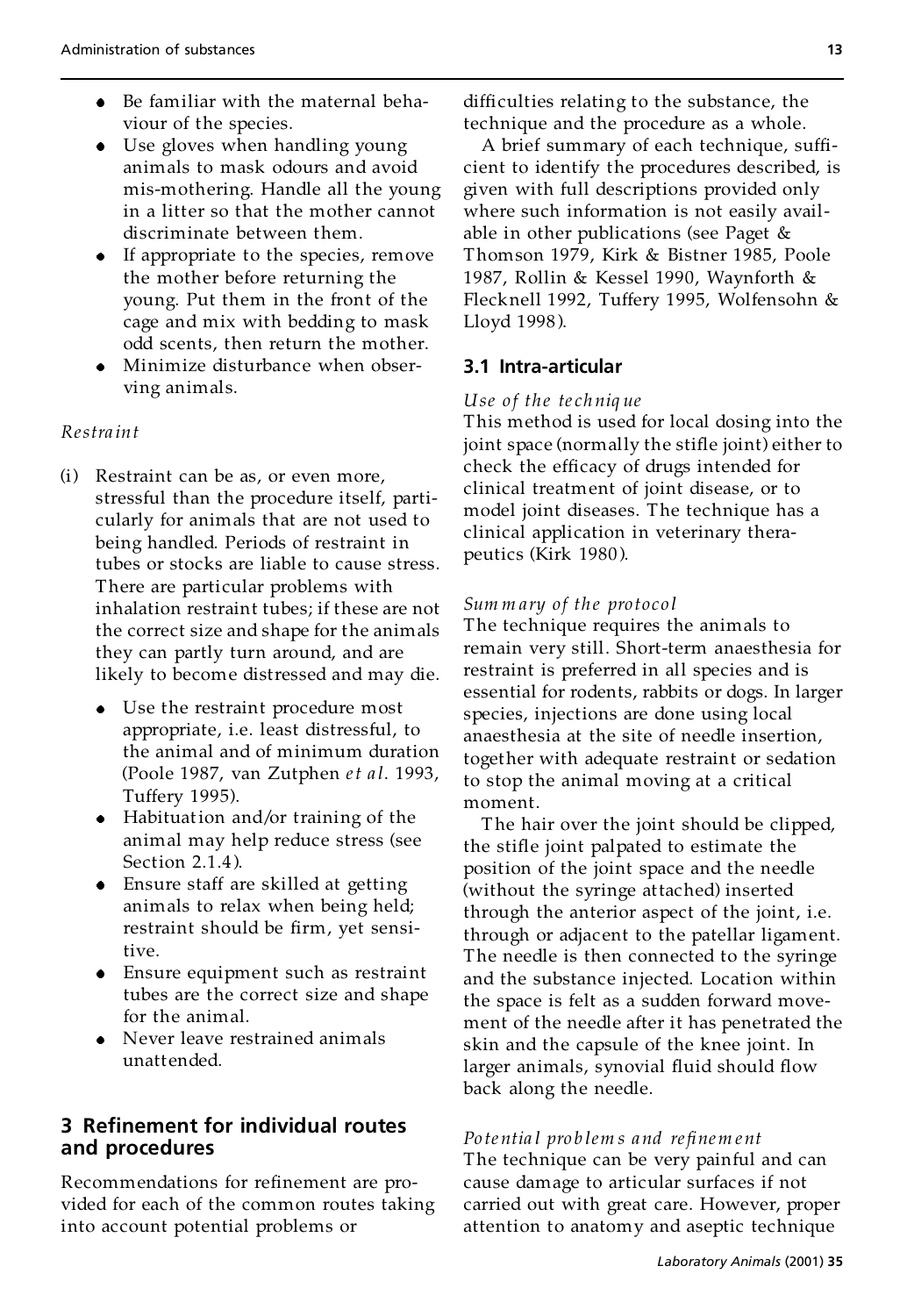- Be familiar with the maternal behaviour of the species.
- Use gloves when handling young animals to mask odours and avoid mis-mothering. Handle all the young in a litter so that the mother cannot discriminate between them.
- If appropriate to the species, remove the mother before returning the young. Put them in the front of the cage and mix with bedding to mask odd scents, then return the mother.
- Minimize disturbance when observing animals.

*Restraint*

(i) Restraint can be as, or even more, stressful than the procedure itself, particularly for animals that are not used to being handled. Periods of restraint in tubes or stocks are liable to cause stress. There are particular problems with inhalation restraint tubes; if these are not the correct size and shape for the animals they can partly turn around, and are likely to become distressed and may die.

  - Use the restraint procedure most appropriate, i.e. least distressful, to the animal and of minimum duration (Poole 1987, van Zutphen *et al*. 1993, Tuffery 1995).
  - Habituation and/or training of the animal may help reduce stress (see Section 2.1.4).
  - Ensure staff are skilled at getting animals to relax when being held; restraint should be firm, yet sensitive.
  - Ensure equipment such as restraint tubes are the correct size and shape for the animal.
  - Never leave restrained animals unattended.

## 3 Refinement for individual routes and procedures

Recommendations for refinement are provided for each of the common routes taking into account potential problems or difficulties relating to the substance, the technique and the procedure as a whole.

A brief summary of each technique, sufficient to identify the procedures described, is given with full descriptions provided only where such information is not easily available in other publications (see Paget & Thomson 1979, Kirk & Bistner 1985, Poole 1987, Rollin & Kessel 1990, Waynforth & Flecknell 1992, Tuffery 1995, Wolfensohn & Lloyd 1998).

### 3.1 Intra-articular

*Use of the technique*

This method is used for local dosing into the joint space (normally the stifle joint) either to check the efficacy of drugs intended for clinical treatment of joint disease, or to model joint diseases. The technique has a clinical application in veterinary therapeutics (Kirk 1980).

*Summary of the protocol*

The technique requires the animals to remain very still. Short-term anaesthesia for restraint is preferred in all species and is essential for rodents, rabbits or dogs. In larger species, injections are done using local anaesthesia at the site of needle insertion, together with adequate restraint or sedation to stop the animal moving at a critical moment.

The hair over the joint should be clipped, the stifle joint palpated to estimate the position of the joint space and the needle (without the syringe attached) inserted through the anterior aspect of the joint, i.e. through or adjacent to the patellar ligament. The needle is then connected to the syringe and the substance injected. Location within the space is felt as a sudden forward movement of the needle after it has penetrated the skin and the capsule of the knee joint. In larger animals, synovial fluid should flow back along the needle.

*Potential problems and refinement*

The technique can be very painful and can cause damage to articular surfaces if not carried out with great care. However, proper attention to anatomy and aseptic technique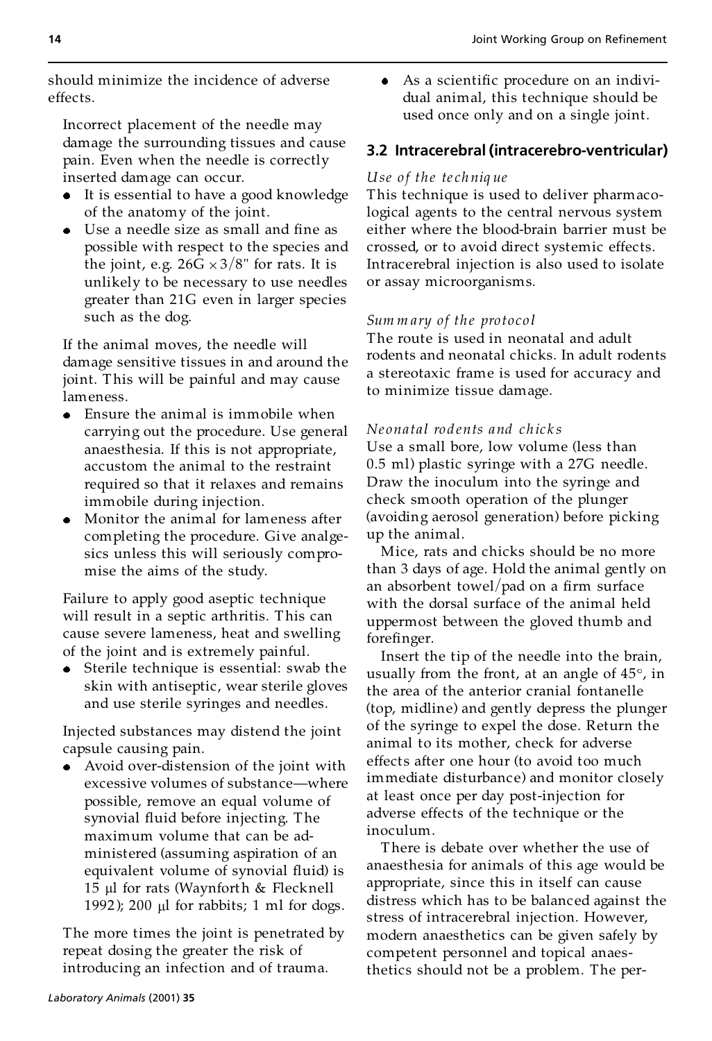should minimize the incidence of adverse effects.

Incorrect placement of the needle may damage the surrounding tissues and cause pain. Even when the needle is correctly inserted damage can occur.

- It is essential to have a good knowledge of the anatomy of the joint.
- Use a needle size as small and fine as possible with respect to the species and the joint, e.g. 26G × 3/8" for rats. It is unlikely to be necessary to use needles greater than 21G even in larger species such as the dog.

If the animal moves, the needle will damage sensitive tissues in and around the joint. This will be painful and may cause lameness.

- Ensure the animal is immobile when carrying out the procedure. Use general anaesthesia. If this is not appropriate, accustom the animal to the restraint required so that it relaxes and remains immobile during injection.
- Monitor the animal for lameness after completing the procedure. Give analgesics unless this will seriously compromise the aims of the study.

Failure to apply good aseptic technique will result in a septic arthritis. This can cause severe lameness, heat and swelling of the joint and is extremely painful.

- Sterile technique is essential: swab the skin with antiseptic, wear sterile gloves and use sterile syringes and needles.

Injected substances may distend the joint capsule causing pain.

- Avoid over-distension of the joint with excessive volumes of substance—where possible, remove an equal volume of synovial fluid before injecting. The maximum volume that can be administered (assuming aspiration of an equivalent volume of synovial fluid) is 15 μl for rats (Waynforth & Flecknell 1992); 200 μl for rabbits; 1 ml for dogs.

The more times the joint is penetrated by repeat dosing the greater the risk of introducing an infection and of trauma.

- As a scientific procedure on an individual animal, this technique should be used once only and on a single joint.

### 3.2 Intracerebral (intracerebro-ventricular)

*Use of the technique*

This technique is used to deliver pharmacological agents to the central nervous system either where the blood-brain barrier must be crossed, or to avoid direct systemic effects. Intracerebral injection is also used to isolate or assay microorganisms.

*Summary of the protocol*

The route is used in neonatal and adult rodents and neonatal chicks. In adult rodents a stereotaxic frame is used for accuracy and to minimize tissue damage.

*Neonatal rodents and chicks*

Use a small bore, low volume (less than 0.5 ml) plastic syringe with a 27G needle. Draw the inoculum into the syringe and check smooth operation of the plunger (avoiding aerosol generation) before picking up the animal.

Mice, rats and chicks should be no more than 3 days of age. Hold the animal gently on an absorbent towel/pad on a firm surface with the dorsal surface of the animal held uppermost between the gloved thumb and forefinger.

Insert the tip of the needle into the brain, usually from the front, at an angle of 45°, in the area of the anterior cranial fontanelle (top, midline) and gently depress the plunger of the syringe to expel the dose. Return the animal to its mother, check for adverse effects after one hour (to avoid too much immediate disturbance) and monitor closely at least once per day post-injection for adverse effects of the technique or the inoculum.

There is debate over whether the use of anaesthesia for animals of this age would be appropriate, since this in itself can cause distress which has to be balanced against the stress of intracerebral injection. However, modern anaesthetics can be given safely by competent personnel and topical anaesthetics should not be a problem. The per-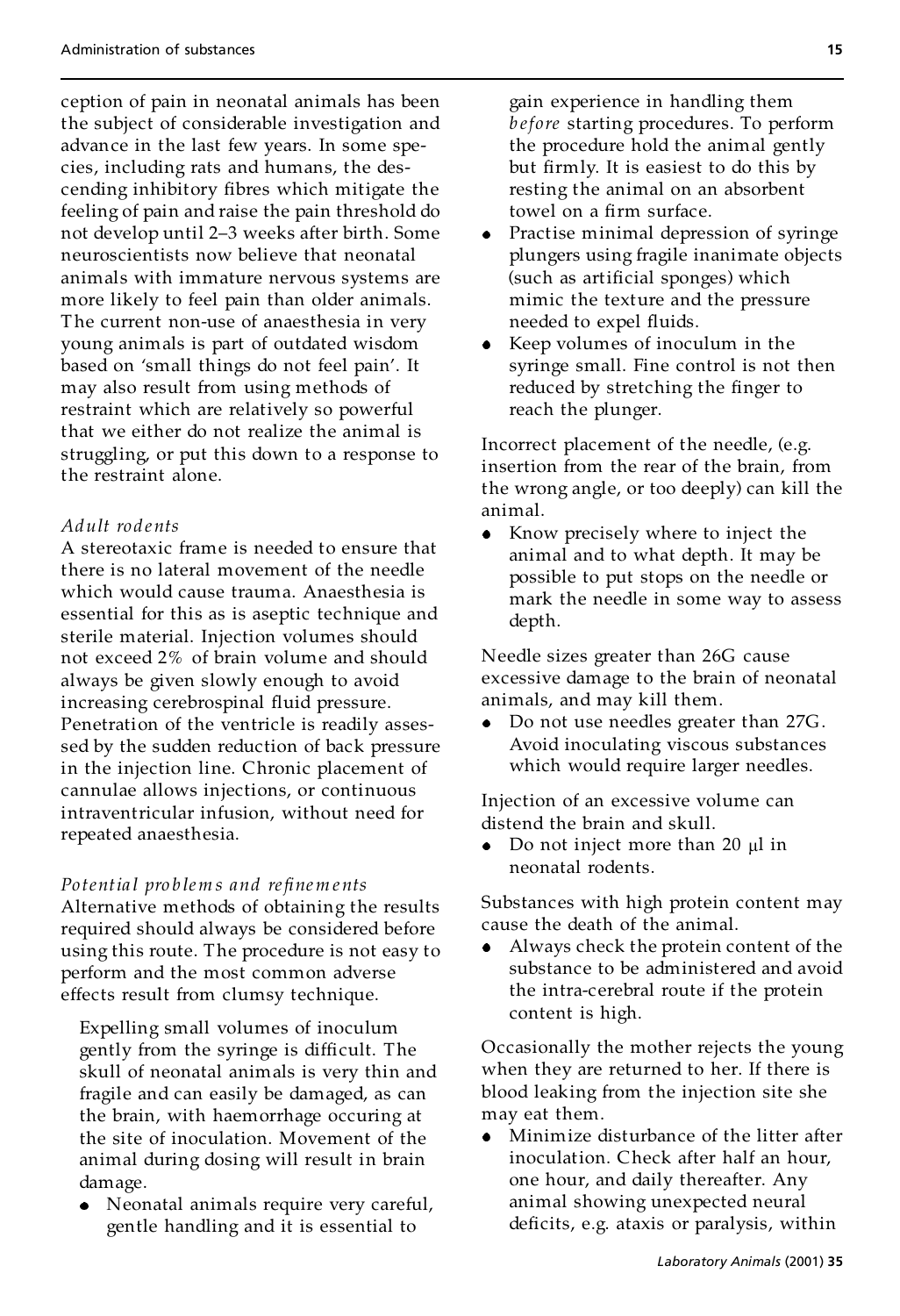ception of pain in neonatal animals has been the subject of considerable investigation and advance in the last few years. In some species, including rats and humans, the descending inhibitory fibres which mitigate the feeling of pain and raise the pain threshold do not develop until 2–3 weeks after birth. Some neuroscientists now believe that neonatal animals with immature nervous systems are more likely to feel pain than older animals. The current non-use of anaesthesia in very young animals is part of outdated wisdom based on 'small things do not feel pain'. It may also result from using methods of restraint which are relatively so powerful that we either do not realize the animal is struggling, or put this down to a response to the restraint alone.

*Adult rodents*

A stereotaxic frame is needed to ensure that there is no lateral movement of the needle which would cause trauma. Anaesthesia is essential for this as is aseptic technique and sterile material. Injection volumes should not exceed 2% of brain volume and should always be given slowly enough to avoid increasing cerebrospinal fluid pressure. Penetration of the ventricle is readily assessed by the sudden reduction of back pressure in the injection line. Chronic placement of cannulae allows injections, or continuous intraventricular infusion, without need for repeated anaesthesia.

*Potential problems and refinements*

Alternative methods of obtaining the results required should always be considered before using this route. The procedure is not easy to perform and the most common adverse effects result from clumsy technique.

Expelling small volumes of inoculum gently from the syringe is difficult. The skull of neonatal animals is very thin and fragile and can easily be damaged, as can the brain, with haemorrhage occuring at the site of inoculation. Movement of the animal during dosing will result in brain damage.

- Neonatal animals require very careful, gentle handling and it is essential to gain experience in handling them *before* starting procedures. To perform the procedure hold the animal gently but firmly. It is easiest to do this by resting the animal on an absorbent towel on a firm surface.
- Practise minimal depression of syringe plungers using fragile inanimate objects (such as artificial sponges) which mimic the texture and the pressure needed to expel fluids.
- Keep volumes of inoculum in the syringe small. Fine control is not then reduced by stretching the finger to reach the plunger.

Incorrect placement of the needle, (e.g. insertion from the rear of the brain, from the wrong angle, or too deeply) can kill the animal.

- Know precisely where to inject the animal and to what depth. It may be possible to put stops on the needle or mark the needle in some way to assess depth.

Needle sizes greater than 26G cause excessive damage to the brain of neonatal animals, and may kill them.

- Do not use needles greater than 27G. Avoid inoculating viscous substances which would require larger needles.

Injection of an excessive volume can distend the brain and skull.

- Do not inject more than 20 μl in neonatal rodents.

Substances with high protein content may cause the death of the animal.

- Always check the protein content of the substance to be administered and avoid the intra-cerebral route if the protein content is high.

Occasionally the mother rejects the young when they are returned to her. If there is blood leaking from the injection site she may eat them.

- Minimize disturbance of the litter after inoculation. Check after half an hour, one hour, and daily thereafter. Any animal showing unexpected neural deficits, e.g. ataxis or paralysis, within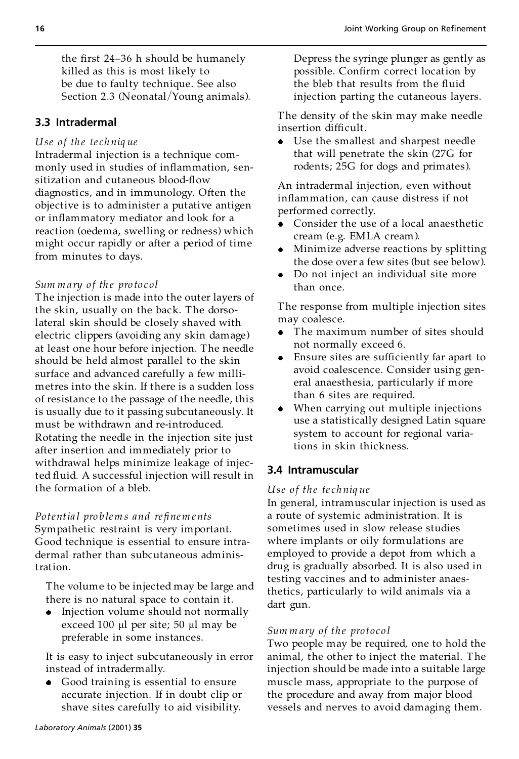the first 24–36 h should be humanely killed as this is most likely to be due to faulty technique. See also Section 2.3 (Neonatal/Young animals).

### 3.3 Intradermal

*Use of the technique*

Intradermal injection is a technique commonly used in studies of inflammation, sensitization and cutaneous blood-flow diagnostics, and in immunology. Often the objective is to administer a putative antigen or inflammatory mediator and look for a reaction (oedema, swelling or redness) which might occur rapidly or after a period of time from minutes to days.

*Summary of the protocol*

The injection is made into the outer layers of the skin, usually on the back. The dorsolateral skin should be closely shaved with electric clippers (avoiding any skin damage) at least one hour before injection. The needle should be held almost parallel to the skin surface and advanced carefully a few millimetres into the skin. If there is a sudden loss of resistance to the passage of the needle, this is usually due to it passing subcutaneously. It must be withdrawn and re-introduced. Rotating the needle in the injection site just after insertion and immediately prior to withdrawal helps minimize leakage of injected fluid. A successful injection will result in the formation of a bleb.

*Potential problems and refinements*

Sympathetic restraint is very important. Good technique is essential to ensure intradermal rather than subcutaneous administration.

The volume to be injected may be large and there is no natural space to contain it.

- Injection volume should not normally exceed 100 µl per site; 50 µl may be preferable in some instances.

It is easy to inject subcutaneously in error instead of intradermally.

- Good training is essential to ensure accurate injection. If in doubt clip or shave sites carefully to aid visibility. Depress the syringe plunger as gently as possible. Confirm correct location by the bleb that results from the fluid injection parting the cutaneous layers.

The density of the skin may make needle insertion difficult.

- Use the smallest and sharpest needle that will penetrate the skin (27G for rodents; 25G for dogs and primates).

An intradermal injection, even without inflammation, can cause distress if not performed correctly.

- Consider the use of a local anaesthetic cream (e.g. EMLA cream).
- Minimize adverse reactions by splitting the dose over a few sites (but see below).
- Do not inject an individual site more than once.

The response from multiple injection sites may coalesce.

- The maximum number of sites should not normally exceed 6.
- Ensure sites are sufficiently far apart to avoid coalescence. Consider using general anaesthesia, particularly if more than 6 sites are required.
- When carrying out multiple injections use a statistically designed Latin square system to account for regional variations in skin thickness.

### 3.4 Intramuscular

*Use of the technique*

In general, intramuscular injection is used as a route of systemic administration. It is sometimes used in slow release studies where implants or oily formulations are employed to provide a depot from which a drug is gradually absorbed. It is also used in testing vaccines and to administer anaesthetics, particularly to wild animals via a dart gun.

*Summary of the protocol*

Two people may be required, one to hold the animal, the other to inject the material. The injection should be made into a suitable large muscle mass, appropriate to the purpose of the procedure and away from major blood vessels and nerves to avoid damaging them.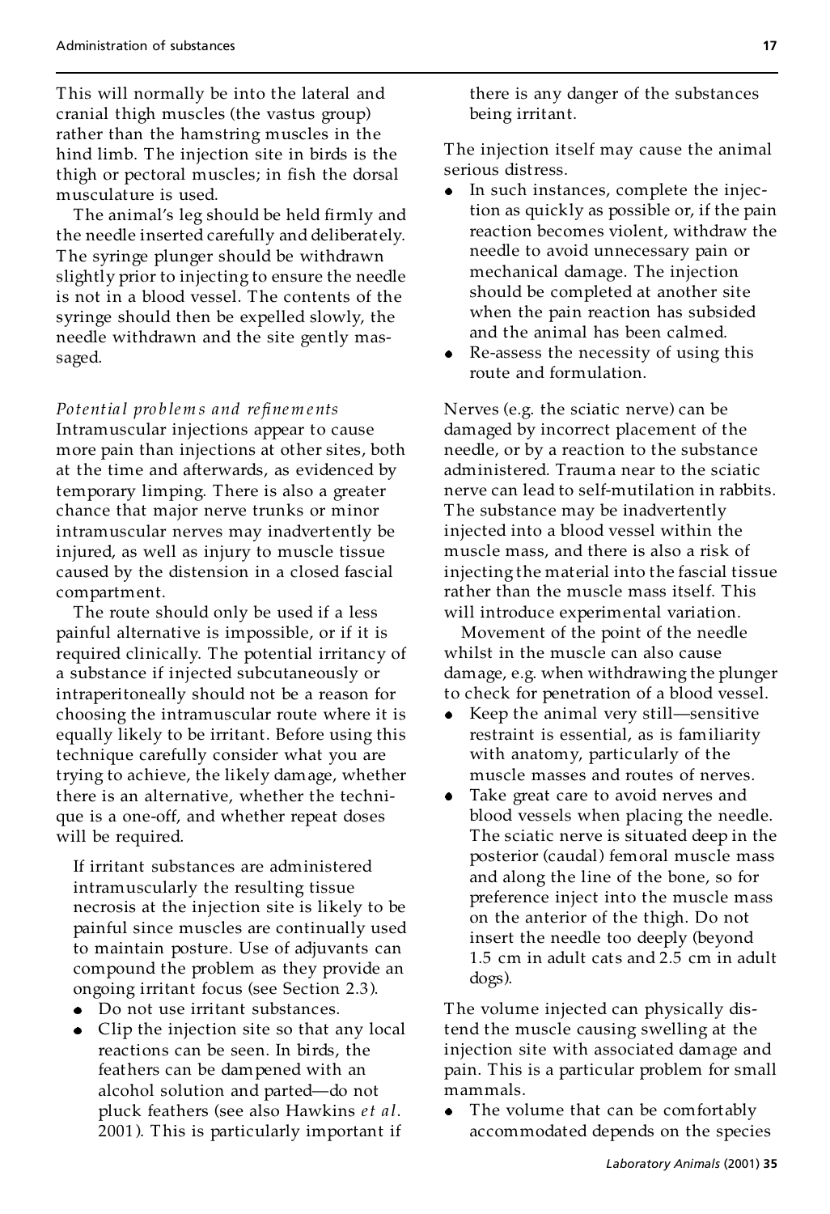This will normally be into the lateral and cranial thigh muscles (the vastus group) rather than the hamstring muscles in the hind limb. The injection site in birds is the thigh or pectoral muscles; in fish the dorsal musculature is used.

The animal's leg should be held firmly and the needle inserted carefully and deliberately. The syringe plunger should be withdrawn slightly prior to injecting to ensure the needle is not in a blood vessel. The contents of the syringe should then be expelled slowly, the needle withdrawn and the site gently massaged.

*Potential problems and refinements*

Intramuscular injections appear to cause more pain than injections at other sites, both at the time and afterwards, as evidenced by temporary limping. There is also a greater chance that major nerve trunks or minor intramuscular nerves may inadvertently be injured, as well as injury to muscle tissue caused by the distension in a closed fascial compartment.

The route should only be used if a less painful alternative is impossible, or if it is required clinically. The potential irritancy of a substance if injected subcutaneously or intraperitoneally should not be a reason for choosing the intramuscular route where it is equally likely to be irritant. Before using this technique carefully consider what you are trying to achieve, the likely damage, whether there is an alternative, whether the technique is a one-off, and whether repeat doses will be required.

If irritant substances are administered intramuscularly the resulting tissue necrosis at the injection site is likely to be painful since muscles are continually used to maintain posture. Use of adjuvants can compound the problem as they provide an ongoing irritant focus (see Section 2.3).

- Do not use irritant substances.
- Clip the injection site so that any local reactions can be seen. In birds, the feathers can be dampened with an alcohol solution and parted—do not pluck feathers (see also Hawkins *et al*. 2001). This is particularly important if there is any danger of the substances being irritant.

The injection itself may cause the animal serious distress.

- In such instances, complete the injection as quickly as possible or, if the pain reaction becomes violent, withdraw the needle to avoid unnecessary pain or mechanical damage. The injection should be completed at another site when the pain reaction has subsided and the animal has been calmed.
- Re-assess the necessity of using this route and formulation.

Nerves (e.g. the sciatic nerve) can be damaged by incorrect placement of the needle, or by a reaction to the substance administered. Trauma near to the sciatic nerve can lead to self-mutilation in rabbits. The substance may be inadvertently injected into a blood vessel within the muscle mass, and there is also a risk of injecting the material into the fascial tissue rather than the muscle mass itself. This will introduce experimental variation.

Movement of the point of the needle whilst in the muscle can also cause damage, e.g. when withdrawing the plunger to check for penetration of a blood vessel.

- Keep the animal very still—sensitive restraint is essential, as is familiarity with anatomy, particularly of the muscle masses and routes of nerves.
- Take great care to avoid nerves and blood vessels when placing the needle. The sciatic nerve is situated deep in the posterior (caudal) femoral muscle mass and along the line of the bone, so for preference inject into the muscle mass on the anterior of the thigh. Do not insert the needle too deeply (beyond 1.5 cm in adult cats and 2.5 cm in adult dogs).

The volume injected can physically distend the muscle causing swelling at the injection site with associated damage and pain. This is a particular problem for small mammals.

- The volume that can be comfortably accommodated depends on the species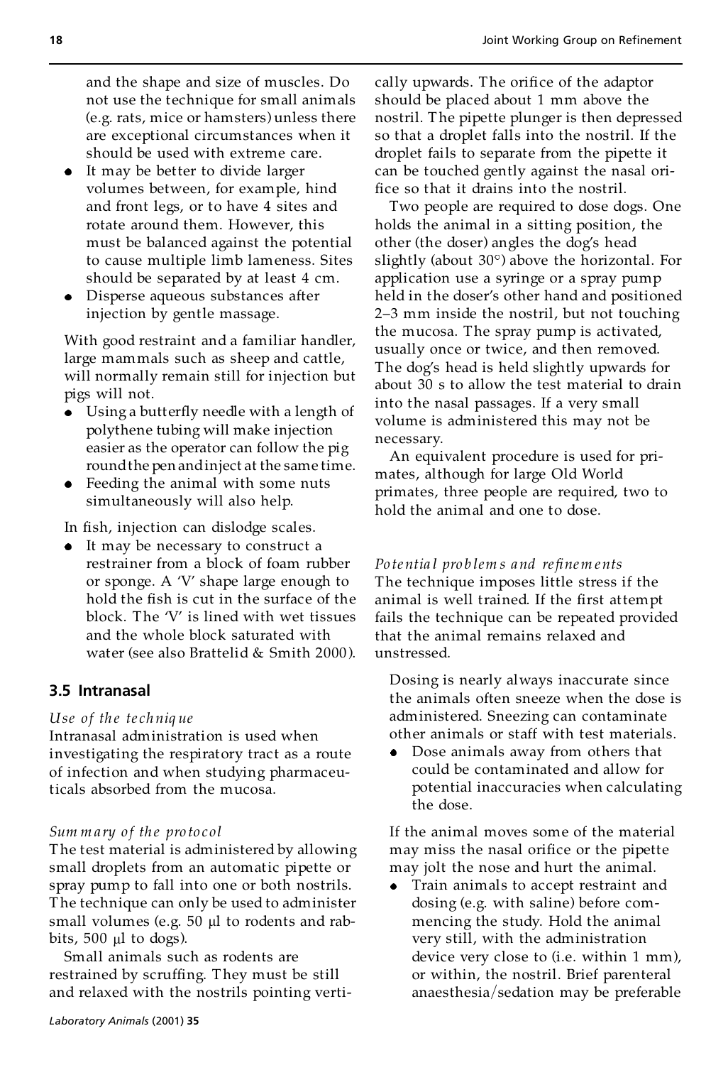and the shape and size of muscles. Do not use the technique for small animals (e.g. rats, mice or hamsters) unless there are exceptional circumstances when it should be used with extreme care.

- It may be better to divide larger volumes between, for example, hind and front legs, or to have 4 sites and rotate around them. However, this must be balanced against the potential to cause multiple limb lameness. Sites should be separated by at least 4 cm.
- Disperse aqueous substances after injection by gentle massage.

With good restraint and a familiar handler, large mammals such as sheep and cattle, will normally remain still for injection but pigs will not.

- Using a butterfly needle with a length of polythene tubing will make injection easier as the operator can follow the pig round the pen and inject at the same time.
- Feeding the animal with some nuts simultaneously will also help.

In fish, injection can dislodge scales.

- It may be necessary to construct a restrainer from a block of foam rubber or sponge. A 'V' shape large enough to hold the fish is cut in the surface of the block. The 'V' is lined with wet tissues and the whole block saturated with water (see also Brattelid & Smith 2000).

## 3.5 Intranasal

*Use of the technique*

Intranasal administration is used when investigating the respiratory tract as a route of infection and when studying pharmaceuticals absorbed from the mucosa.

*Summary of the protocol*

The test material is administered by allowing small droplets from an automatic pipette or spray pump to fall into one or both nostrils. The technique can only be used to administer small volumes (e.g. 50 μl to rodents and rabbits, 500 μl to dogs).

Small animals such as rodents are restrained by scruffing. They must be still and relaxed with the nostrils pointing vertically upwards. The orifice of the adaptor should be placed about 1 mm above the nostril. The pipette plunger is then depressed so that a droplet falls into the nostril. If the droplet fails to separate from the pipette it can be touched gently against the nasal orifice so that it drains into the nostril.

Two people are required to dose dogs. One holds the animal in a sitting position, the other (the doser) angles the dog's head slightly (about 30°) above the horizontal. For application use a syringe or a spray pump held in the doser's other hand and positioned 2–3 mm inside the nostril, but not touching the mucosa. The spray pump is activated, usually once or twice, and then removed. The dog's head is held slightly upwards for about 30 s to allow the test material to drain into the nasal passages. If a very small volume is administered this may not be necessary.

An equivalent procedure is used for primates, although for large Old World primates, three people are required, two to hold the animal and one to dose.

*Potential problems and refinements*

The technique imposes little stress if the animal is well trained. If the first attempt fails the technique can be repeated provided that the animal remains relaxed and unstressed.

Dosing is nearly always inaccurate since the animals often sneeze when the dose is administered. Sneezing can contaminate other animals or staff with test materials.

- Dose animals away from others that could be contaminated and allow for potential inaccuracies when calculating the dose.

If the animal moves some of the material may miss the nasal orifice or the pipette may jolt the nose and hurt the animal.

- Train animals to accept restraint and dosing (e.g. with saline) before commencing the study. Hold the animal very still, with the administration device very close to (i.e. within 1 mm), or within, the nostril. Brief parenteral anaesthesia/sedation may be preferable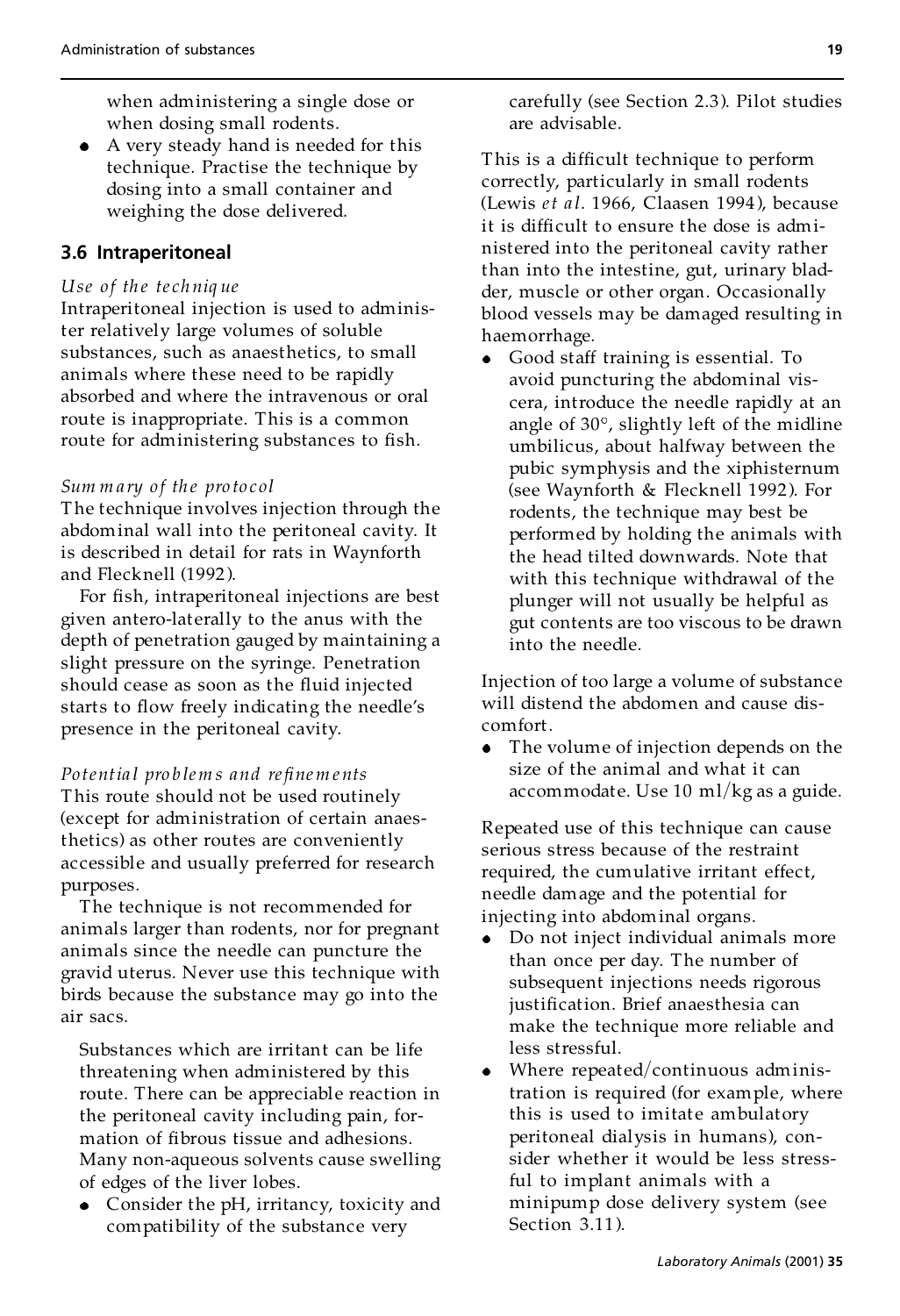when administering a single dose or when dosing small rodents.

- A very steady hand is needed for this technique. Practise the technique by dosing into a small container and weighing the dose delivered.

### 3.6 Intraperitoneal

*Use of the technique*

Intraperitoneal injection is used to administer relatively large volumes of soluble substances, such as anaesthetics, to small animals where these need to be rapidly absorbed and where the intravenous or oral route is inappropriate. This is a common route for administering substances to fish.

*Summary of the protocol*

The technique involves injection through the abdominal wall into the peritoneal cavity. It is described in detail for rats in Waynforth and Flecknell (1992).

For fish, intraperitoneal injections are best given antero-laterally to the anus with the depth of penetration gauged by maintaining a slight pressure on the syringe. Penetration should cease as soon as the fluid injected starts to flow freely indicating the needle's presence in the peritoneal cavity.

*Potential problems and refinements*

This route should not be used routinely (except for administration of certain anaesthetics) as other routes are conveniently accessible and usually preferred for research purposes.

The technique is not recommended for animals larger than rodents, nor for pregnant animals since the needle can puncture the gravid uterus. Never use this technique with birds because the substance may go into the air sacs.

Substances which are irritant can be life threatening when administered by this route. There can be appreciable reaction in the peritoneal cavity including pain, formation of fibrous tissue and adhesions. Many non-aqueous solvents cause swelling of edges of the liver lobes.

- Consider the pH, irritancy, toxicity and compatibility of the substance very carefully (see Section 2.3). Pilot studies are advisable.

This is a difficult technique to perform correctly, particularly in small rodents (Lewis *et al*. 1966, Claasen 1994), because it is difficult to ensure the dose is administered into the peritoneal cavity rather than into the intestine, gut, urinary bladder, muscle or other organ. Occasionally blood vessels may be damaged resulting in haemorrhage.

- Good staff training is essential. To avoid puncturing the abdominal viscera, introduce the needle rapidly at an angle of 30°, slightly left of the midline umbilicus, about halfway between the pubic symphysis and the xiphisternum (see Waynforth & Flecknell 1992). For rodents, the technique may best be performed by holding the animals with the head tilted downwards. Note that with this technique withdrawal of the plunger will not usually be helpful as gut contents are too viscous to be drawn into the needle.

Injection of too large a volume of substance will distend the abdomen and cause discomfort.

- The volume of injection depends on the size of the animal and what it can accommodate. Use 10 ml/kg as a guide.

Repeated use of this technique can cause serious stress because of the restraint required, the cumulative irritant effect, needle damage and the potential for injecting into abdominal organs.

- Do not inject individual animals more than once per day. The number of subsequent injections needs rigorous justification. Brief anaesthesia can make the technique more reliable and less stressful.
- Where repeated/continuous administration is required (for example, where this is used to imitate ambulatory peritoneal dialysis in humans), consider whether it would be less stressful to implant animals with a minipump dose delivery system (see Section 3.11).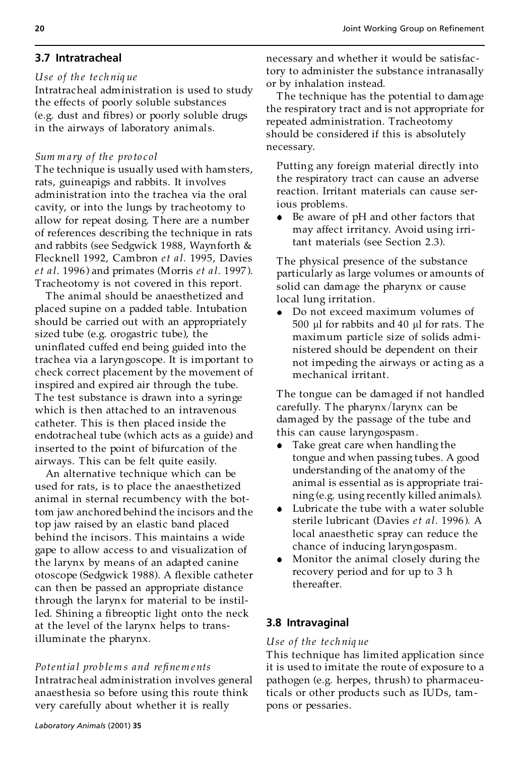## 3.7 Intratracheal

*Use of the technique*

Intratracheal administration is used to study the effects of poorly soluble substances (e.g. dust and fibres) or poorly soluble drugs in the airways of laboratory animals.

*Summary of the protocol*

The technique is usually used with hamsters, rats, guineapigs and rabbits. It involves administration into the trachea via the oral cavity, or into the lungs by tracheotomy to allow for repeat dosing. There are a number of references describing the technique in rats and rabbits (see Sedgwick 1988, Waynforth & Flecknell 1992, Cambron *et al*. 1995, Davies *et al*. 1996) and primates (Morris *et al*. 1997). Tracheotomy is not covered in this report.

The animal should be anaesthetized and placed supine on a padded table. Intubation should be carried out with an appropriately sized tube (e.g. orogastric tube), the uninflated cuffed end being guided into the trachea via a laryngoscope. It is important to check correct placement by the movement of inspired and expired air through the tube. The test substance is drawn into a syringe which is then attached to an intravenous catheter. This is then placed inside the endotracheal tube (which acts as a guide) and inserted to the point of bifurcation of the airways. This can be felt quite easily.

An alternative technique which can be used for rats, is to place the anaesthetized animal in sternal recumbency with the bottom jaw anchored behind the incisors and the top jaw raised by an elastic band placed behind the incisors. This maintains a wide gape to allow access to and visualization of the larynx by means of an adapted canine otoscope (Sedgwick 1988). A flexible catheter can then be passed an appropriate distance through the larynx for material to be instilled. Shining a fibreoptic light onto the neck at the level of the larynx helps to transilluminate the pharynx.

*Potential problems and refinements*

Intratracheal administration involves general anaesthesia so before using this route think very carefully about whether it is really necessary and whether it would be satisfactory to administer the substance intranasally or by inhalation instead.

The technique has the potential to damage the respiratory tract and is not appropriate for repeated administration. Tracheotomy should be considered if this is absolutely necessary.

Putting any foreign material directly into the respiratory tract can cause an adverse reaction. Irritant materials can cause serious problems.

- Be aware of pH and other factors that may affect irritancy. Avoid using irritant materials (see Section 2.3).

The physical presence of the substance particularly as large volumes or amounts of solid can damage the pharynx or cause local lung irritation.

- Do not exceed maximum volumes of 500 µl for rabbits and 40 µl for rats. The maximum particle size of solids administered should be dependent on their not impeding the airways or acting as a mechanical irritant.

The tongue can be damaged if not handled carefully. The pharynx/larynx can be damaged by the passage of the tube and this can cause laryngospasm.

- Take great care when handling the tongue and when passing tubes. A good understanding of the anatomy of the animal is essential as is appropriate training (e.g. using recently killed animals).
- Lubricate the tube with a water soluble sterile lubricant (Davies *et al*. 1996). A local anaesthetic spray can reduce the chance of inducing laryngospasm.
- Monitor the animal closely during the recovery period and for up to 3 h thereafter.

## 3.8 Intravaginal

*Use of the technique*

This technique has limited application since it is used to imitate the route of exposure to a pathogen (e.g. herpes, thrush) to pharmaceuticals or other products such as IUDs, tampons or pessaries.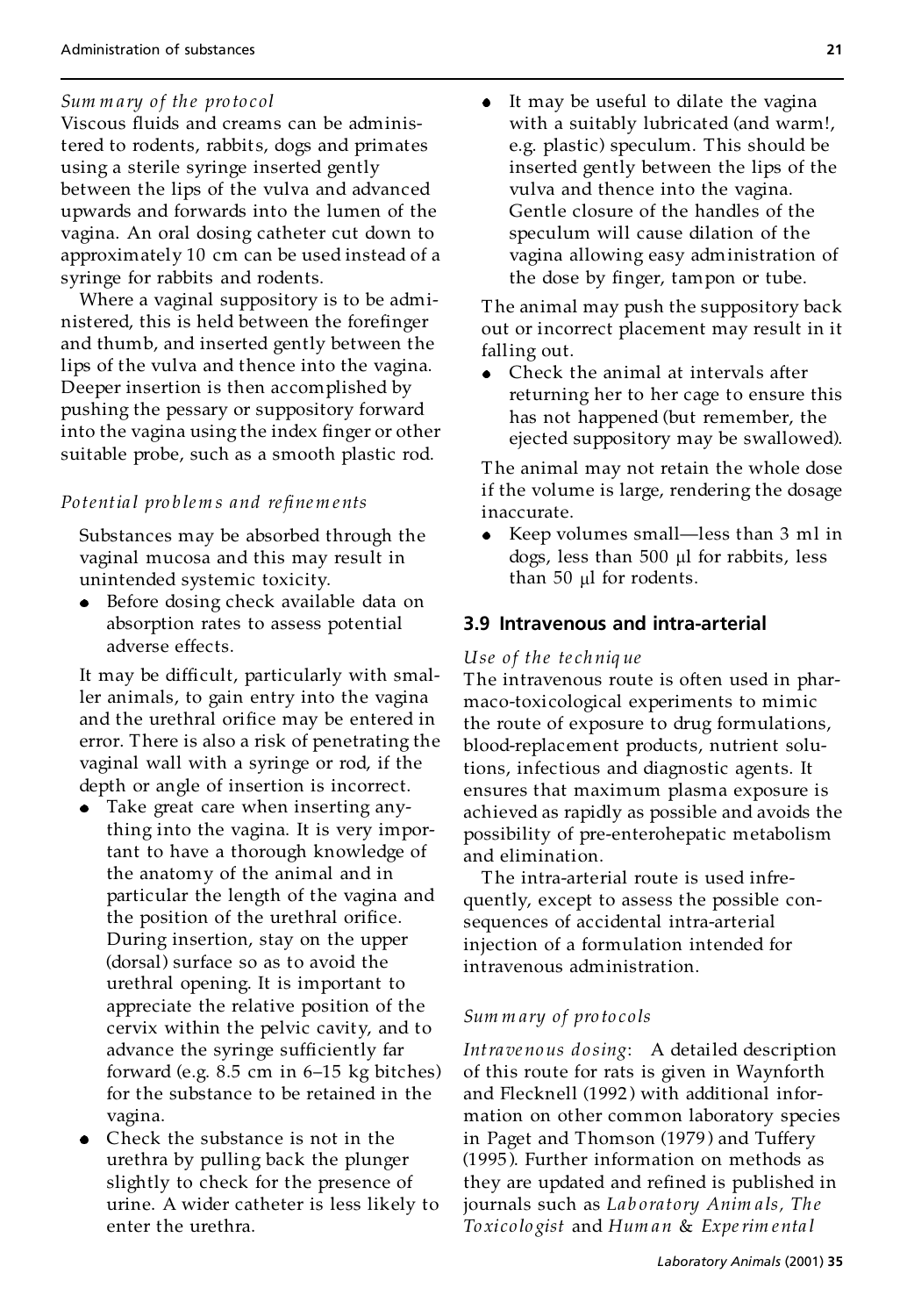*Summary of the protocol*

Viscous fluids and creams can be administered to rodents, rabbits, dogs and primates using a sterile syringe inserted gently between the lips of the vulva and advanced upwards and forwards into the lumen of the vagina. An oral dosing catheter cut down to approximately 10 cm can be used instead of a syringe for rabbits and rodents.

Where a vaginal suppository is to be administered, this is held between the forefinger and thumb, and inserted gently between the lips of the vulva and thence into the vagina. Deeper insertion is then accomplished by pushing the pessary or suppository forward into the vagina using the index finger or other suitable probe, such as a smooth plastic rod.

*Potential problems and refinements*

Substances may be absorbed through the vaginal mucosa and this may result in unintended systemic toxicity.

- Before dosing check available data on absorption rates to assess potential adverse effects.

It may be difficult, particularly with smaller animals, to gain entry into the vagina and the urethral orifice may be entered in error. There is also a risk of penetrating the vaginal wall with a syringe or rod, if the depth or angle of insertion is incorrect.

- Take great care when inserting anything into the vagina. It is very important to have a thorough knowledge of the anatomy of the animal and in particular the length of the vagina and the position of the urethral orifice. During insertion, stay on the upper (dorsal) surface so as to avoid the urethral opening. It is important to appreciate the relative position of the cervix within the pelvic cavity, and to advance the syringe sufficiently far forward (e.g. 8.5 cm in 6–15 kg bitches) for the substance to be retained in the vagina.
- Check the substance is not in the urethra by pulling back the plunger slightly to check for the presence of urine. A wider catheter is less likely to enter the urethra.
- It may be useful to dilate the vagina with a suitably lubricated (and warm!, e.g. plastic) speculum. This should be inserted gently between the lips of the vulva and thence into the vagina. Gentle closure of the handles of the speculum will cause dilation of the vagina allowing easy administration of the dose by finger, tampon or tube.

The animal may push the suppository back out or incorrect placement may result in it falling out.

- Check the animal at intervals after returning her to her cage to ensure this has not happened (but remember, the ejected suppository may be swallowed).

The animal may not retain the whole dose if the volume is large, rendering the dosage inaccurate.

- Keep volumes small—less than 3 ml in dogs, less than 500 μl for rabbits, less than 50 μl for rodents.

## 3.9 Intravenous and intra-arterial

*Use of the technique*

The intravenous route is often used in pharmaco-toxicological experiments to mimic the route of exposure to drug formulations, blood-replacement products, nutrient solutions, infectious and diagnostic agents. It ensures that maximum plasma exposure is achieved as rapidly as possible and avoids the possibility of pre-enterohepatic metabolism and elimination.

The intra-arterial route is used infrequently, except to assess the possible consequences of accidental intra-arterial injection of a formulation intended for intravenous administration.

*Summary of protocols*

*Intravenous dosing*: A detailed description of this route for rats is given in Waynforth and Flecknell (1992) with additional information on other common laboratory species in Paget and Thomson (1979) and Tuffery (1995). Further information on methods as they are updated and refined is published in journals such as *Laboratory Animals, The Toxicologist* and *Human & Experimental*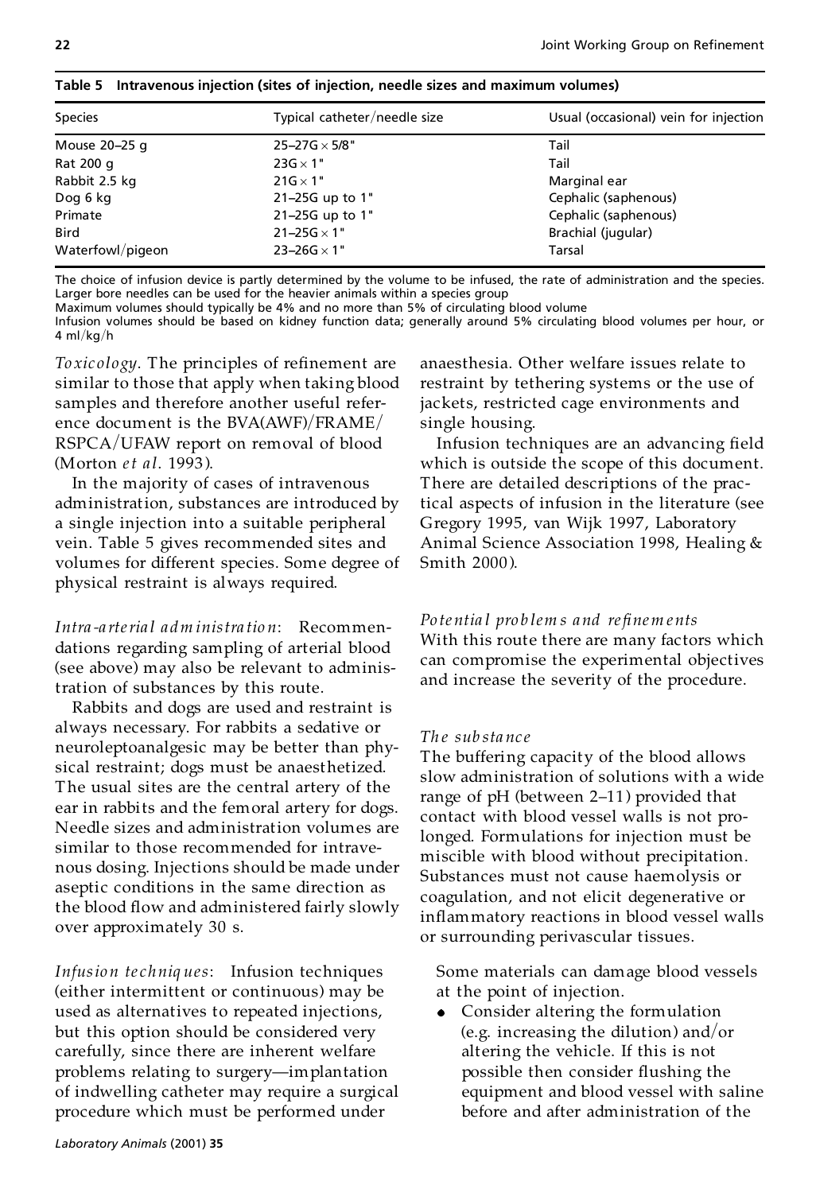**Table 5 Intravenous injection (sites of injection, needle sizes and maximum volumes)**

| Species | Typical catheter/needle size | Usual (occasional) vein for injection |
|---|---|---|
| Mouse 20–25 g | 25–27G × 5/8" | Tail |
| Rat 200 g | 23G × 1" | Tail |
| Rabbit 2.5 kg | 21G × 1" | Marginal ear |
| Dog 6 kg | 21–25G up to 1" | Cephalic (saphenous) |
| Primate | 21–25G up to 1" | Cephalic (saphenous) |
| Bird | 21–25G × 1" | Brachial (jugular) |
| Waterfowl/pigeon | 23–26G × 1" | Tarsal |

The choice of infusion device is partly determined by the volume to be infused, the rate of administration and the species. Larger bore needles can be used for the heavier animals within a species group

Maximum volumes should typically be 4% and no more than 5% of circulating blood volume

Infusion volumes should be based on kidney function data; generally around 5% circulating blood volumes per hour, or 4 ml/kg/h

*Toxicology*. The principles of refinement are similar to those that apply when taking blood samples and therefore another useful reference document is the BVA(AWF)/FRAME/RSPCA/UFAW report on removal of blood (Morton *et al*. 1993).

In the majority of cases of intravenous administration, substances are introduced by a single injection into a suitable peripheral vein. Table 5 gives recommended sites and volumes for different species. Some degree of physical restraint is always required.

*Intra-arterial administration*: Recommendations regarding sampling of arterial blood (see above) may also be relevant to administration of substances by this route.

Rabbits and dogs are used and restraint is always necessary. For rabbits a sedative or neuroleptoanalgesic may be better than physical restraint; dogs must be anaesthetized. The usual sites are the central artery of the ear in rabbits and the femoral artery for dogs. Needle sizes and administration volumes are similar to those recommended for intravenous dosing. Injections should be made under aseptic conditions in the same direction as the blood flow and administered fairly slowly over approximately 30 s.

*Infusion techniques*: Infusion techniques (either intermittent or continuous) may be used as alternatives to repeated injections, but this option should be considered very carefully, since there are inherent welfare problems relating to surgery—implantation of indwelling catheter may require a surgical procedure which must be performed under anaesthesia. Other welfare issues relate to restraint by tethering systems or the use of jackets, restricted cage environments and single housing.

Infusion techniques are an advancing field which is outside the scope of this document. There are detailed descriptions of the practical aspects of infusion in the literature (see Gregory 1995, van Wijk 1997, Laboratory Animal Science Association 1998, Healing & Smith 2000).

*Potential problems and refinements*

With this route there are many factors which can compromise the experimental objectives and increase the severity of the procedure.

*The substance*

The buffering capacity of the blood allows slow administration of solutions with a wide range of pH (between 2–11) provided that contact with blood vessel walls is not prolonged. Formulations for injection must be miscible with blood without precipitation. Substances must not cause haemolysis or coagulation, and not elicit degenerative or inflammatory reactions in blood vessel walls or surrounding perivascular tissues.

Some materials can damage blood vessels at the point of injection.

- Consider altering the formulation (e.g. increasing the dilution) and/or altering the vehicle. If this is not possible then consider flushing the equipment and blood vessel with saline before and after administration of the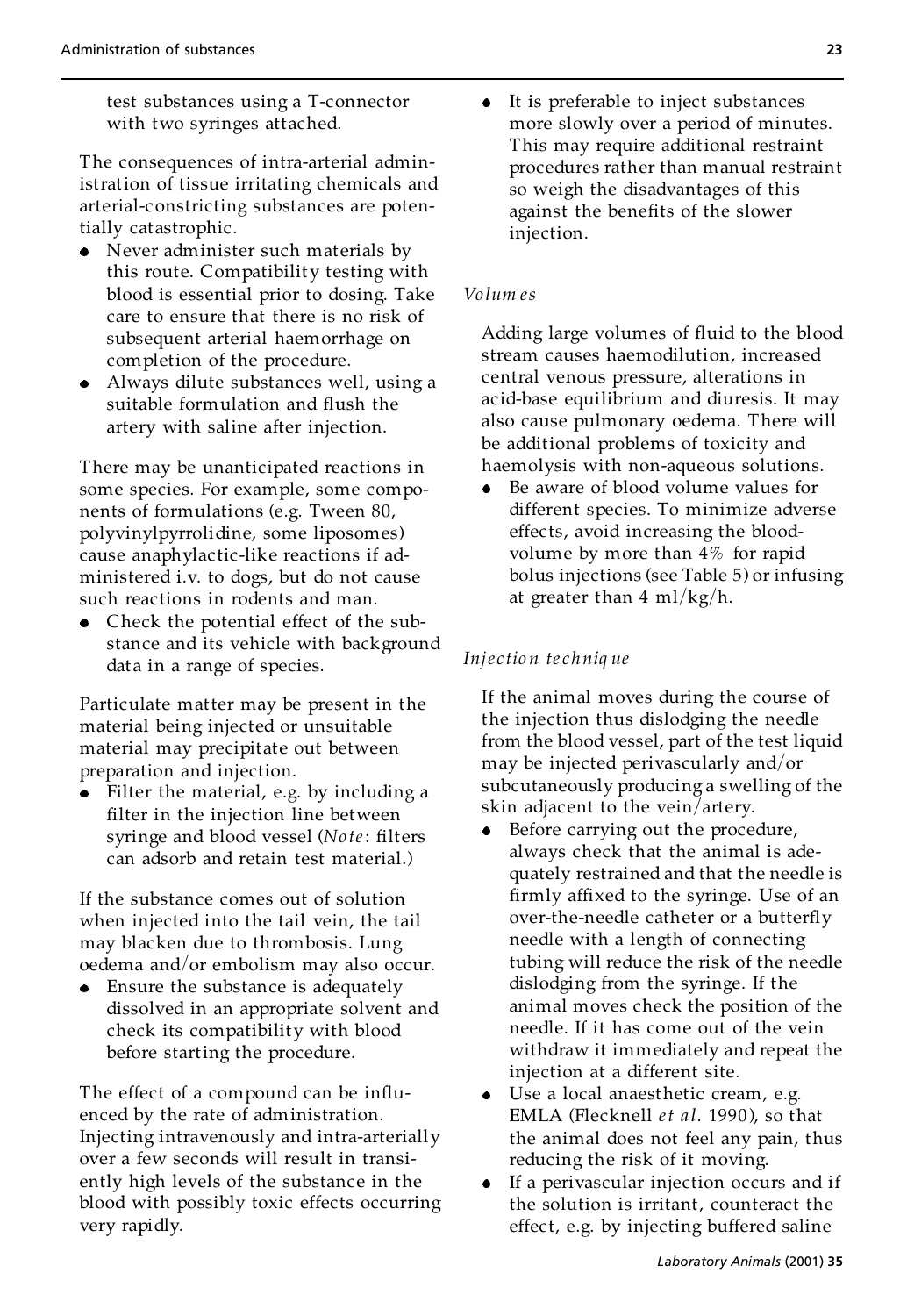test substances using a T-connector with two syringes attached.

The consequences of intra-arterial administration of tissue irritating chemicals and arterial-constricting substances are potentially catastrophic.

- Never administer such materials by this route. Compatibility testing with blood is essential prior to dosing. Take care to ensure that there is no risk of subsequent arterial haemorrhage on completion of the procedure.
- Always dilute substances well, using a suitable formulation and flush the artery with saline after injection.

There may be unanticipated reactions in some species. For example, some components of formulations (e.g. Tween 80, polyvinylpyrrolidine, some liposomes) cause anaphylactic-like reactions if administered i.v. to dogs, but do not cause such reactions in rodents and man.

- Check the potential effect of the substance and its vehicle with background data in a range of species.

Particulate matter may be present in the material being injected or unsuitable material may precipitate out between preparation and injection.

- Filter the material, e.g. by including a filter in the injection line between syringe and blood vessel (*Note*: filters can adsorb and retain test material.)

If the substance comes out of solution when injected into the tail vein, the tail may blacken due to thrombosis. Lung oedema and/or embolism may also occur.

- Ensure the substance is adequately dissolved in an appropriate solvent and check its compatibility with blood before starting the procedure.

The effect of a compound can be influenced by the rate of administration. Injecting intravenously and intra-arterially over a few seconds will result in transiently high levels of the substance in the blood with possibly toxic effects occurring very rapidly.

- It is preferable to inject substances more slowly over a period of minutes. This may require additional restraint procedures rather than manual restraint so weigh the disadvantages of this against the benefits of the slower injection.

*Volumes*

Adding large volumes of fluid to the blood stream causes haemodilution, increased central venous pressure, alterations in acid-base equilibrium and diuresis. It may also cause pulmonary oedema. There will be additional problems of toxicity and haemolysis with non-aqueous solutions.

- Be aware of blood volume values for different species. To minimize adverse effects, avoid increasing the blood-volume by more than 4% for rapid bolus injections (see Table 5) or infusing at greater than 4 ml/kg/h.

*Injection technique*

If the animal moves during the course of the injection thus dislodging the needle from the blood vessel, part of the test liquid may be injected perivascularly and/or subcutaneously producing a swelling of the skin adjacent to the vein/artery.

- Before carrying out the procedure, always check that the animal is adequately restrained and that the needle is firmly affixed to the syringe. Use of an over-the-needle catheter or a butterfly needle with a length of connecting tubing will reduce the risk of the needle dislodging from the syringe. If the animal moves check the position of the needle. If it has come out of the vein withdraw it immediately and repeat the injection at a different site.
- Use a local anaesthetic cream, e.g. EMLA (Flecknell *et al*. 1990), so that the animal does not feel any pain, thus reducing the risk of it moving.
- If a perivascular injection occurs and if the solution is irritant, counteract the effect, e.g. by injecting buffered saline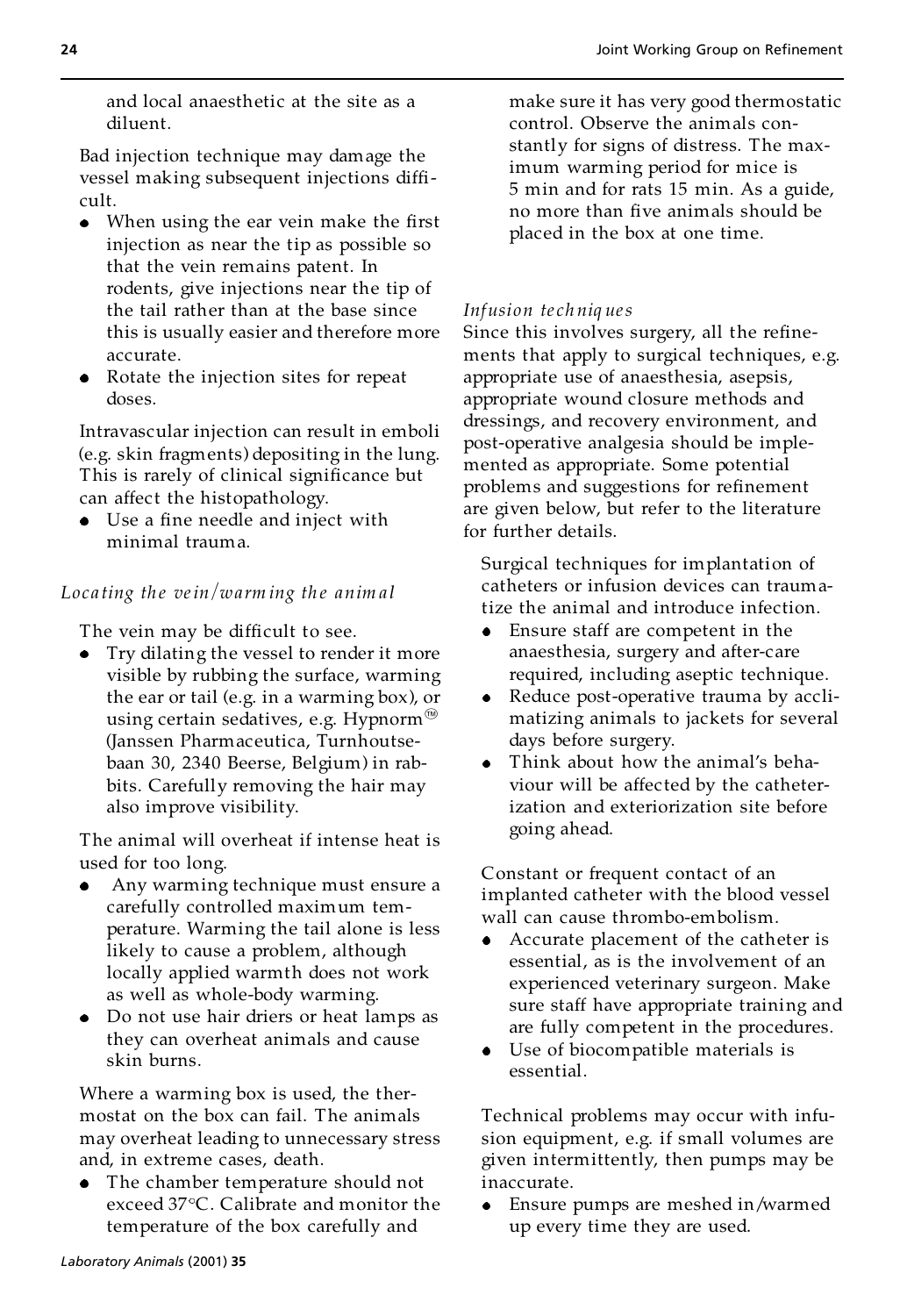and local anaesthetic at the site as a diluent.

Bad injection technique may damage the vessel making subsequent injections difficult.

- When using the ear vein make the first injection as near the tip as possible so that the vein remains patent. In rodents, give injections near the tip of the tail rather than at the base since this is usually easier and therefore more accurate.
- Rotate the injection sites for repeat doses.

Intravascular injection can result in emboli (e.g. skin fragments) depositing in the lung. This is rarely of clinical significance but can affect the histopathology.

- Use a fine needle and inject with minimal trauma.

*Locating the vein/warming the animal*

The vein may be difficult to see.

- Try dilating the vessel to render it more visible by rubbing the surface, warming the ear or tail (e.g. in a warming box), or using certain sedatives, e.g. Hypnorm™ (Janssen Pharmaceutica, Turnhoutsebaan 30, 2340 Beerse, Belgium) in rabbits. Carefully removing the hair may also improve visibility.

The animal will overheat if intense heat is used for too long.

- Any warming technique must ensure a carefully controlled maximum temperature. Warming the tail alone is less likely to cause a problem, although locally applied warmth does not work as well as whole-body warming.
- Do not use hair driers or heat lamps as they can overheat animals and cause skin burns.

Where a warming box is used, the thermostat on the box can fail. The animals may overheat leading to unnecessary stress and, in extreme cases, death.

- The chamber temperature should not exceed 37°C. Calibrate and monitor the temperature of the box carefully and make sure it has very good thermostatic control. Observe the animals constantly for signs of distress. The maximum warming period for mice is 5 min and for rats 15 min. As a guide, no more than five animals should be placed in the box at one time.

*Infusion techniques*

Since this involves surgery, all the refinements that apply to surgical techniques, e.g. appropriate use of anaesthesia, asepsis, appropriate wound closure methods and dressings, and recovery environment, and post-operative analgesia should be implemented as appropriate. Some potential problems and suggestions for refinement are given below, but refer to the literature for further details.

Surgical techniques for implantation of catheters or infusion devices can traumatize the animal and introduce infection.

- Ensure staff are competent in the anaesthesia, surgery and after-care required, including aseptic technique.
- Reduce post-operative trauma by acclimatizing animals to jackets for several days before surgery.
- Think about how the animal's behaviour will be affected by the catheterization and exteriorization site before going ahead.

Constant or frequent contact of an implanted catheter with the blood vessel wall can cause thrombo-embolism.

- Accurate placement of the catheter is essential, as is the involvement of an experienced veterinary surgeon. Make sure staff have appropriate training and are fully competent in the procedures.
- Use of biocompatible materials is essential.

Technical problems may occur with infusion equipment, e.g. if small volumes are given intermittently, then pumps may be inaccurate.

- Ensure pumps are meshed in/warmed up every time they are used.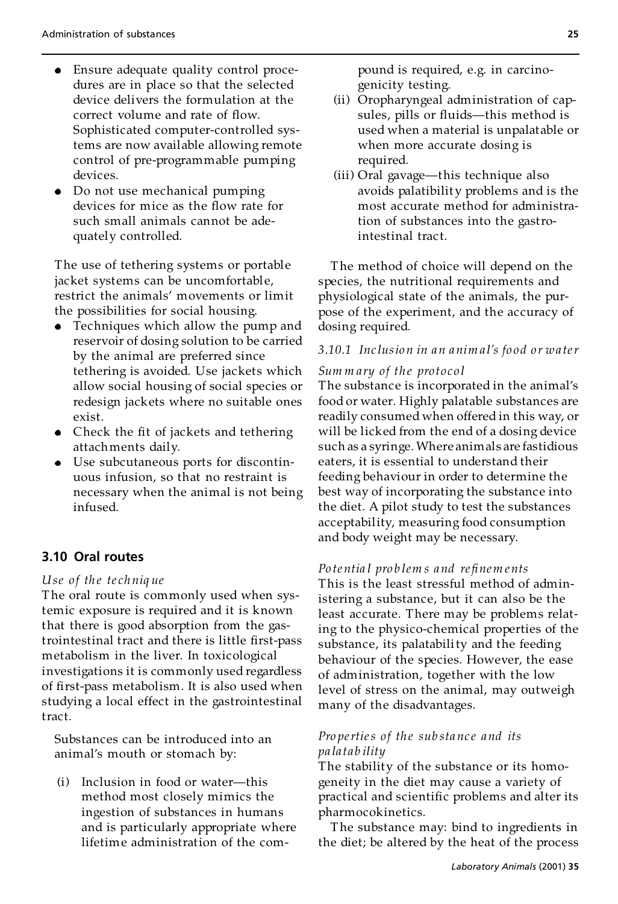- Ensure adequate quality control procedures are in place so that the selected device delivers the formulation at the correct volume and rate of flow. Sophisticated computer-controlled systems are now available allowing remote control of pre-programmable pumping devices.
- Do not use mechanical pumping devices for mice as the flow rate for such small animals cannot be adequately controlled.

The use of tethering systems or portable jacket systems can be uncomfortable, restrict the animals' movements or limit the possibilities for social housing.

- Techniques which allow the pump and reservoir of dosing solution to be carried by the animal are preferred since tethering is avoided. Use jackets which allow social housing of social species or redesign jackets where no suitable ones exist.
- Check the fit of jackets and tethering attachments daily.
- Use subcutaneous ports for discontinuous infusion, so that no restraint is necessary when the animal is not being infused.

## 3.10 Oral routes

*Use of the technique*

The oral route is commonly used when systemic exposure is required and it is known that there is good absorption from the gastrointestinal tract and there is little first-pass metabolism in the liver. In toxicological investigations it is commonly used regardless of first-pass metabolism. It is also used when studying a local effect in the gastrointestinal tract.

Substances can be introduced into an animal's mouth or stomach by:

(i) Inclusion in food or water—this method most closely mimics the ingestion of substances in humans and is particularly appropriate where lifetime administration of the compound is required, e.g. in carcinogenicity testing.

(ii) Oropharyngeal administration of capsules, pills or fluids—this method is used when a material is unpalatable or when more accurate dosing is required.

(iii) Oral gavage—this technique also avoids palatability problems and is the most accurate method for administration of substances into the gastrointestinal tract.

The method of choice will depend on the species, the nutritional requirements and physiological state of the animals, the purpose of the experiment, and the accuracy of dosing required.

### *3.10.1 Inclusion in an animal's food or water*

*Summary of the protocol*

The substance is incorporated in the animal's food or water. Highly palatable substances are readily consumed when offered in this way, or will be licked from the end of a dosing device such as a syringe. Where animals are fastidious eaters, it is essential to understand their feeding behaviour in order to determine the best way of incorporating the substance into the diet. A pilot study to test the substances acceptability, measuring food consumption and body weight may be necessary.

*Potential problems and refinements*

This is the least stressful method of administering a substance, but it can also be the least accurate. There may be problems relating to the physico-chemical properties of the substance, its palatability and the feeding behaviour of the species. However, the ease of administration, together with the low level of stress on the animal, may outweigh many of the disadvantages.

*Properties of the substance and its palatability*

The stability of the substance or its homogeneity in the diet may cause a variety of practical and scientific problems and alter its pharmocokinetics.

The substance may: bind to ingredients in the diet; be altered by the heat of the process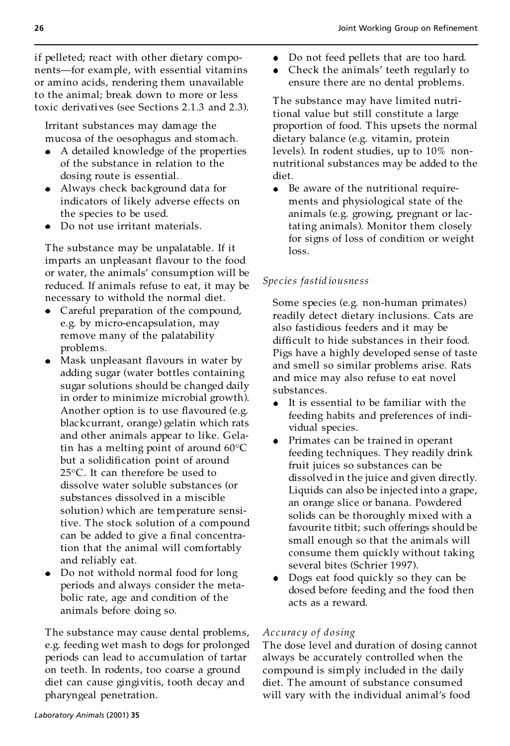if pelleted; react with other dietary components—for example, with essential vitamins or amino acids, rendering them unavailable to the animal; break down to more or less toxic derivatives (see Sections 2.1.3 and 2.3).

Irritant substances may damage the mucosa of the oesophagus and stomach.

- A detailed knowledge of the properties of the substance in relation to the dosing route is essential.
- Always check background data for indicators of likely adverse effects on the species to be used.
- Do not use irritant materials.

The substance may be unpalatable. If it imparts an unpleasant flavour to the food or water, the animals' consumption will be reduced. If animals refuse to eat, it may be necessary to withold the normal diet.

- Careful preparation of the compound, e.g. by micro-encapsulation, may remove many of the palatability problems.
- Mask unpleasant flavours in water by adding sugar (water bottles containing sugar solutions should be changed daily in order to minimize microbial growth). Another option is to use flavoured (e.g. blackcurrant, orange) gelatin which rats and other animals appear to like. Gelatin has a melting point of around 60°C but a solidification point of around 25°C. It can therefore be used to dissolve water soluble substances (or substances dissolved in a miscible solution) which are temperature sensitive. The stock solution of a compound can be added to give a final concentration that the animal will comfortably and reliably eat.
- Do not withold normal food for long periods and always consider the metabolic rate, age and condition of the animals before doing so.

The substance may cause dental problems, e.g. feeding wet mash to dogs for prolonged periods can lead to accumulation of tartar on teeth. In rodents, too coarse a ground diet can cause gingivitis, tooth decay and pharyngeal penetration.

- Do not feed pellets that are too hard.
- Check the animals' teeth regularly to ensure there are no dental problems.

The substance may have limited nutritional value but still constitute a large proportion of food. This upsets the normal dietary balance (e.g. vitamin, protein levels). In rodent studies, up to 10% non-nutritional substances may be added to the diet.

- Be aware of the nutritional requirements and physiological state of the animals (e.g. growing, pregnant or lactating animals). Monitor them closely for signs of loss of condition or weight loss.

*Species fastidiousness*

Some species (e.g. non-human primates) readily detect dietary inclusions. Cats are also fastidious feeders and it may be difficult to hide substances in their food. Pigs have a highly developed sense of taste and smell so similar problems arise. Rats and mice may also refuse to eat novel substances.

- It is essential to be familiar with the feeding habits and preferences of individual species.
- Primates can be trained in operant feeding techniques. They readily drink fruit juices so substances can be dissolved in the juice and given directly. Liquids can also be injected into a grape, an orange slice or banana. Powdered solids can be thoroughly mixed with a favourite titbit; such offerings should be small enough so that the animals will consume them quickly without taking several bites (Schrier 1997).
- Dogs eat food quickly so they can be dosed before feeding and the food then acts as a reward.

*Accuracy of dosing*

The dose level and duration of dosing cannot always be accurately controlled when the compound is simply included in the daily diet. The amount of substance consumed will vary with the individual animal's food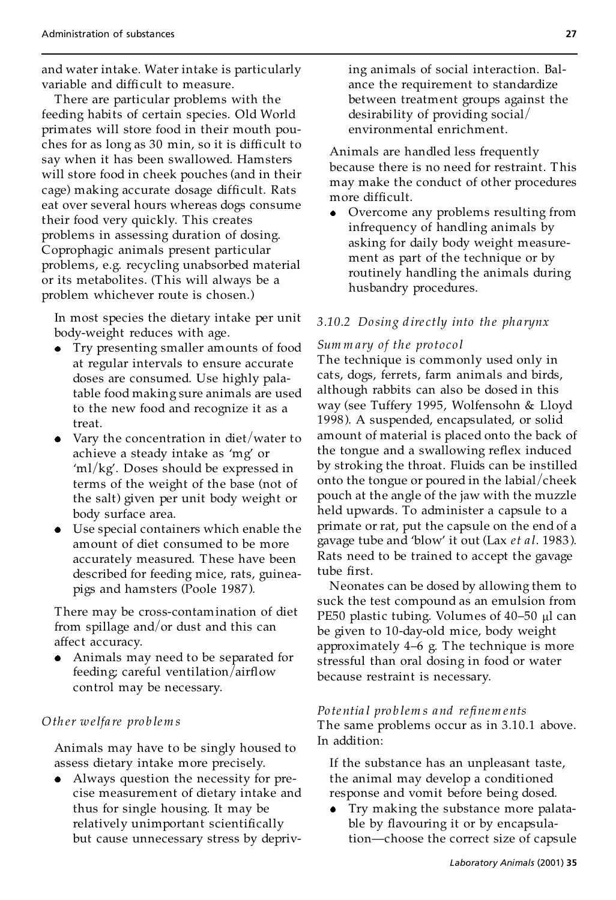and water intake. Water intake is particularly variable and difficult to measure.

There are particular problems with the feeding habits of certain species. Old World primates will store food in their mouth pouches for as long as 30 min, so it is difficult to say when it has been swallowed. Hamsters will store food in cheek pouches (and in their cage) making accurate dosage difficult. Rats eat over several hours whereas dogs consume their food very quickly. This creates problems in assessing duration of dosing. Coprophagic animals present particular problems, e.g. recycling unabsorbed material or its metabolites. (This will always be a problem whichever route is chosen.)

In most species the dietary intake per unit body-weight reduces with age.

- Try presenting smaller amounts of food at regular intervals to ensure accurate doses are consumed. Use highly palatable food making sure animals are used to the new food and recognize it as a treat.
- Vary the concentration in diet/water to achieve a steady intake as 'mg' or 'ml/kg'. Doses should be expressed in terms of the weight of the base (not of the salt) given per unit body weight or body surface area.
- Use special containers which enable the amount of diet consumed to be more accurately measured. These have been described for feeding mice, rats, guinea-pigs and hamsters (Poole 1987).

There may be cross-contamination of diet from spillage and/or dust and this can affect accuracy.

- Animals may need to be separated for feeding; careful ventilation/airflow control may be necessary.

*Other welfare problems*

Animals may have to be singly housed to assess dietary intake more precisely.

- Always question the necessity for precise measurement of dietary intake and thus for single housing. It may be relatively unimportant scientifically but cause unnecessary stress by depriving animals of social interaction. Balance the requirement to standardize between treatment groups against the desirability of providing social/environmental enrichment.

Animals are handled less frequently because there is no need for restraint. This may make the conduct of other procedures more difficult.

- Overcome any problems resulting from infrequency of handling animals by asking for daily body weight measurement as part of the technique or by routinely handling the animals during husbandry procedures.

### *3.10.2 Dosing directly into the pharynx*

*Summary of the protocol*

The technique is commonly used only in cats, dogs, ferrets, farm animals and birds, although rabbits can also be dosed in this way (see Tuffery 1995, Wolfensohn & Lloyd 1998). A suspended, encapsulated, or solid amount of material is placed onto the back of the tongue and a swallowing reflex induced by stroking the throat. Fluids can be instilled onto the tongue or poured in the labial/cheek pouch at the angle of the jaw with the muzzle held upwards. To administer a capsule to a primate or rat, put the capsule on the end of a gavage tube and 'blow' it out (Lax *et al*. 1983). Rats need to be trained to accept the gavage tube first.

Neonates can be dosed by allowing them to suck the test compound as an emulsion from PE50 plastic tubing. Volumes of 40–50 μl can be given to 10-day-old mice, body weight approximately 4–6 g. The technique is more stressful than oral dosing in food or water because restraint is necessary.

*Potential problems and refinements*

The same problems occur as in 3.10.1 above. In addition:

If the substance has an unpleasant taste, the animal may develop a conditioned response and vomit before being dosed.

- Try making the substance more palatable by flavouring it or by encapsulation—choose the correct size of capsule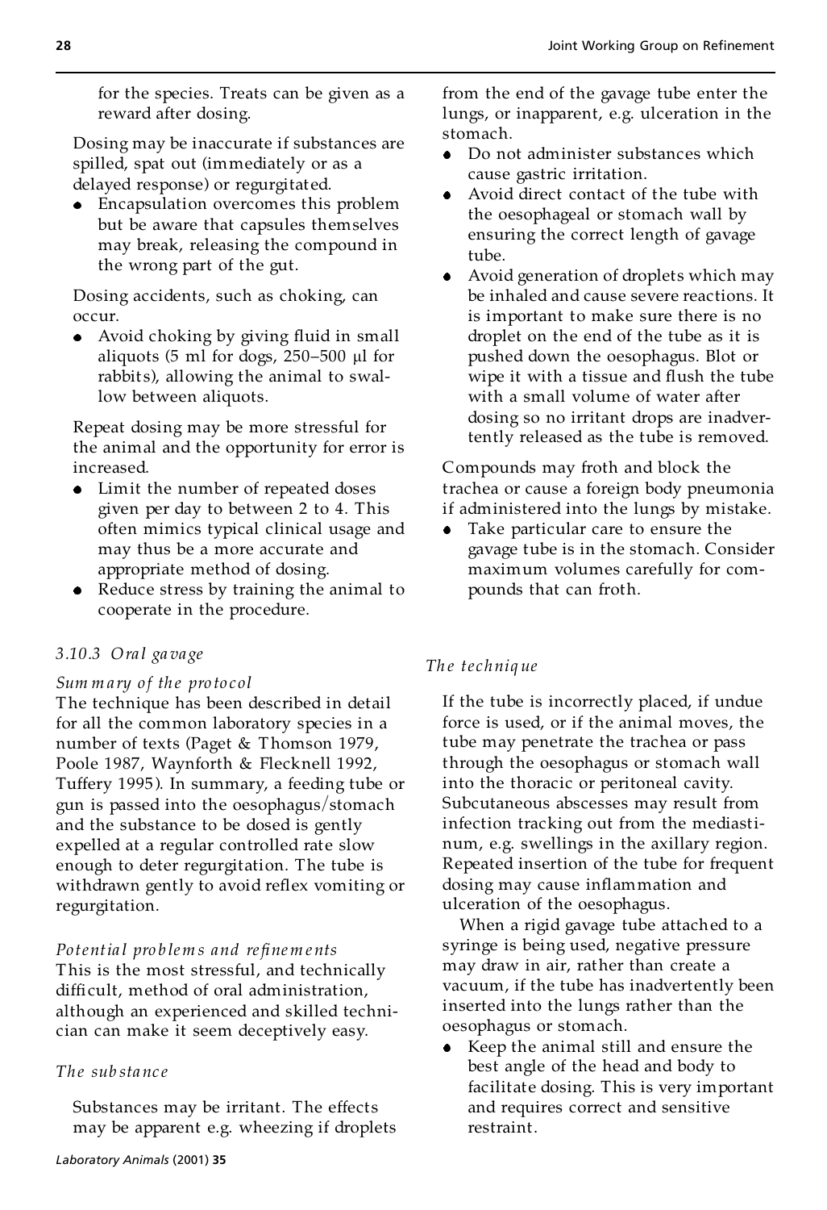for the species. Treats can be given as a reward after dosing.

Dosing may be inaccurate if substances are spilled, spat out (immediately or as a delayed response) or regurgitated.

- Encapsulation overcomes this problem but be aware that capsules themselves may break, releasing the compound in the wrong part of the gut.

Dosing accidents, such as choking, can occur.

- Avoid choking by giving fluid in small aliquots (5 ml for dogs, 250–500 µl for rabbits), allowing the animal to swallow between aliquots.

Repeat dosing may be more stressful for the animal and the opportunity for error is increased.

- Limit the number of repeated doses given per day to between 2 to 4. This often mimics typical clinical usage and may thus be a more accurate and appropriate method of dosing.
- Reduce stress by training the animal to cooperate in the procedure.

### *3.10.3 Oral gavage*

*Summary of the protocol*

The technique has been described in detail for all the common laboratory species in a number of texts (Paget & Thomson 1979, Poole 1987, Waynforth & Flecknell 1992, Tuffery 1995). In summary, a feeding tube or gun is passed into the oesophagus/stomach and the substance to be dosed is gently expelled at a regular controlled rate slow enough to deter regurgitation. The tube is withdrawn gently to avoid reflex vomiting or regurgitation.

*Potential problems and refinements*

This is the most stressful, and technically difficult, method of oral administration, although an experienced and skilled technician can make it seem deceptively easy.

*The substance*

Substances may be irritant. The effects may be apparent e.g. wheezing if droplets from the end of the gavage tube enter the lungs, or inapparent, e.g. ulceration in the stomach.

- Do not administer substances which cause gastric irritation.
- Avoid direct contact of the tube with the oesophageal or stomach wall by ensuring the correct length of gavage tube.
- Avoid generation of droplets which may be inhaled and cause severe reactions. It is important to make sure there is no droplet on the end of the tube as it is pushed down the oesophagus. Blot or wipe it with a tissue and flush the tube with a small volume of water after dosing so no irritant drops are inadvertently released as the tube is removed.

Compounds may froth and block the trachea or cause a foreign body pneumonia if administered into the lungs by mistake.

- Take particular care to ensure the gavage tube is in the stomach. Consider maximum volumes carefully for compounds that can froth.

*The technique*

If the tube is incorrectly placed, if undue force is used, or if the animal moves, the tube may penetrate the trachea or pass through the oesophagus or stomach wall into the thoracic or peritoneal cavity. Subcutaneous abscesses may result from infection tracking out from the mediastinum, e.g. swellings in the axillary region. Repeated insertion of the tube for frequent dosing may cause inflammation and ulceration of the oesophagus.

When a rigid gavage tube attached to a syringe is being used, negative pressure may draw in air, rather than create a vacuum, if the tube has inadvertently been inserted into the lungs rather than the oesophagus or stomach.

- Keep the animal still and ensure the best angle of the head and body to facilitate dosing. This is very important and requires correct and sensitive restraint.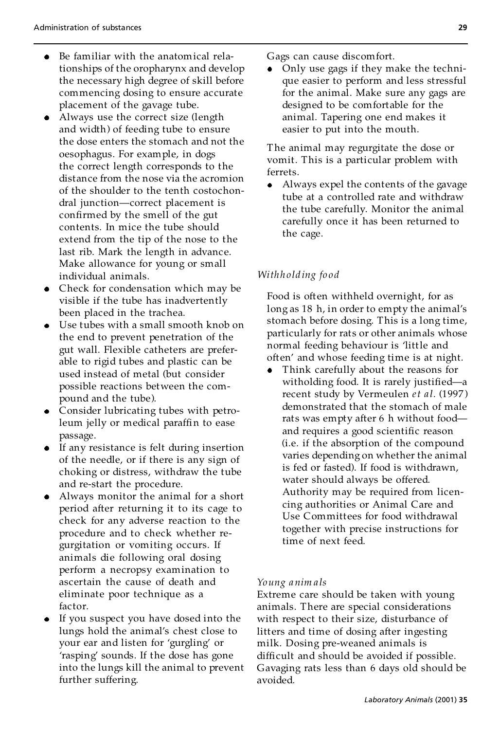- Be familiar with the anatomical relationships of the oropharynx and develop the necessary high degree of skill before commencing dosing to ensure accurate placement of the gavage tube.
- Always use the correct size (length and width) of feeding tube to ensure the dose enters the stomach and not the oesophagus. For example, in dogs the correct length corresponds to the distance from the nose via the acromion of the shoulder to the tenth costochondral junction—correct placement is confirmed by the smell of the gut contents. In mice the tube should extend from the tip of the nose to the last rib. Mark the length in advance. Make allowance for young or small individual animals.
- Check for condensation which may be visible if the tube has inadvertently been placed in the trachea.
- Use tubes with a small smooth knob on the end to prevent penetration of the gut wall. Flexible catheters are preferable to rigid tubes and plastic can be used instead of metal (but consider possible reactions between the compound and the tube).
- Consider lubricating tubes with petroleum jelly or medical paraffin to ease passage.
- If any resistance is felt during insertion of the needle, or if there is any sign of choking or distress, withdraw the tube and re-start the procedure.
- Always monitor the animal for a short period after returning it to its cage to check for any adverse reaction to the procedure and to check whether regurgitation or vomiting occurs. If animals die following oral dosing perform a necropsy examination to ascertain the cause of death and eliminate poor technique as a factor.
- If you suspect you have dosed into the lungs hold the animal's chest close to your ear and listen for 'gurgling' or 'rasping' sounds. If the dose has gone into the lungs kill the animal to prevent further suffering.

Gags can cause discomfort.

- Only use gags if they make the technique easier to perform and less stressful for the animal. Make sure any gags are designed to be comfortable for the animal. Tapering one end makes it easier to put into the mouth.

The animal may regurgitate the dose or vomit. This is a particular problem with ferrets.

- Always expel the contents of the gavage tube at a controlled rate and withdraw the tube carefully. Monitor the animal carefully once it has been returned to the cage.

*Withholding food*

Food is often withheld overnight, for as long as 18 h, in order to empty the animal's stomach before dosing. This is a long time, particularly for rats or other animals whose normal feeding behaviour is 'little and often' and whose feeding time is at night.

- Think carefully about the reasons for witholding food. It is rarely justified—a recent study by Vermeulen *et al.* (1997) demonstrated that the stomach of male rats was empty after 6 h without food—and requires a good scientific reason (i.e. if the absorption of the compound varies depending on whether the animal is fed or fasted). If food is withdrawn, water should always be offered. Authority may be required from licencing authorities or Animal Care and Use Committees for food withdrawal together with precise instructions for time of next feed.

*Young animals*

Extreme care should be taken with young animals. There are special considerations with respect to their size, disturbance of litters and time of dosing after ingesting milk. Dosing pre-weaned animals is difficult and should be avoided if possible. Gavaging rats less than 6 days old should be avoided.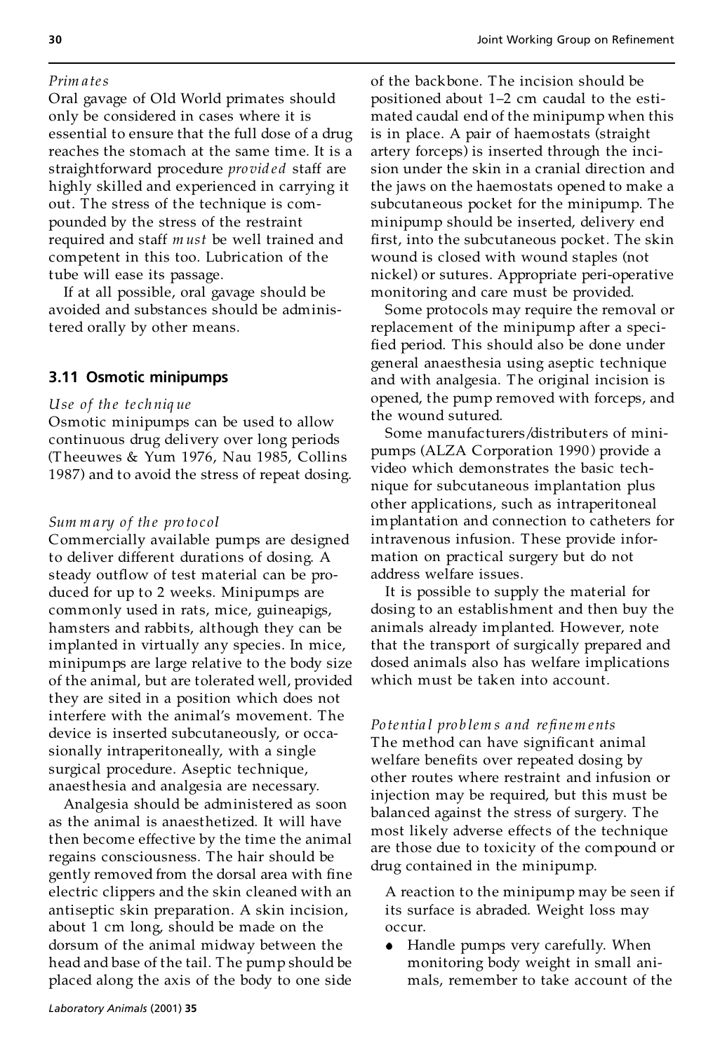*Primates*

Oral gavage of Old World primates should only be considered in cases where it is essential to ensure that the full dose of a drug reaches the stomach at the same time. It is a straightforward procedure *provided* staff are highly skilled and experienced in carrying it out. The stress of the technique is compounded by the stress of the restraint required and staff *must* be well trained and competent in this too. Lubrication of the tube will ease its passage.

If at all possible, oral gavage should be avoided and substances should be administered orally by other means.

## 3.11 Osmotic minipumps

*Use of the technique*

Osmotic minipumps can be used to allow continuous drug delivery over long periods (Theeuwes & Yum 1976, Nau 1985, Collins 1987) and to avoid the stress of repeat dosing.

*Summary of the protocol*

Commercially available pumps are designed to deliver different durations of dosing. A steady outflow of test material can be produced for up to 2 weeks. Minipumps are commonly used in rats, mice, guineapigs, hamsters and rabbits, although they can be implanted in virtually any species. In mice, minipumps are large relative to the body size of the animal, but are tolerated well, provided they are sited in a position which does not interfere with the animal's movement. The device is inserted subcutaneously, or occasionally intraperitoneally, with a single surgical procedure. Aseptic technique, anaesthesia and analgesia are necessary.

Analgesia should be administered as soon as the animal is anaesthetized. It will have then become effective by the time the animal regains consciousness. The hair should be gently removed from the dorsal area with fine electric clippers and the skin cleaned with an antiseptic skin preparation. A skin incision, about 1 cm long, should be made on the dorsum of the animal midway between the head and base of the tail. The pump should be placed along the axis of the body to one side of the backbone. The incision should be positioned about 1–2 cm caudal to the estimated caudal end of the minipump when this is in place. A pair of haemostats (straight artery forceps) is inserted through the incision under the skin in a cranial direction and the jaws on the haemostats opened to make a subcutaneous pocket for the minipump. The minipump should be inserted, delivery end first, into the subcutaneous pocket. The skin wound is closed with wound staples (not nickel) or sutures. Appropriate peri-operative monitoring and care must be provided.

Some protocols may require the removal or replacement of the minipump after a specified period. This should also be done under general anaesthesia using aseptic technique and with analgesia. The original incision is opened, the pump removed with forceps, and the wound sutured.

Some manufacturers/distributers of minipumps (ALZA Corporation 1990) provide a video which demonstrates the basic technique for subcutaneous implantation plus other applications, such as intraperitoneal implantation and connection to catheters for intravenous infusion. These provide information on practical surgery but do not address welfare issues.

It is possible to supply the material for dosing to an establishment and then buy the animals already implanted. However, note that the transport of surgically prepared and dosed animals also has welfare implications which must be taken into account.

*Potential problems and refinements*

The method can have significant animal welfare benefits over repeated dosing by other routes where restraint and infusion or injection may be required, but this must be balanced against the stress of surgery. The most likely adverse effects of the technique are those due to toxicity of the compound or drug contained in the minipump.

A reaction to the minipump may be seen if its surface is abraded. Weight loss may occur.

- Handle pumps very carefully. When monitoring body weight in small animals, remember to take account of the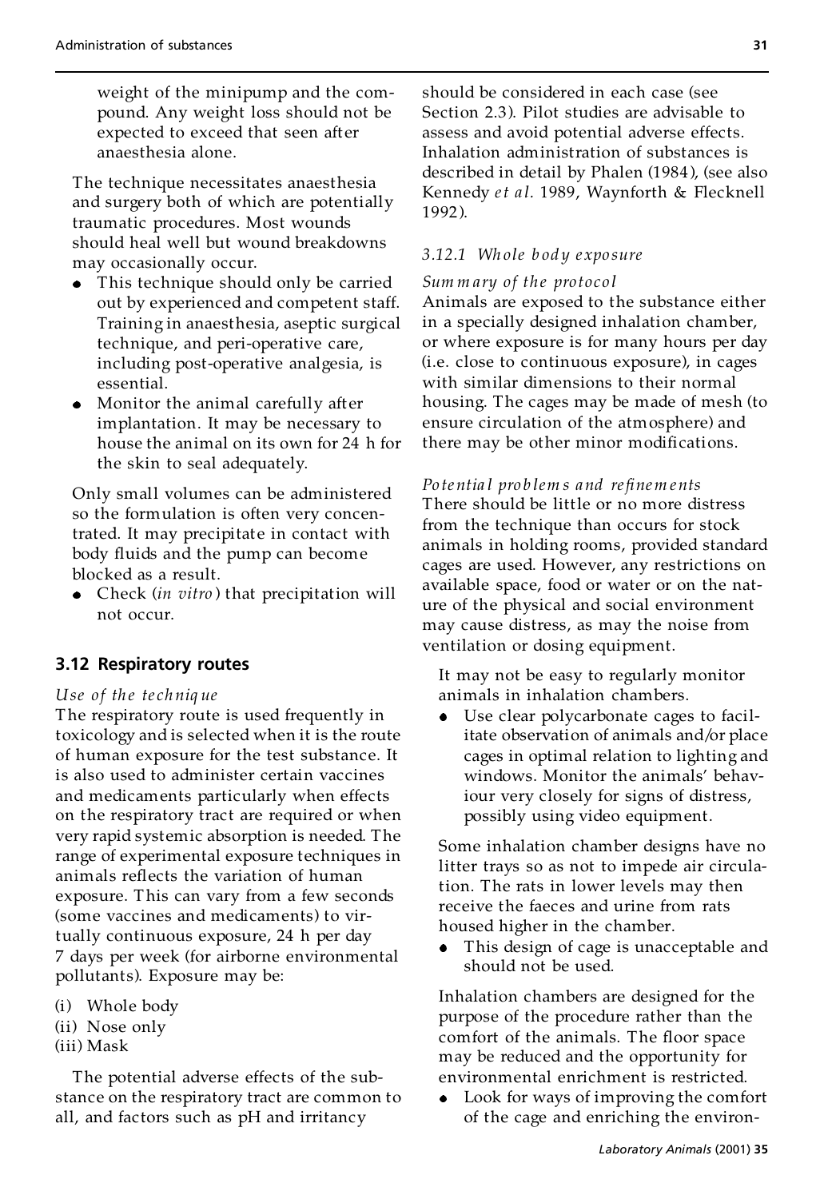weight of the minipump and the compound. Any weight loss should not be expected to exceed that seen after anaesthesia alone.

The technique necessitates anaesthesia and surgery both of which are potentially traumatic procedures. Most wounds should heal well but wound breakdowns may occasionally occur.

- This technique should only be carried out by experienced and competent staff. Training in anaesthesia, aseptic surgical technique, and peri-operative care, including post-operative analgesia, is essential.
- Monitor the animal carefully after implantation. It may be necessary to house the animal on its own for 24 h for the skin to seal adequately.

Only small volumes can be administered so the formulation is often very concentrated. It may precipitate in contact with body fluids and the pump can become blocked as a result.

- Check (*in vitro*) that precipitation will not occur.

## 3.12 Respiratory routes

*Use of the technique*

The respiratory route is used frequently in toxicology and is selected when it is the route of human exposure for the test substance. It is also used to administer certain vaccines and medicaments particularly when effects on the respiratory tract are required or when very rapid systemic absorption is needed. The range of experimental exposure techniques in animals reflects the variation of human exposure. This can vary from a few seconds (some vaccines and medicaments) to virtually continuous exposure, 24 h per day 7 days per week (for airborne environmental pollutants). Exposure may be:

(i) Whole body
(ii) Nose only
(iii) Mask

The potential adverse effects of the substance on the respiratory tract are common to all, and factors such as pH and irritancy should be considered in each case (see Section 2.3). Pilot studies are advisable to assess and avoid potential adverse effects. Inhalation administration of substances is described in detail by Phalen (1984), (see also Kennedy *et al.* 1989, Waynforth & Flecknell 1992).

### *3.12.1 Whole body exposure*

*Summary of the protocol*

Animals are exposed to the substance either in a specially designed inhalation chamber, or where exposure is for many hours per day (i.e. close to continuous exposure), in cages with similar dimensions to their normal housing. The cages may be made of mesh (to ensure circulation of the atmosphere) and there may be other minor modifications.

*Potential problems and refinements*

There should be little or no more distress from the technique than occurs for stock animals in holding rooms, provided standard cages are used. However, any restrictions on available space, food or water or on the nature of the physical and social environment may cause distress, as may the noise from ventilation or dosing equipment.

It may not be easy to regularly monitor animals in inhalation chambers.

- Use clear polycarbonate cages to facilitate observation of animals and/or place cages in optimal relation to lighting and windows. Monitor the animals' behaviour very closely for signs of distress, possibly using video equipment.

Some inhalation chamber designs have no litter trays so as not to impede air circulation. The rats in lower levels may then receive the faeces and urine from rats housed higher in the chamber.

- This design of cage is unacceptable and should not be used.

Inhalation chambers are designed for the purpose of the procedure rather than the comfort of the animals. The floor space may be reduced and the opportunity for environmental enrichment is restricted.

- Look for ways of improving the comfort of the cage and enriching the environ-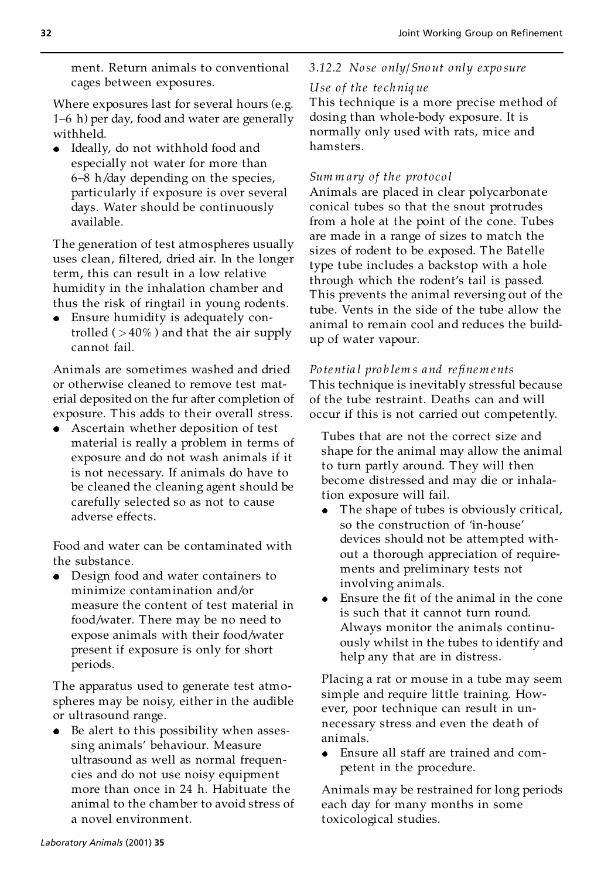ment. Return animals to conventional cages between exposures.

Where exposures last for several hours (e.g. 1–6 h) per day, food and water are generally withheld.

- Ideally, do not withhold food and especially not water for more than 6–8 h/day depending on the species, particularly if exposure is over several days. Water should be continuously available.

The generation of test atmospheres usually uses clean, filtered, dried air. In the longer term, this can result in a low relative humidity in the inhalation chamber and thus the risk of ringtail in young rodents.

- Ensure humidity is adequately controlled (>40%) and that the air supply cannot fail.

Animals are sometimes washed and dried or otherwise cleaned to remove test material deposited on the fur after completion of exposure. This adds to their overall stress.

- Ascertain whether deposition of test material is really a problem in terms of exposure and do not wash animals if it is not necessary. If animals do have to be cleaned the cleaning agent should be carefully selected so as not to cause adverse effects.

Food and water can be contaminated with the substance.

- Design food and water containers to minimize contamination and/or measure the content of test material in food/water. There may be no need to expose animals with their food/water present if exposure is only for short periods.

The apparatus used to generate test atmospheres may be noisy, either in the audible or ultrasound range.

- Be alert to this possibility when assessing animals' behaviour. Measure ultrasound as well as normal frequencies and do not use noisy equipment more than once in 24 h. Habituate the animal to the chamber to avoid stress of a novel environment.

### *3.12.2 Nose only/Snout only exposure*

*Use of the technique*

This technique is a more precise method of dosing than whole-body exposure. It is normally only used with rats, mice and hamsters.

*Summary of the protocol*

Animals are placed in clear polycarbonate conical tubes so that the snout protrudes from a hole at the point of the cone. Tubes are made in a range of sizes to match the sizes of rodent to be exposed. The Batelle type tube includes a backstop with a hole through which the rodent's tail is passed. This prevents the animal reversing out of the tube. Vents in the side of the tube allow the animal to remain cool and reduces the build-up of water vapour.

*Potential problems and refinements*

This technique is inevitably stressful because of the tube restraint. Deaths can and will occur if this is not carried out competently.

Tubes that are not the correct size and shape for the animal may allow the animal to turn partly around. They will then become distressed and may die or inhalation exposure will fail.

- The shape of tubes is obviously critical, so the construction of 'in-house' devices should not be attempted without a thorough appreciation of requirements and preliminary tests not involving animals.
- Ensure the fit of the animal in the cone is such that it cannot turn round. Always monitor the animals continuously whilst in the tubes to identify and help any that are in distress.

Placing a rat or mouse in a tube may seem simple and require little training. However, poor technique can result in unnecessary stress and even the death of animals.

- Ensure all staff are trained and competent in the procedure.

Animals may be restrained for long periods each day for many months in some toxicological studies.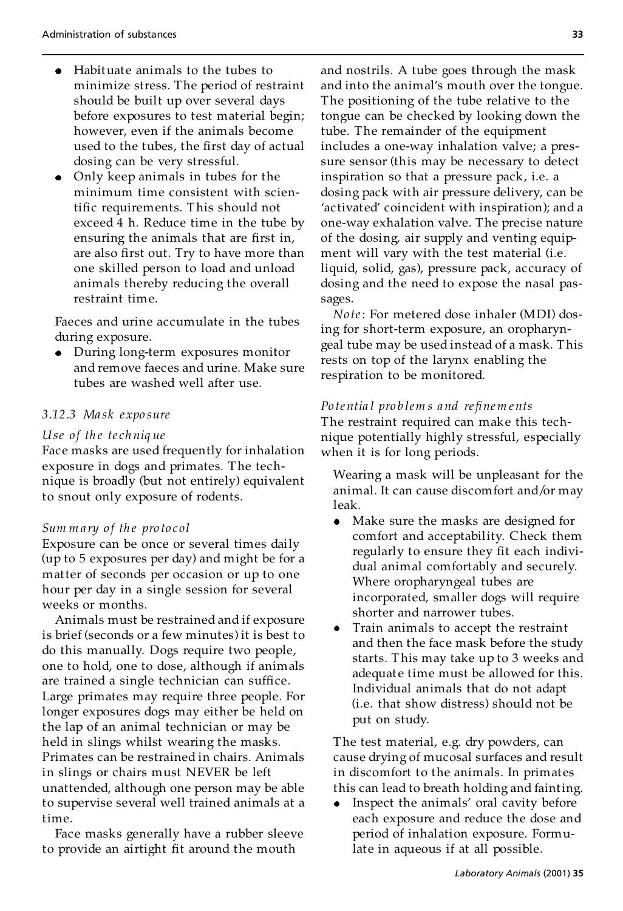- Habituate animals to the tubes to minimize stress. The period of restraint should be built up over several days before exposures to test material begin; however, even if the animals become used to the tubes, the first day of actual dosing can be very stressful.
- Only keep animals in tubes for the minimum time consistent with scientific requirements. This should not exceed 4 h. Reduce time in the tube by ensuring the animals that are first in, are also first out. Try to have more than one skilled person to load and unload animals thereby reducing the overall restraint time.

Faeces and urine accumulate in the tubes during exposure.

- During long-term exposures monitor and remove faeces and urine. Make sure tubes are washed well after use.

### *3.12.3 Mask exposure*

*Use of the technique*

Face masks are used frequently for inhalation exposure in dogs and primates. The technique is broadly (but not entirely) equivalent to snout only exposure of rodents.

*Summary of the protocol*

Exposure can be once or several times daily (up to 5 exposures per day) and might be for a matter of seconds per occasion or up to one hour per day in a single session for several weeks or months.

Animals must be restrained and if exposure is brief (seconds or a few minutes) it is best to do this manually. Dogs require two people, one to hold, one to dose, although if animals are trained a single technician can suffice. Large primates may require three people. For longer exposures dogs may either be held on the lap of an animal technician or may be held in slings whilst wearing the masks. Primates can be restrained in chairs. Animals in slings or chairs must NEVER be left unattended, although one person may be able to supervise several well trained animals at a time.

Face masks generally have a rubber sleeve to provide an airtight fit around the mouth and nostrils. A tube goes through the mask and into the animal's mouth over the tongue. The positioning of the tube relative to the tongue can be checked by looking down the tube. The remainder of the equipment includes a one-way inhalation valve; a pressure sensor (this may be necessary to detect inspiration so that a pressure pack, i.e. a dosing pack with air pressure delivery, can be 'activated' coincident with inspiration); and a one-way exhalation valve. The precise nature of the dosing, air supply and venting equipment will vary with the test material (i.e. liquid, solid, gas), pressure pack, accuracy of dosing and the need to expose the nasal passages.

*Note*: For metered dose inhaler (MDI) dosing for short-term exposure, an oropharyngeal tube may be used instead of a mask. This rests on top of the larynx enabling the respiration to be monitored.

*Potential problems and refinements*

The restraint required can make this technique potentially highly stressful, especially when it is for long periods.

Wearing a mask will be unpleasant for the animal. It can cause discomfort and/or may leak.

- Make sure the masks are designed for comfort and acceptability. Check them regularly to ensure they fit each individual animal comfortably and securely. Where oropharyngeal tubes are incorporated, smaller dogs will require shorter and narrower tubes.
- Train animals to accept the restraint and then the face mask before the study starts. This may take up to 3 weeks and adequate time must be allowed for this. Individual animals that do not adapt (i.e. that show distress) should not be put on study.

The test material, e.g. dry powders, can cause drying of mucosal surfaces and result in discomfort to the animals. In primates this can lead to breath holding and fainting.

- Inspect the animals' oral cavity before each exposure and reduce the dose and period of inhalation exposure. Formulate in aqueous if at all possible.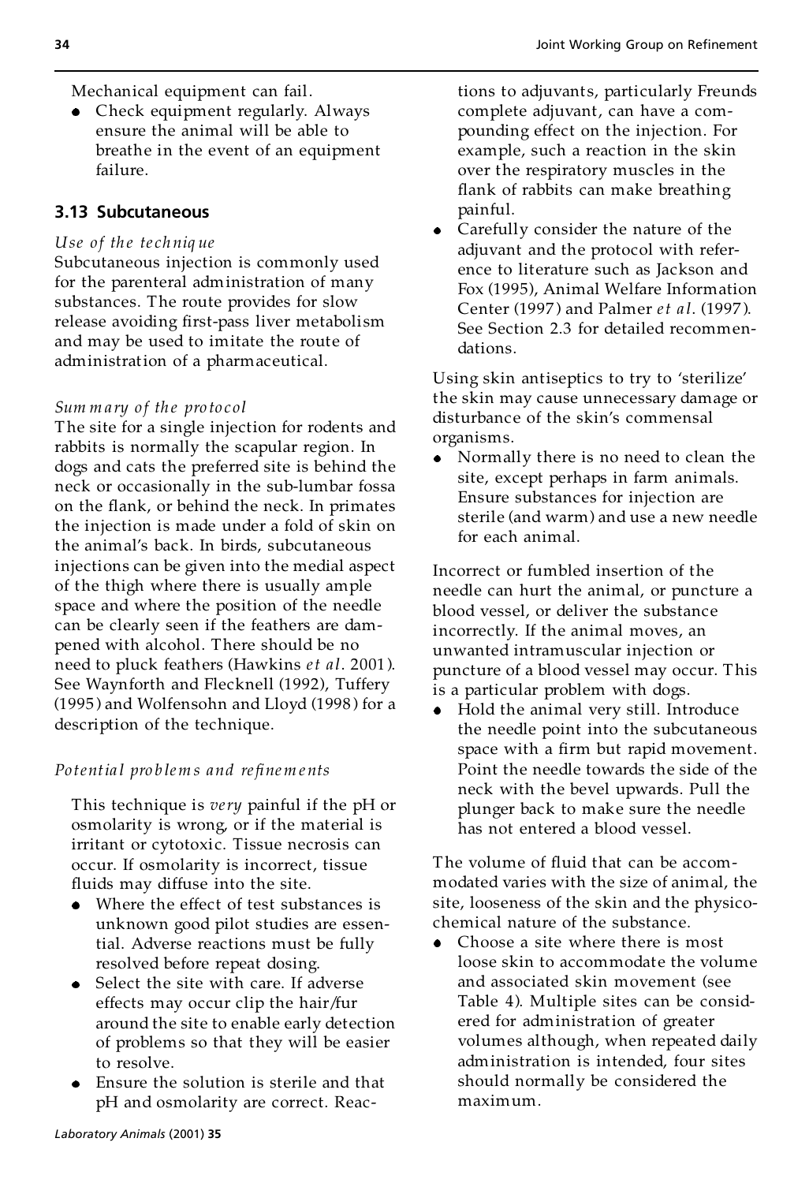Mechanical equipment can fail.

- Check equipment regularly. Always ensure the animal will be able to breathe in the event of an equipment failure.

### 3.13 Subcutaneous

*Use of the technique*

Subcutaneous injection is commonly used for the parenteral administration of many substances. The route provides for slow release avoiding first-pass liver metabolism and may be used to imitate the route of administration of a pharmaceutical.

*Summary of the protocol*

The site for a single injection for rodents and rabbits is normally the scapular region. In dogs and cats the preferred site is behind the neck or occasionally in the sub-lumbar fossa on the flank, or behind the neck. In primates the injection is made under a fold of skin on the animal's back. In birds, subcutaneous injections can be given into the medial aspect of the thigh where there is usually ample space and where the position of the needle can be clearly seen if the feathers are dampened with alcohol. There should be no need to pluck feathers (Hawkins *et al*. 2001). See Waynforth and Flecknell (1992), Tuffery (1995) and Wolfensohn and Lloyd (1998) for a description of the technique.

*Potential problems and refinements*

This technique is *very* painful if the pH or osmolarity is wrong, or if the material is irritant or cytotoxic. Tissue necrosis can occur. If osmolarity is incorrect, tissue fluids may diffuse into the site.

- Where the effect of test substances is unknown good pilot studies are essential. Adverse reactions must be fully resolved before repeat dosing.
- Select the site with care. If adverse effects may occur clip the hair/fur around the site to enable early detection of problems so that they will be easier to resolve.
- Ensure the solution is sterile and that pH and osmolarity are correct. Reactions to adjuvants, particularly Freunds complete adjuvant, can have a compounding effect on the injection. For example, such a reaction in the skin over the respiratory muscles in the flank of rabbits can make breathing painful.
- Carefully consider the nature of the adjuvant and the protocol with reference to literature such as Jackson and Fox (1995), Animal Welfare Information Center (1997) and Palmer *et al*. (1997). See Section 2.3 for detailed recommendations.

Using skin antiseptics to try to 'sterilize' the skin may cause unnecessary damage or disturbance of the skin's commensal organisms.

- Normally there is no need to clean the site, except perhaps in farm animals. Ensure substances for injection are sterile (and warm) and use a new needle for each animal.

Incorrect or fumbled insertion of the needle can hurt the animal, or puncture a blood vessel, or deliver the substance incorrectly. If the animal moves, an unwanted intramuscular injection or puncture of a blood vessel may occur. This is a particular problem with dogs.

- Hold the animal very still. Introduce the needle point into the subcutaneous space with a firm but rapid movement. Point the needle towards the side of the neck with the bevel upwards. Pull the plunger back to make sure the needle has not entered a blood vessel.

The volume of fluid that can be accommodated varies with the size of animal, the site, looseness of the skin and the physicochemical nature of the substance.

- Choose a site where there is most loose skin to accommodate the volume and associated skin movement (see Table 4). Multiple sites can be considered for administration of greater volumes although, when repeated daily administration is intended, four sites should normally be considered the maximum.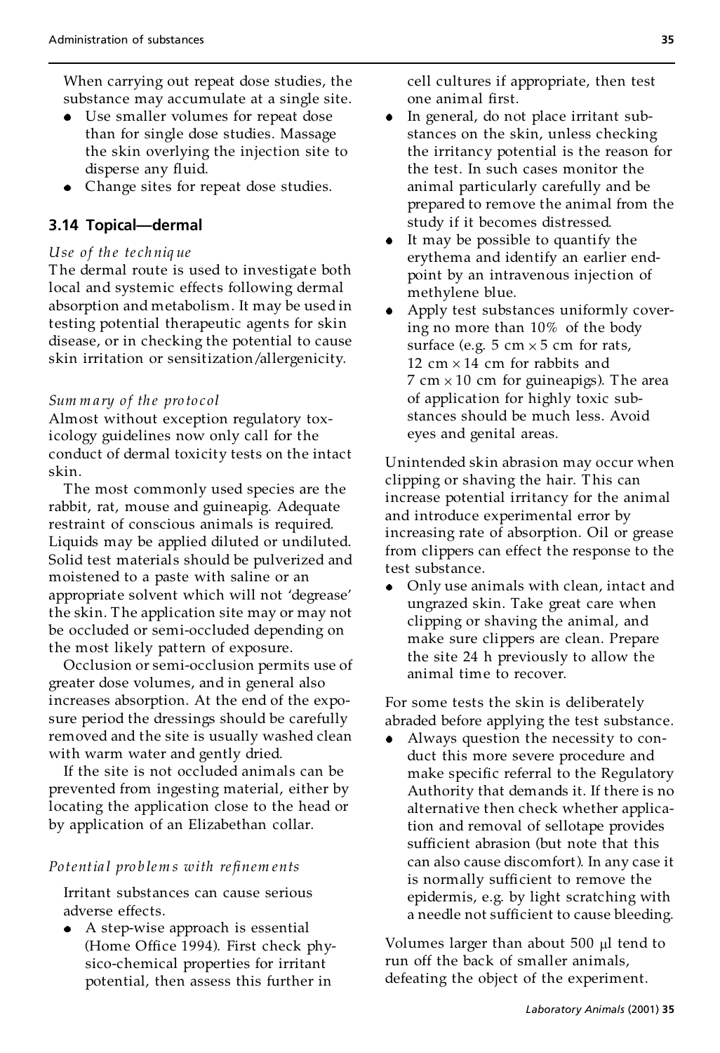When carrying out repeat dose studies, the substance may accumulate at a single site.

- Use smaller volumes for repeat dose than for single dose studies. Massage the skin overlying the injection site to disperse any fluid.
- Change sites for repeat dose studies.

### 3.14 Topical—dermal

*Use of the technique*

The dermal route is used to investigate both local and systemic effects following dermal absorption and metabolism. It may be used in testing potential therapeutic agents for skin disease, or in checking the potential to cause skin irritation or sensitization/allergenicity.

*Summary of the protocol*

Almost without exception regulatory toxicology guidelines now only call for the conduct of dermal toxicity tests on the intact skin.

The most commonly used species are the rabbit, rat, mouse and guineapig. Adequate restraint of conscious animals is required. Liquids may be applied diluted or undiluted. Solid test materials should be pulverized and moistened to a paste with saline or an appropriate solvent which will not 'degrease' the skin. The application site may or may not be occluded or semi-occluded depending on the most likely pattern of exposure.

Occlusion or semi-occlusion permits use of greater dose volumes, and in general also increases absorption. At the end of the exposure period the dressings should be carefully removed and the site is usually washed clean with warm water and gently dried.

If the site is not occluded animals can be prevented from ingesting material, either by locating the application close to the head or by application of an Elizabethan collar.

*Potential problems with refinements*

Irritant substances can cause serious adverse effects.

- A step-wise approach is essential (Home Office 1994). First check physico-chemical properties for irritant potential, then assess this further in cell cultures if appropriate, then test one animal first.
- In general, do not place irritant substances on the skin, unless checking the irritancy potential is the reason for the test. In such cases monitor the animal particularly carefully and be prepared to remove the animal from the study if it becomes distressed.
- It may be possible to quantify the erythema and identify an earlier endpoint by an intravenous injection of methylene blue.
- Apply test substances uniformly covering no more than 10% of the body surface (e.g. 5 cm × 5 cm for rats, 12 cm × 14 cm for rabbits and 7 cm × 10 cm for guineapigs). The area of application for highly toxic substances should be much less. Avoid eyes and genital areas.

Unintended skin abrasion may occur when clipping or shaving the hair. This can increase potential irritancy for the animal and introduce experimental error by increasing rate of absorption. Oil or grease from clippers can effect the response to the test substance.

- Only use animals with clean, intact and ungrazed skin. Take great care when clipping or shaving the animal, and make sure clippers are clean. Prepare the site 24 h previously to allow the animal time to recover.

For some tests the skin is deliberately abraded before applying the test substance.

- Always question the necessity to conduct this more severe procedure and make specific referral to the Regulatory Authority that demands it. If there is no alternative then check whether application and removal of sellotape provides sufficient abrasion (but note that this can also cause discomfort). In any case it is normally sufficient to remove the epidermis, e.g. by light scratching with a needle not sufficient to cause bleeding.

Volumes larger than about 500 μl tend to run off the back of smaller animals, defeating the object of the experiment.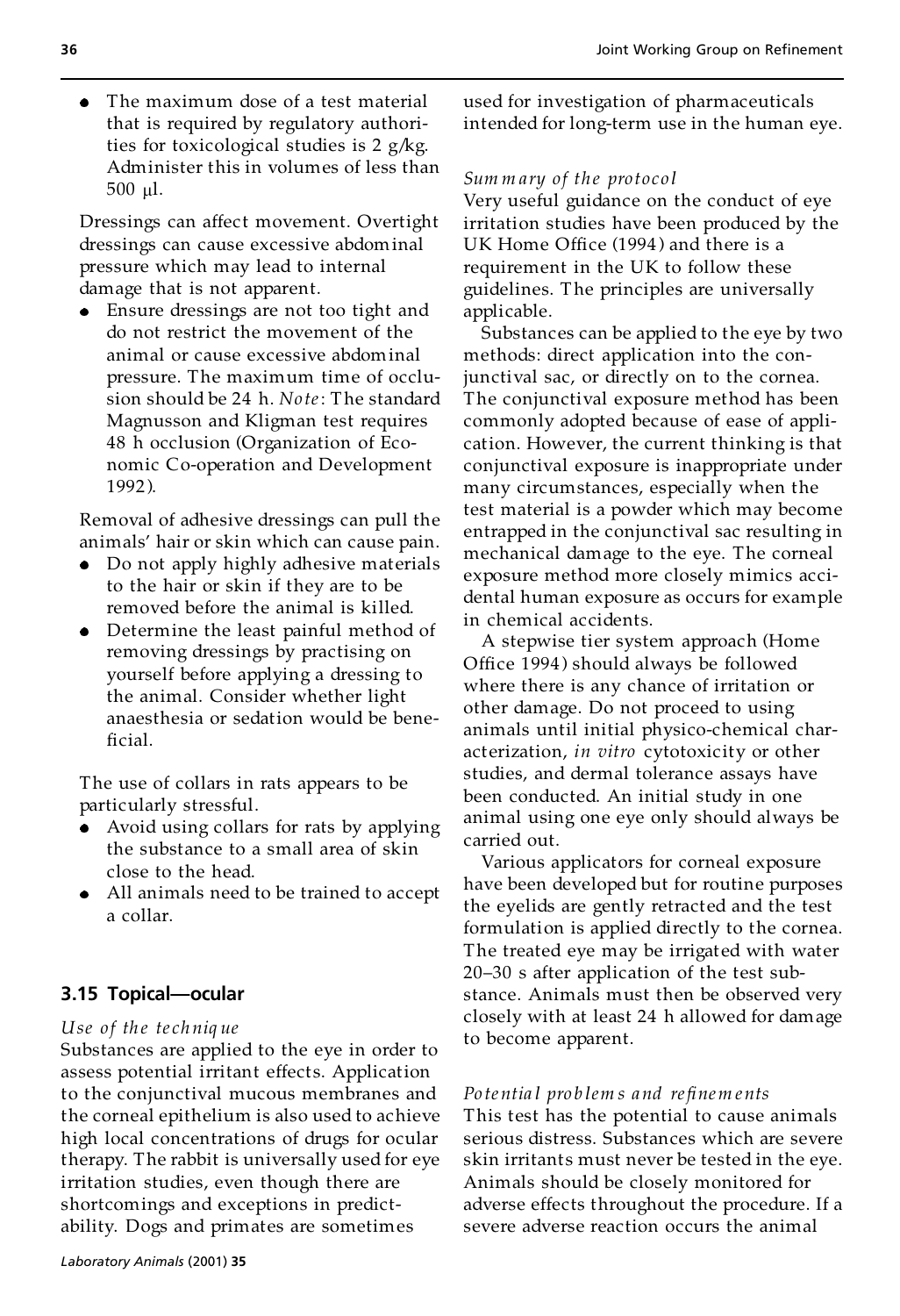- The maximum dose of a test material that is required by regulatory authorities for toxicological studies is 2 g/kg. Administer this in volumes of less than 500 μl.

Dressings can affect movement. Overtight dressings can cause excessive abdominal pressure which may lead to internal damage that is not apparent.

- Ensure dressings are not too tight and do not restrict the movement of the animal or cause excessive abdominal pressure. The maximum time of occlusion should be 24 h. *Note*: The standard Magnusson and Kligman test requires 48 h occlusion (Organization of Economic Co-operation and Development 1992).

Removal of adhesive dressings can pull the animals' hair or skin which can cause pain.

- Do not apply highly adhesive materials to the hair or skin if they are to be removed before the animal is killed.
- Determine the least painful method of removing dressings by practising on yourself before applying a dressing to the animal. Consider whether light anaesthesia or sedation would be beneficial.

The use of collars in rats appears to be particularly stressful.

- Avoid using collars for rats by applying the substance to a small area of skin close to the head.
- All animals need to be trained to accept a collar.

## 3.15 Topical—ocular

*Use of the technique*

Substances are applied to the eye in order to assess potential irritant effects. Application to the conjunctival mucous membranes and the corneal epithelium is also used to achieve high local concentrations of drugs for ocular therapy. The rabbit is universally used for eye irritation studies, even though there are shortcomings and exceptions in predictability. Dogs and primates are sometimes used for investigation of pharmaceuticals intended for long-term use in the human eye.

*Summary of the protocol*

Very useful guidance on the conduct of eye irritation studies have been produced by the UK Home Office (1994) and there is a requirement in the UK to follow these guidelines. The principles are universally applicable.

Substances can be applied to the eye by two methods: direct application into the conjunctival sac, or directly on to the cornea. The conjunctival exposure method has been commonly adopted because of ease of application. However, the current thinking is that conjunctival exposure is inappropriate under many circumstances, especially when the test material is a powder which may become entrapped in the conjunctival sac resulting in mechanical damage to the eye. The corneal exposure method more closely mimics accidental human exposure as occurs for example in chemical accidents.

A stepwise tier system approach (Home Office 1994) should always be followed where there is any chance of irritation or other damage. Do not proceed to using animals until initial physico-chemical characterization, *in vitro* cytotoxicity or other studies, and dermal tolerance assays have been conducted. An initial study in one animal using one eye only should always be carried out.

Various applicators for corneal exposure have been developed but for routine purposes the eyelids are gently retracted and the test formulation is applied directly to the cornea. The treated eye may be irrigated with water 20–30 s after application of the test substance. Animals must then be observed very closely with at least 24 h allowed for damage to become apparent.

*Potential problems and refinements*

This test has the potential to cause animals serious distress. Substances which are severe skin irritants must never be tested in the eye. Animals should be closely monitored for adverse effects throughout the procedure. If a severe adverse reaction occurs the animal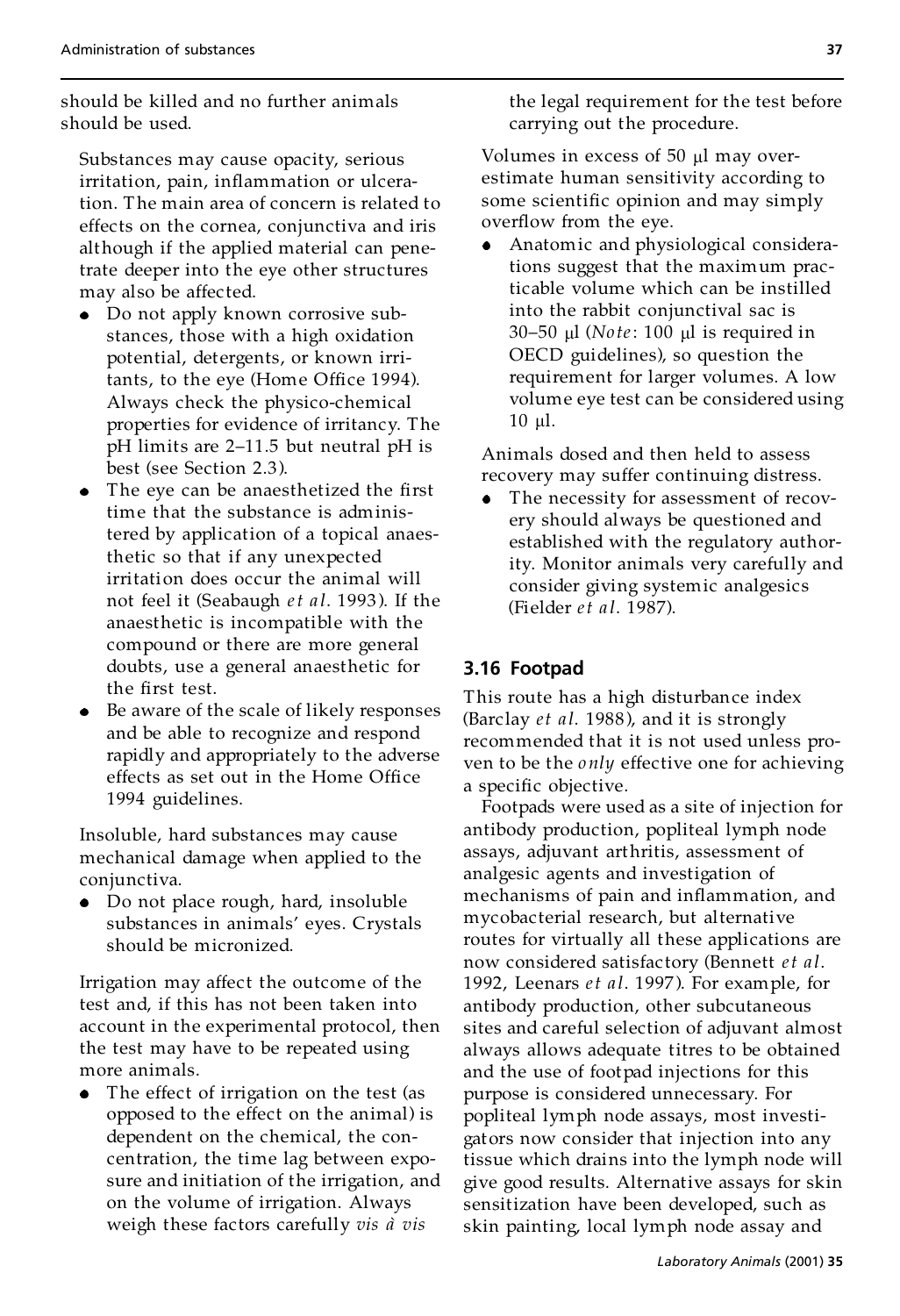should be killed and no further animals should be used.

Substances may cause opacity, serious irritation, pain, inflammation or ulceration. The main area of concern is related to effects on the cornea, conjunctiva and iris although if the applied material can penetrate deeper into the eye other structures may also be affected.

- Do not apply known corrosive substances, those with a high oxidation potential, detergents, or known irritants, to the eye (Home Office 1994). Always check the physico-chemical properties for evidence of irritancy. The pH limits are 2–11.5 but neutral pH is best (see Section 2.3).
- The eye can be anaesthetized the first time that the substance is administered by application of a topical anaesthetic so that if any unexpected irritation does occur the animal will not feel it (Seabaugh *et al*. 1993). If the anaesthetic is incompatible with the compound or there are more general doubts, use a general anaesthetic for the first test.
- Be aware of the scale of likely responses and be able to recognize and respond rapidly and appropriately to the adverse effects as set out in the Home Office 1994 guidelines.

Insoluble, hard substances may cause mechanical damage when applied to the conjunctiva.

- Do not place rough, hard, insoluble substances in animals' eyes. Crystals should be micronized.

Irrigation may affect the outcome of the test and, if this has not been taken into account in the experimental protocol, then the test may have to be repeated using more animals.

- The effect of irrigation on the test (as opposed to the effect on the animal) is dependent on the chemical, the concentration, the time lag between exposure and initiation of the irrigation, and on the volume of irrigation. Always weigh these factors carefully *vis à vis* the legal requirement for the test before carrying out the procedure.

Volumes in excess of 50 μl may overestimate human sensitivity according to some scientific opinion and may simply overflow from the eye.

- Anatomic and physiological considerations suggest that the maximum practicable volume which can be instilled into the rabbit conjunctival sac is 30–50 μl (*Note*: 100 μl is required in OECD guidelines), so question the requirement for larger volumes. A low volume eye test can be considered using 10 μl.

Animals dosed and then held to assess recovery may suffer continuing distress.

- The necessity for assessment of recovery should always be questioned and established with the regulatory authority. Monitor animals very carefully and consider giving systemic analgesics (Fielder *et al*. 1987).

## 3.16 Footpad

This route has a high disturbance index (Barclay *et al*. 1988), and it is strongly recommended that it is not used unless proven to be the *only* effective one for achieving a specific objective.

Footpads were used as a site of injection for antibody production, popliteal lymph node assays, adjuvant arthritis, assessment of analgesic agents and investigation of mechanisms of pain and inflammation, and mycobacterial research, but alternative routes for virtually all these applications are now considered satisfactory (Bennett *et al*. 1992, Leenars *et al*. 1997). For example, for antibody production, other subcutaneous sites and careful selection of adjuvant almost always allows adequate titres to be obtained and the use of footpad injections for this purpose is considered unnecessary. For popliteal lymph node assays, most investigators now consider that injection into any tissue which drains into the lymph node will give good results. Alternative assays for skin sensitization have been developed, such as skin painting, local lymph node assay and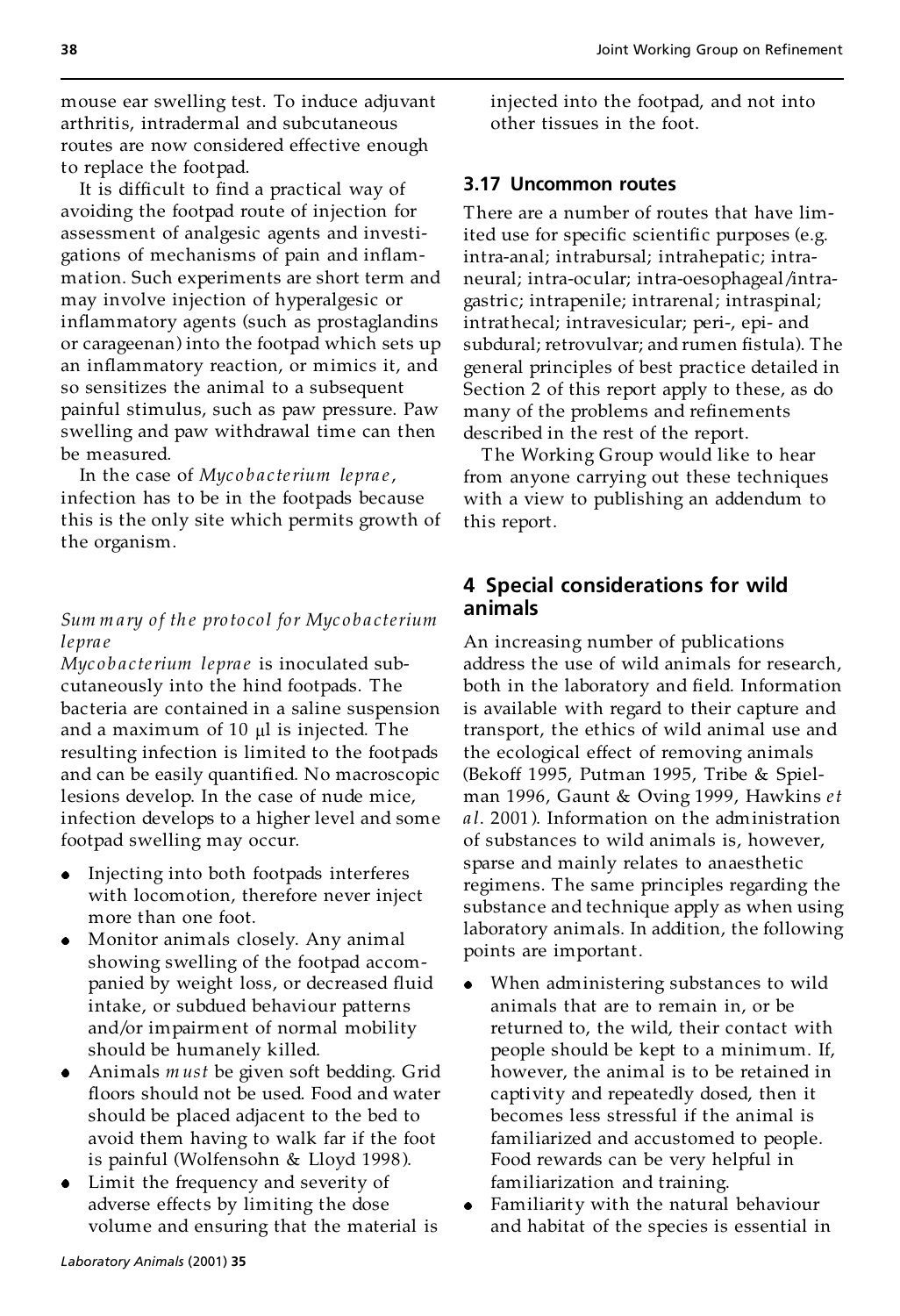mouse ear swelling test. To induce adjuvant arthritis, intradermal and subcutaneous routes are now considered effective enough to replace the footpad.

It is difficult to find a practical way of avoiding the footpad route of injection for assessment of analgesic agents and investigations of mechanisms of pain and inflammation. Such experiments are short term and may involve injection of hyperalgesic or inflammatory agents (such as prostaglandins or carageenan) into the footpad which sets up an inflammatory reaction, or mimics it, and so sensitizes the animal to a subsequent painful stimulus, such as paw pressure. Paw swelling and paw withdrawal time can then be measured.

In the case of *Mycobacterium leprae*, infection has to be in the footpads because this is the only site which permits growth of the organism.

*Summary of the protocol for Mycobacterium leprae*

*Mycobacterium leprae* is inoculated subcutaneously into the hind footpads. The bacteria are contained in a saline suspension and a maximum of 10 μl is injected. The resulting infection is limited to the footpads and can be easily quantified. No macroscopic lesions develop. In the case of nude mice, infection develops to a higher level and some footpad swelling may occur.

- Injecting into both footpads interferes with locomotion, therefore never inject more than one foot.
- Monitor animals closely. Any animal showing swelling of the footpad accompanied by weight loss, or decreased fluid intake, or subdued behaviour patterns and/or impairment of normal mobility should be humanely killed.
- Animals *must* be given soft bedding. Grid floors should not be used. Food and water should be placed adjacent to the bed to avoid them having to walk far if the foot is painful (Wolfensohn & Lloyd 1998).
- Limit the frequency and severity of adverse effects by limiting the dose volume and ensuring that the material is injected into the footpad, and not into other tissues in the foot.

### 3.17 Uncommon routes

There are a number of routes that have limited use for specific scientific purposes (e.g. intra-anal; intrabursal; intrahepatic; intraneural; intra-ocular; intra-oesophageal/intragastric; intrapenile; intrarenal; intraspinal; intrathecal; intravesicular; peri-, epi- and subdural; retrovulvar; and rumen fistula). The general principles of best practice detailed in Section 2 of this report apply to these, as do many of the problems and refinements described in the rest of the report.

The Working Group would like to hear from anyone carrying out these techniques with a view to publishing an addendum to this report.

## 4 Special considerations for wild animals

An increasing number of publications address the use of wild animals for research, both in the laboratory and field. Information is available with regard to their capture and transport, the ethics of wild animal use and the ecological effect of removing animals (Bekoff 1995, Putman 1995, Tribe & Spielman 1996, Gaunt & Oving 1999, Hawkins *et al*. 2001). Information on the administration of substances to wild animals is, however, sparse and mainly relates to anaesthetic regimens. The same principles regarding the substance and technique apply as when using laboratory animals. In addition, the following points are important.

- When administering substances to wild animals that are to remain in, or be returned to, the wild, their contact with people should be kept to a minimum. If, however, the animal is to be retained in captivity and repeatedly dosed, then it becomes less stressful if the animal is familiarized and accustomed to people. Food rewards can be very helpful in familiarization and training.
- Familiarity with the natural behaviour and habitat of the species is essential in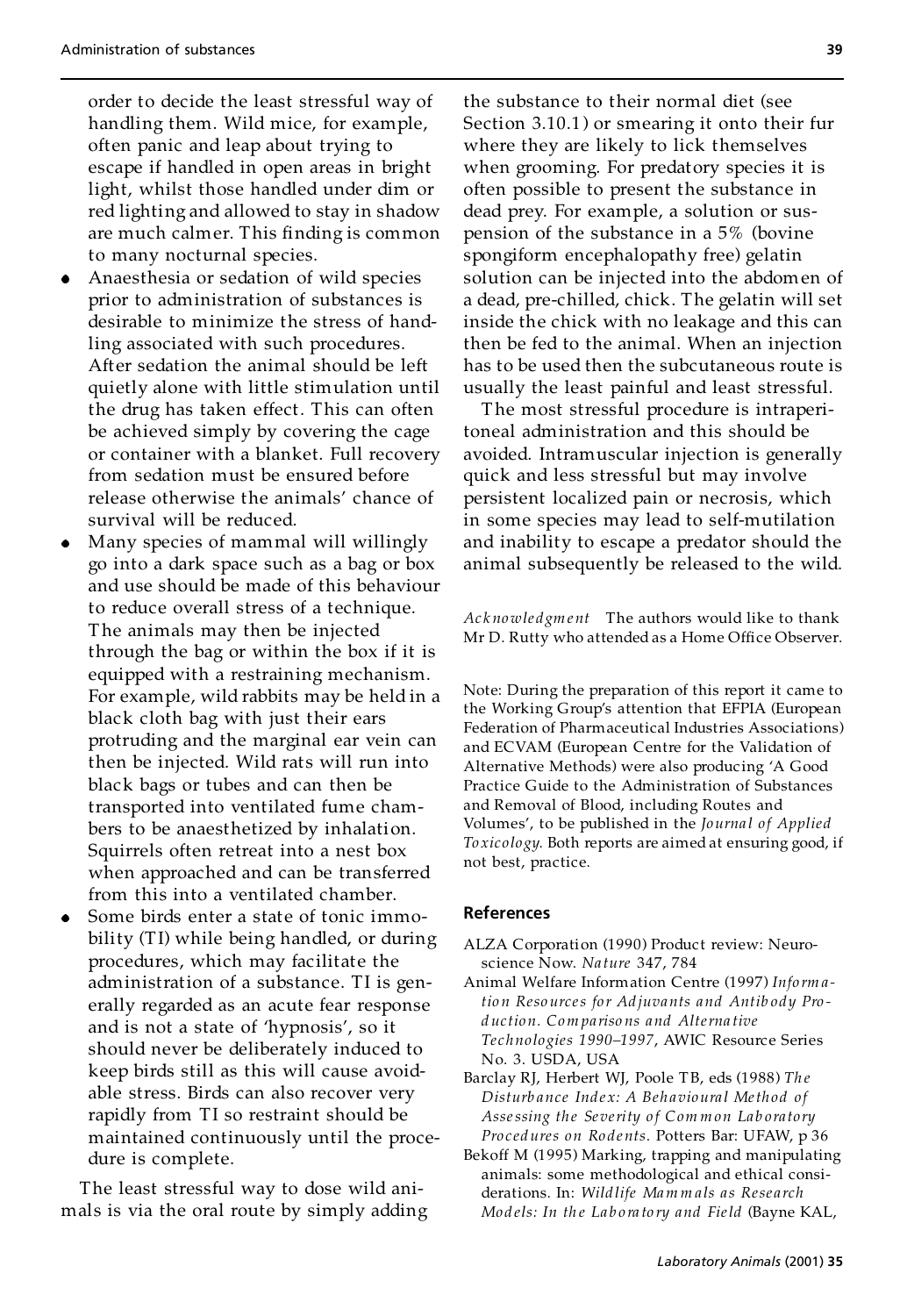order to decide the least stressful way of handling them. Wild mice, for example, often panic and leap about trying to escape if handled in open areas in bright light, whilst those handled under dim or red lighting and allowed to stay in shadow are much calmer. This finding is common to many nocturnal species.

- Anaesthesia or sedation of wild species prior to administration of substances is desirable to minimize the stress of handling associated with such procedures. After sedation the animal should be left quietly alone with little stimulation until the drug has taken effect. This can often be achieved simply by covering the cage or container with a blanket. Full recovery from sedation must be ensured before release otherwise the animals' chance of survival will be reduced.
- Many species of mammal will willingly go into a dark space such as a bag or box and use should be made of this behaviour to reduce overall stress of a technique. The animals may then be injected through the bag or within the box if it is equipped with a restraining mechanism. For example, wild rabbits may be held in a black cloth bag with just their ears protruding and the marginal ear vein can then be injected. Wild rats will run into black bags or tubes and can then be transported into ventilated fume chambers to be anaesthetized by inhalation. Squirrels often retreat into a nest box when approached and can be transferred from this into a ventilated chamber.
- Some birds enter a state of tonic immobility (TI) while being handled, or during procedures, which may facilitate the administration of a substance. TI is generally regarded as an acute fear response and is not a state of 'hypnosis', so it should never be deliberately induced to keep birds still as this will cause avoidable stress. Birds can also recover very rapidly from TI so restraint should be maintained continuously until the procedure is complete.

The least stressful way to dose wild animals is via the oral route by simply adding the substance to their normal diet (see Section 3.10.1) or smearing it onto their fur where they are likely to lick themselves when grooming. For predatory species it is often possible to present the substance in dead prey. For example, a solution or suspension of the substance in a 5% (bovine spongiform encephalopathy free) gelatin solution can be injected into the abdomen of a dead, pre-chilled, chick. The gelatin will set inside the chick with no leakage and this can then be fed to the animal. When an injection has to be used then the subcutaneous route is usually the least painful and least stressful.

The most stressful procedure is intraperitoneal administration and this should be avoided. Intramuscular injection is generally quick and less stressful but may involve persistent localized pain or necrosis, which in some species may lead to self-mutilation and inability to escape a predator should the animal subsequently be released to the wild.

*Acknowledgment* The authors would like to thank Mr D. Rutty who attended as a Home Office Observer.

Note: During the preparation of this report it came to the Working Group's attention that EFPIA (European Federation of Pharmaceutical Industries Associations) and ECVAM (European Centre for the Validation of Alternative Methods) were also producing 'A Good Practice Guide to the Administration of Substances and Removal of Blood, including Routes and Volumes', to be published in the *Journal of Applied Toxicology*. Both reports are aimed at ensuring good, if not best, practice.

## References

ALZA Corporation (1990) Product review: Neuroscience Now. *Nature* 347, 784

Animal Welfare Information Centre (1997) *Information Resources for Adjuvants and Antibody Production. Comparisons and Alternative Technologies 1990–1997*, AWIC Resource Series No. 3. USDA, USA

Barclay RJ, Herbert WJ, Poole TB, eds (1988) *The Disturbance Index: A Behavioural Method of Assessing the Severity of Common Laboratory Procedures on Rodents*. Potters Bar: UFAW, p 36

Bekoff M (1995) Marking, trapping and manipulating animals: some methodological and ethical considerations. In: *Wildlife Mammals as Research Models: In the Laboratory and Field* (Bayne KAL,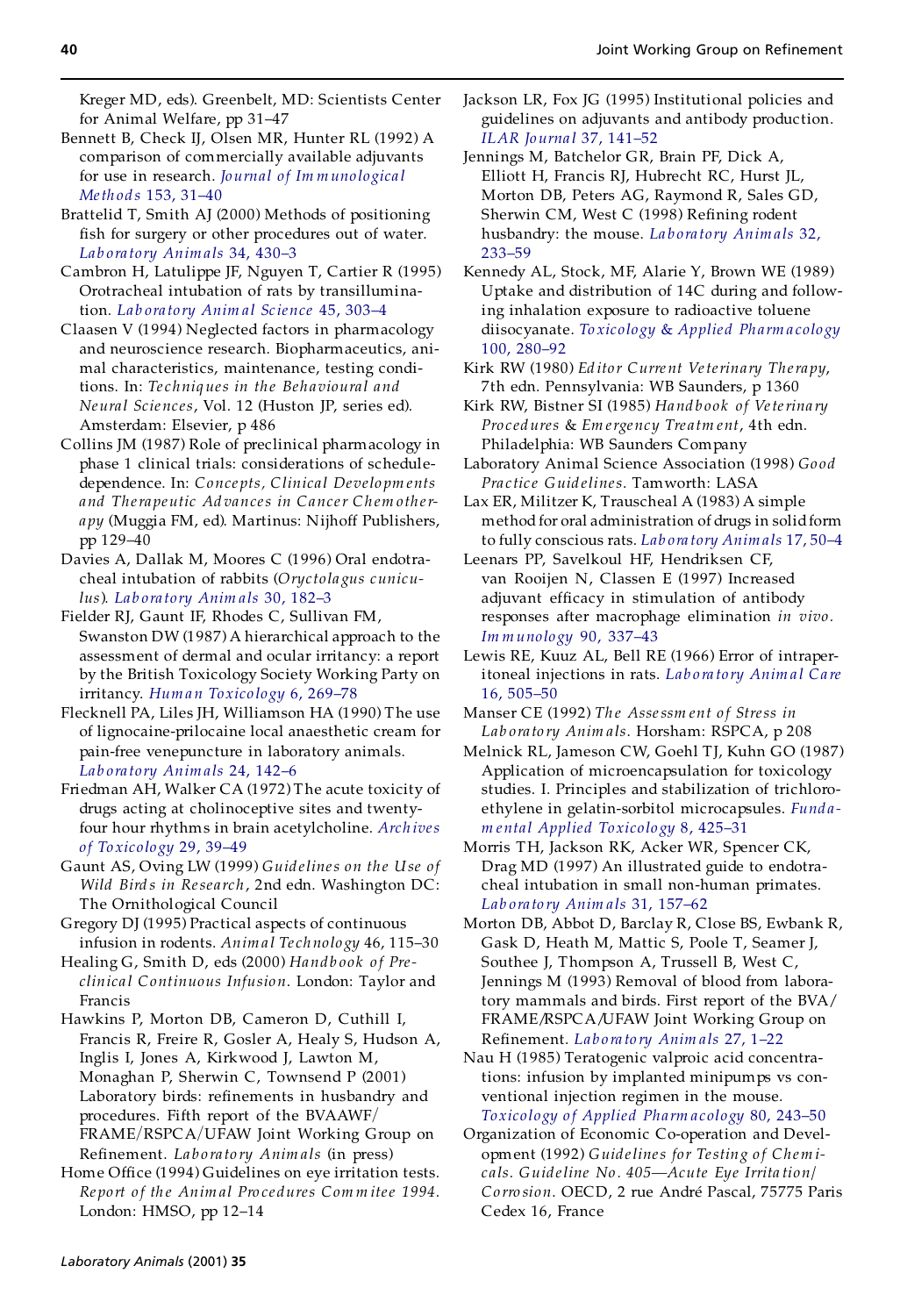Kreger MD, eds). Greenbelt, MD: Scientists Center for Animal Welfare, pp 31–47

Bennett B, Check IJ, Olsen MR, Hunter RL (1992) A comparison of commercially available adjuvants for use in research. *Journal of Immunological Methods* 153, 31–40

Brattelid T, Smith AJ (2000) Methods of positioning fish for surgery or other procedures out of water. *Laboratory Animals* 34, 430–3

Cambron H, Latulippe JF, Nguyen T, Cartier R (1995) Orotracheal intubation of rats by transillumination. *Laboratory Animal Science* 45, 303–4

Claasen V (1994) Neglected factors in pharmacology and neuroscience research. Biopharmaceutics, animal characteristics, maintenance, testing conditions. In: *Techniques in the Behavioural and Neural Sciences*, Vol. 12 (Huston JP, series ed). Amsterdam: Elsevier, p 486

Collins JM (1987) Role of preclinical pharmacology in phase 1 clinical trials: considerations of schedule-dependence. In: *Concepts, Clinical Developments and Therapeutic Advances in Cancer Chemotherapy* (Muggia FM, ed). Martinus: Nijhoff Publishers, pp 129–40

Davies A, Dallak M, Moores C (1996) Oral endotracheal intubation of rabbits (*Oryctolagus cuniculus*). *Laboratory Animals* 30, 182–3

Fielder RJ, Gaunt IF, Rhodes C, Sullivan FM, Swanston DW (1987) A hierarchical approach to the assessment of dermal and ocular irritancy: a report by the British Toxicology Society Working Party on irritancy. *Human Toxicology* 6, 269–78

Flecknell PA, Liles JH, Williamson HA (1990) The use of lignocaine-prilocaine local anaesthetic cream for pain-free venepuncture in laboratory animals. *Laboratory Animals* 24, 142–6

Friedman AH, Walker CA (1972) The acute toxicity of drugs acting at cholinoceptive sites and twenty-four hour rhythms in brain acetylcholine. *Archives of Toxicology* 29, 39–49

Gaunt AS, Oving LW (1999) *Guidelines on the Use of Wild Birds in Research*, 2nd edn. Washington DC: The Ornithological Council

Gregory DJ (1995) Practical aspects of continuous infusion in rodents. *Animal Technology* 46, 115–30

Healing G, Smith D, eds (2000) *Handbook of Pre-clinical Continuous Infusion*. London: Taylor and Francis

Hawkins P, Morton DB, Cameron D, Cuthill I, Francis R, Freire R, Gosler A, Healy S, Hudson A, Inglis I, Jones A, Kirkwood J, Lawton M, Monaghan P, Sherwin C, Townsend P (2001) Laboratory birds: refinements in husbandry and procedures. Fifth report of the BVAAWF/FRAME/RSPCA/UFAW Joint Working Group on Refinement. *Laboratory Animals* (in press)

Home Office (1994) Guidelines on eye irritation tests. *Report of the Animal Procedures Commitee 1994.* London: HMSO, pp 12–14

Jackson LR, Fox JG (1995) Institutional policies and guidelines on adjuvants and antibody production. *ILAR Journal* 37, 141–52

Jennings M, Batchelor GR, Brain PF, Dick A, Elliott H, Francis RJ, Hubrecht RC, Hurst JL, Morton DB, Peters AG, Raymond R, Sales GD, Sherwin CM, West C (1998) Refining rodent husbandry: the mouse. *Laboratory Animals* 32, 233–59

Kennedy AL, Stock, MF, Alarie Y, Brown WE (1989) Uptake and distribution of 14C during and following inhalation exposure to radioactive toluene diisocyanate. *Toxicology & Applied Pharmacology* 100, 280–92

Kirk RW (1980) *Editor Current Veterinary Therapy*, 7th edn. Pennsylvania: WB Saunders, p 1360

Kirk RW, Bistner SI (1985) *Handbook of Veterinary Procedures & Emergency Treatment*, 4th edn. Philadelphia: WB Saunders Company

Laboratory Animal Science Association (1998) *Good Practice Guidelines*. Tamworth: LASA

Lax ER, Militzer K, Trauscheal A (1983) A simple method for oral administration of drugs in solid form to fully conscious rats. *Laboratory Animals* 17, 50–4

Leenars PP, Savelkoul HF, Hendriksen CF, van Rooijen N, Classen E (1997) Increased adjuvant efficacy in stimulation of antibody responses after macrophage elimination *in vivo*. *Immunology* 90, 337–43

Lewis RE, Kuuz AL, Bell RE (1966) Error of intraperitoneal injections in rats. *Laboratory Animal Care* 16, 505–50

Manser CE (1992) *The Assessment of Stress in Laboratory Animals*. Horsham: RSPCA, p 208

Melnick RL, Jameson CW, Goehl TJ, Kuhn GO (1987) Application of microencapsulation for toxicology studies. I. Principles and stabilization of trichloroethylene in gelatin-sorbitol microcapsules. *Fundamental Applied Toxicology* 8, 425–31

Morris TH, Jackson RK, Acker WR, Spencer CK, Drag MD (1997) An illustrated guide to endotracheal intubation in small non-human primates. *Laboratory Animals* 31, 157–62

Morton DB, Abbot D, Barclay R, Close BS, Ewbank R, Gask D, Heath M, Mattic S, Poole T, Seamer J, Southee J, Thompson A, Trussell B, West C, Jennings M (1993) Removal of blood from laboratory mammals and birds. First report of the BVA/FRAME/RSPCA/UFAW Joint Working Group on Refinement. *Laboratory Animals* 27, 1–22

Nau H (1985) Teratogenic valproic acid concentrations: infusion by implanted minipumps vs conventional injection regimen in the mouse. *Toxicology of Applied Pharmacology* 80, 243–50

Organization of Economic Co-operation and Development (1992) *Guidelines for Testing of Chemicals. Guideline No. 405—Acute Eye Irritation/Corrosion*. OECD, 2 rue André Pascal, 75775 Paris Cedex 16, France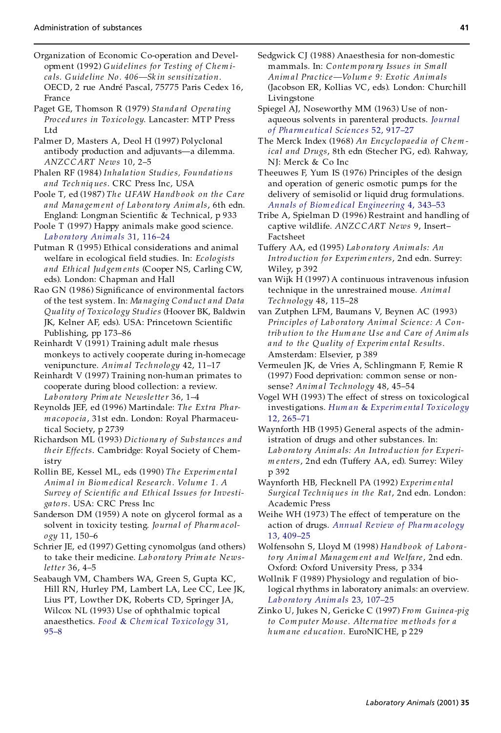Organization of Economic Co-operation and Development (1992) *Guidelines for Testing of Chemicals. Guideline No. 406—Skin sensitization*. OECD, 2 rue André Pascal, 75775 Paris Cedex 16, France

Paget GE, Thomson R (1979) *Standard Operating Procedures in Toxicology*. Lancaster: MTP Press Ltd

Palmer D, Masters A, Deol H (1997) Polyclonal antibody production and adjuvants—a dilemma. *ANZCCART News* 10, 2–5

Phalen RF (1984) *Inhalation Studies, Foundations and Techniques*. CRC Press Inc, USA

Poole T, ed (1987) *The UFAW Handbook on the Care and Management of Laboratory Animals*, 6th edn. England: Longman Scientific & Technical, p 933

Poole T (1997) Happy animals make good science. *Laboratory Animals* 31, 116–24

Putman R (1995) Ethical considerations and animal welfare in ecological field studies. In: *Ecologists and Ethical Judgements* (Cooper NS, Carling CW, eds). London: Chapman and Hall

Rao GN (1986) Significance of environmental factors of the test system. In: *Managing Conduct and Data Quality of Toxicology Studies* (Hoover BK, Baldwin JK, Kelner AF, eds). USA: Princetown Scientific Publishing, pp 173–86

Reinhardt V (1991) Training adult male rhesus monkeys to actively cooperate during in-homecage venipuncture. *Animal Technology* 42, 11–17

Reinhardt V (1997) Training non-human primates to cooperate during blood collection: a review. *Laboratory Primate Newsletter* 36, 1–4

Reynolds JEF, ed (1996) Martindale: *The Extra Pharmacopoeia*, 31st edn. London: Royal Pharmaceutical Society, p 2739

Richardson ML (1993) *Dictionary of Substances and their Effects*. Cambridge: Royal Society of Chemistry

Rollin BE, Kessel ML, eds (1990) *The Experimental Animal in Biomedical Research. Volume 1. A Survey of Scientific and Ethical Issues for Investigators*. USA: CRC Press Inc

Sanderson DM (1959) A note on glycerol formal as a solvent in toxicity testing. *Journal of Pharmacology* 11, 150–6

Schrier JE, ed (1997) Getting cynomolgus (and others) to take their medicine. *Laboratory Primate Newsletter* 36, 4–5

Seabaugh VM, Chambers WA, Green S, Gupta KC, Hill RN, Hurley PM, Lambert LA, Lee CC, Lee JK, Lius PT, Lowther DK, Roberts CD, Springer JA, Wilcox NL (1993) Use of ophthalmic topical anaesthetics. *Food & Chemical Toxicology* 31, 95–8

Sedgwick CJ (1988) Anaesthesia for non-domestic mammals. In: *Contemporary Issues in Small Animal Practice—Volume 9: Exotic Animals* (Jacobson ER, Kollias VC, eds). London: Churchill Livingstone

Spiegel AJ, Noseworthy MM (1963) Use of non-aqueous solvents in parenteral products. *Journal of Pharmeutical Sciences* 52, 917–27

The Merck Index (1968) *An Encyclopaedia of Chemical and Drugs*, 8th edn (Stecher PG, ed). Rahway, NJ: Merck & Co Inc

Theeuwes F, Yum IS (1976) Principles of the design and operation of generic osmotic pumps for the delivery of semisolid or liquid drug formulations. *Annals of Biomedical Engineering* 4, 343–53

Tribe A, Spielman D (1996) Restraint and handling of captive wildlife. *ANZCCART News* 9, Insert–Factsheet

Tuffery AA, ed (1995) *Laboratory Animals: An Introduction for Experimenters*, 2nd edn. Surrey: Wiley, p 392

van Wijk H (1997) A continuous intravenous infusion technique in the unrestrained mouse. *Animal Technology* 48, 115–28

van Zutphen LFM, Baumans V, Beynen AC (1993) *Principles of Laboratory Animal Science: A Contribution to the Humane Use and Care of Animals and to the Quality of Experimental Results*. Amsterdam: Elsevier, p 389

Vermeulen JK, de Vries A, Schlingmann F, Remie R (1997) Food deprivation: common sense or nonsense? *Animal Technology* 48, 45–54

Vogel WH (1993) The effect of stress on toxicological investigations. *Human & Experimental Toxicology* 12, 265–71

Waynforth HB (1995) General aspects of the administration of drugs and other substances. In: *Laboratory Animals: An Introduction for Experimenters*, 2nd edn (Tuffery AA, ed). Surrey: Wiley p 392

Waynforth HB, Flecknell PA (1992) *Experimental Surgical Techniques in the Rat*, 2nd edn. London: Academic Press

Weihe WH (1973) The effect of temperature on the action of drugs. *Annual Review of Pharmacology* 13, 409–25

Wolfensohn S, Lloyd M (1998) *Handbook of Laboratory Animal Management and Welfare*, 2nd edn. Oxford: Oxford University Press, p 334

Wollnik F (1989) Physiology and regulation of biological rhythms in laboratory animals: an overview. *Laboratory Animals* 23, 107–25

Zinko U, Jukes N, Gericke C (1997) *From Guinea-pig to Computer Mouse. Alternative methods for a humane education*. EuroNICHE, p 229